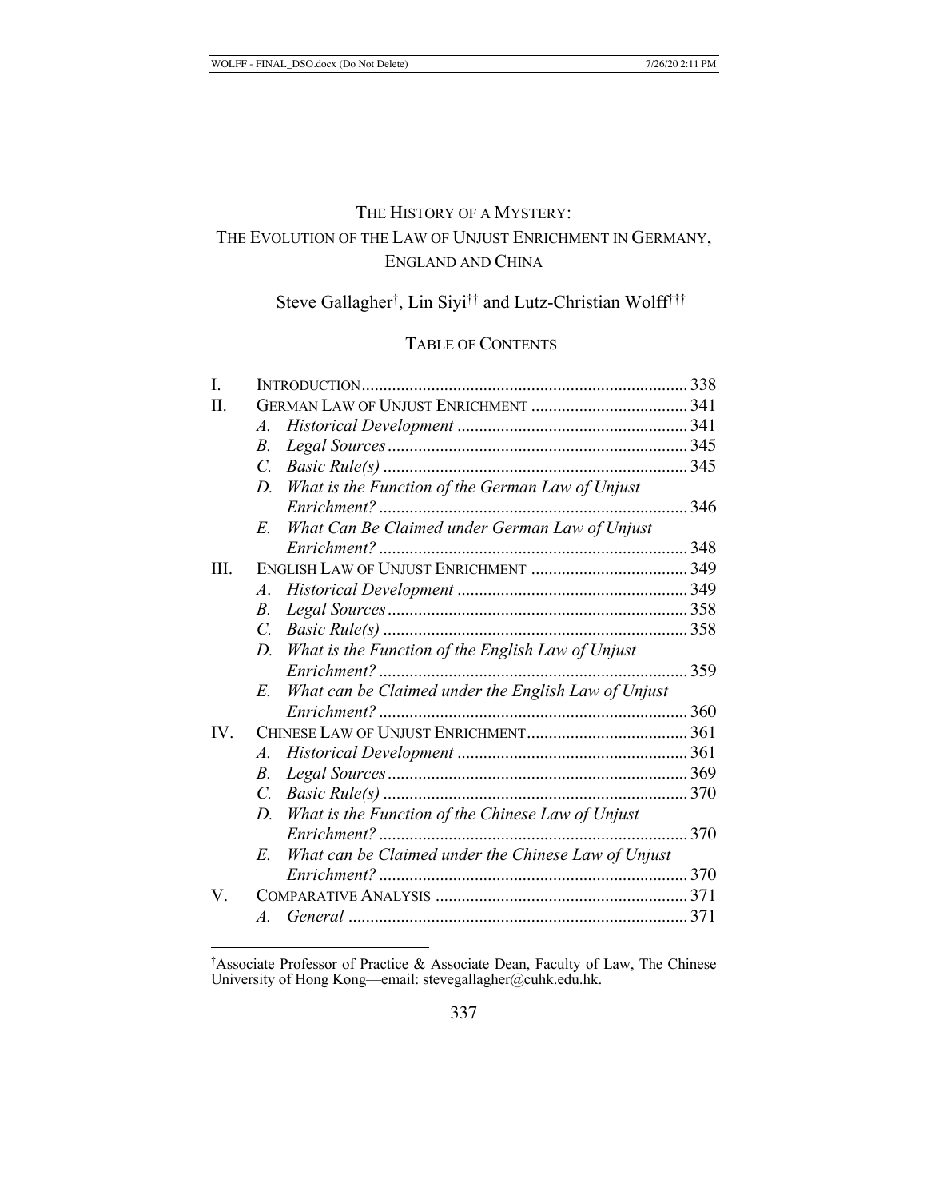# THE HISTORY OF A MYSTERY: THE EVOLUTION OF THE LAW OF UNJUST ENRICHMENT IN GERMANY, ENGLAND AND CHINA

Steve Gallagher[†], Lin Siyi[††] and Lutz-Christian Wolff[†††]

## TABLE OF CONTENTS

| | | |
|---|---|---|
| I. | INTRODUCTION | 338 |
| II. | GERMAN LAW OF UNJUST ENRICHMENT | 341 |
| | *A. Historical Development* | 341 |
| | *B. Legal Sources* | 345 |
| | *C. Basic Rule(s)* | 345 |
| | *D. What is the Function of the German Law of Unjust Enrichment?* | 346 |
| | *E. What Can Be Claimed under German Law of Unjust Enrichment?* | 348 |
| III. | ENGLISH LAW OF UNJUST ENRICHMENT | 349 |
| | *A. Historical Development* | 349 |
| | *B. Legal Sources* | 358 |
| | *C. Basic Rule(s)* | 358 |
| | *D. What is the Function of the English Law of Unjust Enrichment?* | 359 |
| | *E. What can be Claimed under the English Law of Unjust Enrichment?* | 360 |
| IV. | CHINESE LAW OF UNJUST ENRICHMENT | 361 |
| | *A. Historical Development* | 361 |
| | *B. Legal Sources* | 369 |
| | *C. Basic Rule(s)* | 370 |
| | *D. What is the Function of the Chinese Law of Unjust Enrichment?* | 370 |
| | *E. What can be Claimed under the Chinese Law of Unjust Enrichment?* | 370 |
| V. | COMPARATIVE ANALYSIS | 371 |
| | *A. General* | 371 |

---

[†]Associate Professor of Practice & Associate Dean, Faculty of Law, The Chinese University of Hong Kong—email: stevegallagher@cuhk.edu.hk.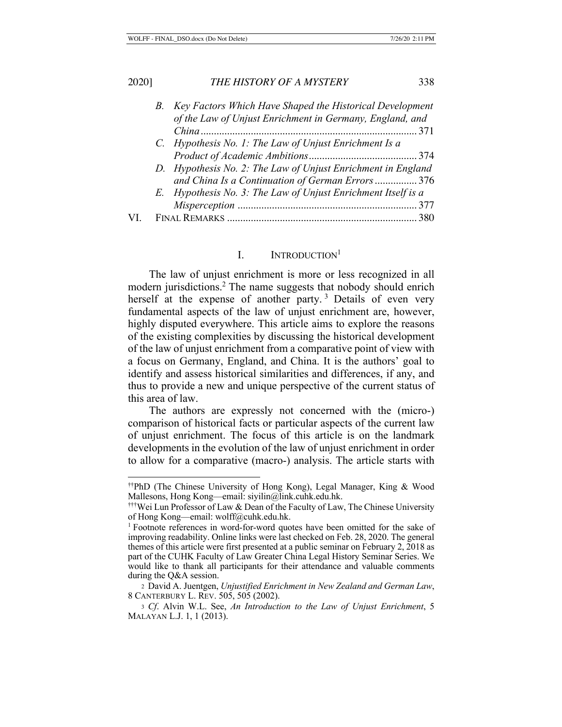B. *Key Factors Which Have Shaped the Historical Development of the Law of Unjust Enrichment in Germany, England, and China* ........ 371

C. *Hypothesis No. 1: The Law of Unjust Enrichment Is a Product of Academic Ambitions* ........ 374

D. *Hypothesis No. 2: The Law of Unjust Enrichment in England and China Is a Continuation of German Errors* ........ 376

E. *Hypothesis No. 3: The Law of Unjust Enrichment Itself is a Misperception* ........ 377

VI. FINAL REMARKS ........ 380

## I. INTRODUCTION[1]

The law of unjust enrichment is more or less recognized in all modern jurisdictions.[2] The name suggests that nobody should enrich herself at the expense of another party.[3] Details of even very fundamental aspects of the law of unjust enrichment are, however, highly disputed everywhere. This article aims to explore the reasons of the existing complexities by discussing the historical development of the law of unjust enrichment from a comparative point of view with a focus on Germany, England, and China. It is the authors' goal to identify and assess historical similarities and differences, if any, and thus to provide a new and unique perspective of the current status of this area of law.

The authors are expressly not concerned with the (micro-) comparison of historical facts or particular aspects of the current law of unjust enrichment. The focus of this article is on the landmark developments in the evolution of the law of unjust enrichment in order to allow for a comparative (macro-) analysis. The article starts with

---

[††]PhD (The Chinese University of Hong Kong), Legal Manager, King & Wood Mallesons, Hong Kong—email: siyilin@link.cuhk.edu.hk.

[†††]Wei Lun Professor of Law & Dean of the Faculty of Law, The Chinese University of Hong Kong—email: wolff@cuhk.edu.hk.

[1] Footnote references in word-for-word quotes have been omitted for the sake of improving readability. Online links were last checked on Feb. 28, 2020. The general themes of this article were first presented at a public seminar on February 2, 2018 as part of the CUHK Faculty of Law Greater China Legal History Seminar Series. We would like to thank all participants for their attendance and valuable comments during the Q&A session.

[2] David A. Juentgen, *Unjustified Enrichment in New Zealand and German Law*, 8 CANTERBURY L. REV. 505, 505 (2002).

[3] *Cf.* Alvin W.L. See, *An Introduction to the Law of Unjust Enrichment*, 5 MALAYAN L.J. 1, 1 (2013).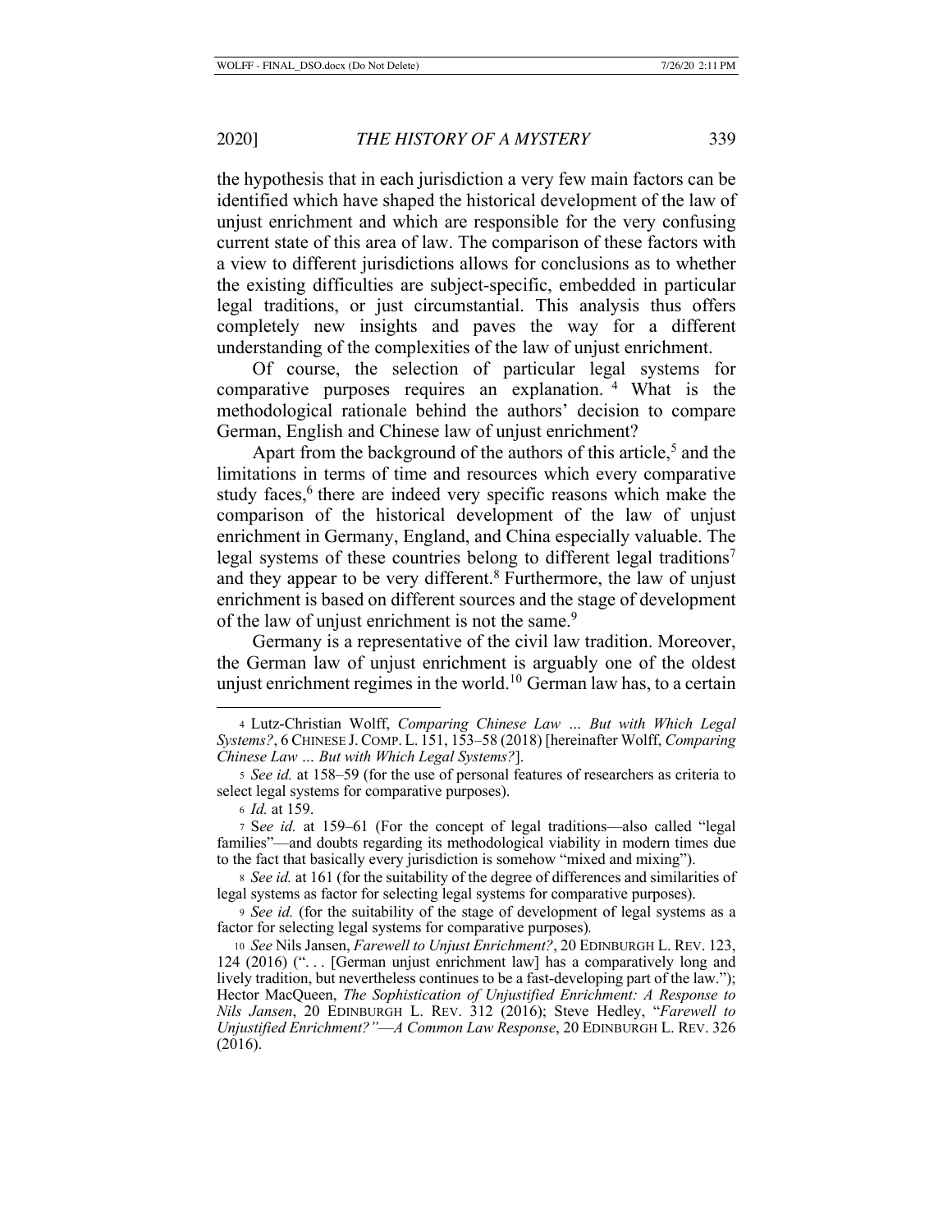the hypothesis that in each jurisdiction a very few main factors can be identified which have shaped the historical development of the law of unjust enrichment and which are responsible for the very confusing current state of this area of law. The comparison of these factors with a view to different jurisdictions allows for conclusions as to whether the existing difficulties are subject-specific, embedded in particular legal traditions, or just circumstantial. This analysis thus offers completely new insights and paves the way for a different understanding of the complexities of the law of unjust enrichment.

Of course, the selection of particular legal systems for comparative purposes requires an explanation.[4] What is the methodological rationale behind the authors' decision to compare German, English and Chinese law of unjust enrichment?

Apart from the background of the authors of this article,[5] and the limitations in terms of time and resources which every comparative study faces,[6] there are indeed very specific reasons which make the comparison of the historical development of the law of unjust enrichment in Germany, England, and China especially valuable. The legal systems of these countries belong to different legal traditions[7] and they appear to be very different.[8] Furthermore, the law of unjust enrichment is based on different sources and the stage of development of the law of unjust enrichment is not the same.[9]

Germany is a representative of the civil law tradition. Moreover, the German law of unjust enrichment is arguably one of the oldest unjust enrichment regimes in the world.[10] German law has, to a certain

---

4 Lutz-Christian Wolff, *Comparing Chinese Law … But with Which Legal Systems?*, 6 CHINESE J. COMP. L. 151, 153–58 (2018) [hereinafter Wolff, *Comparing Chinese Law … But with Which Legal Systems?*].

5 *See id.* at 158–59 (for the use of personal features of researchers as criteria to select legal systems for comparative purposes).

6 *Id.* at 159.

7 S*ee id.* at 159–61 (For the concept of legal traditions—also called "legal families"—and doubts regarding its methodological viability in modern times due to the fact that basically every jurisdiction is somehow "mixed and mixing").

8 *See id.* at 161 (for the suitability of the degree of differences and similarities of legal systems as factor for selecting legal systems for comparative purposes).

9 *See id.* (for the suitability of the stage of development of legal systems as a factor for selecting legal systems for comparative purposes).

10 *See* Nils Jansen, *Farewell to Unjust Enrichment?*, 20 EDINBURGH L. REV. 123, 124 (2016) (". . . [German unjust enrichment law] has a comparatively long and lively tradition, but nevertheless continues to be a fast-developing part of the law."); Hector MacQueen, *The Sophistication of Unjustified Enrichment: A Response to Nils Jansen*, 20 EDINBURGH L. REV. 312 (2016); Steve Hedley, "*Farewell to Unjustified Enrichment?"*—*A Common Law Response*, 20 EDINBURGH L. REV. 326 (2016).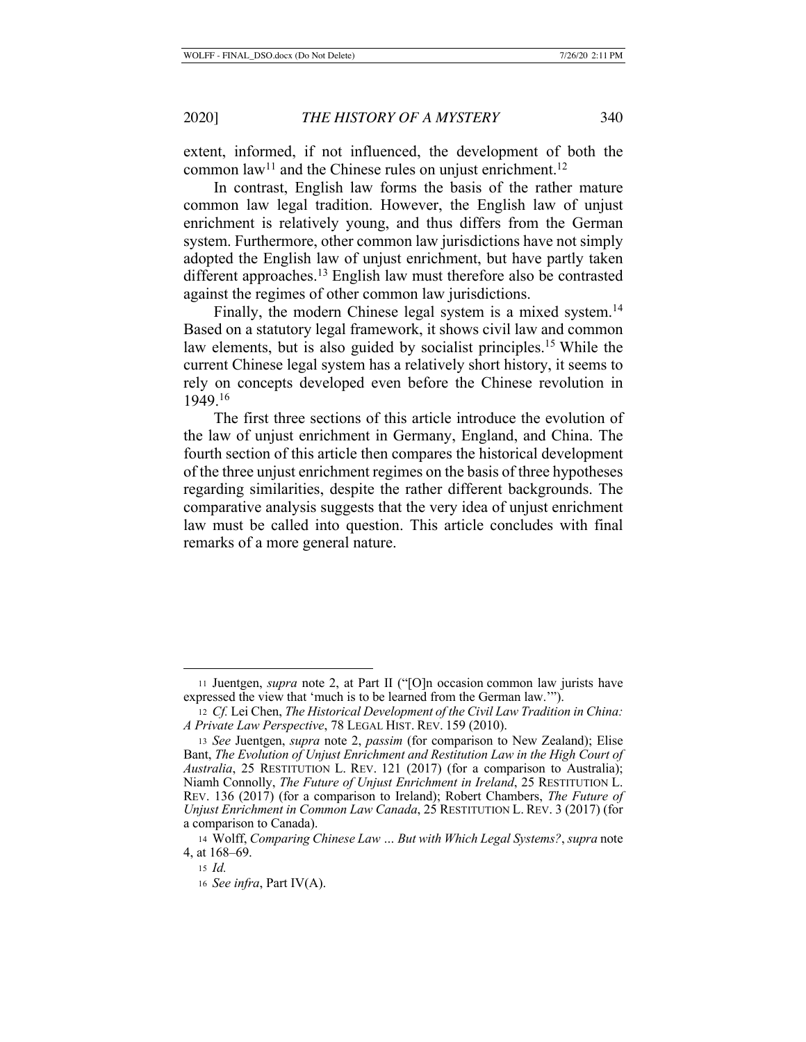extent, informed, if not influenced, the development of both the common law[11] and the Chinese rules on unjust enrichment.[12]

In contrast, English law forms the basis of the rather mature common law legal tradition. However, the English law of unjust enrichment is relatively young, and thus differs from the German system. Furthermore, other common law jurisdictions have not simply adopted the English law of unjust enrichment, but have partly taken different approaches.[13] English law must therefore also be contrasted against the regimes of other common law jurisdictions.

Finally, the modern Chinese legal system is a mixed system.[14] Based on a statutory legal framework, it shows civil law and common law elements, but is also guided by socialist principles.[15] While the current Chinese legal system has a relatively short history, it seems to rely on concepts developed even before the Chinese revolution in 1949.[16]

The first three sections of this article introduce the evolution of the law of unjust enrichment in Germany, England, and China. The fourth section of this article then compares the historical development of the three unjust enrichment regimes on the basis of three hypotheses regarding similarities, despite the rather different backgrounds. The comparative analysis suggests that the very idea of unjust enrichment law must be called into question. This article concludes with final remarks of a more general nature.

---

11 Juentgen, *supra* note 2, at Part II ("[O]n occasion common law jurists have expressed the view that 'much is to be learned from the German law.'").

12 *Cf.* Lei Chen, *The Historical Development of the Civil Law Tradition in China: A Private Law Perspective*, 78 LEGAL HIST. REV. 159 (2010).

13 *See* Juentgen, *supra* note 2, *passim* (for comparison to New Zealand); Elise Bant, *The Evolution of Unjust Enrichment and Restitution Law in the High Court of Australia*, 25 RESTITUTION L. REV. 121 (2017) (for a comparison to Australia); Niamh Connolly, *The Future of Unjust Enrichment in Ireland*, 25 RESTITUTION L. REV. 136 (2017) (for a comparison to Ireland); Robert Chambers, *The Future of Unjust Enrichment in Common Law Canada*, 25 RESTITUTION L. REV. 3 (2017) (for a comparison to Canada).

14 Wolff, *Comparing Chinese Law … But with Which Legal Systems?*, *supra* note 4, at 168–69.

15 *Id.*

16 *See infra*, Part IV(A).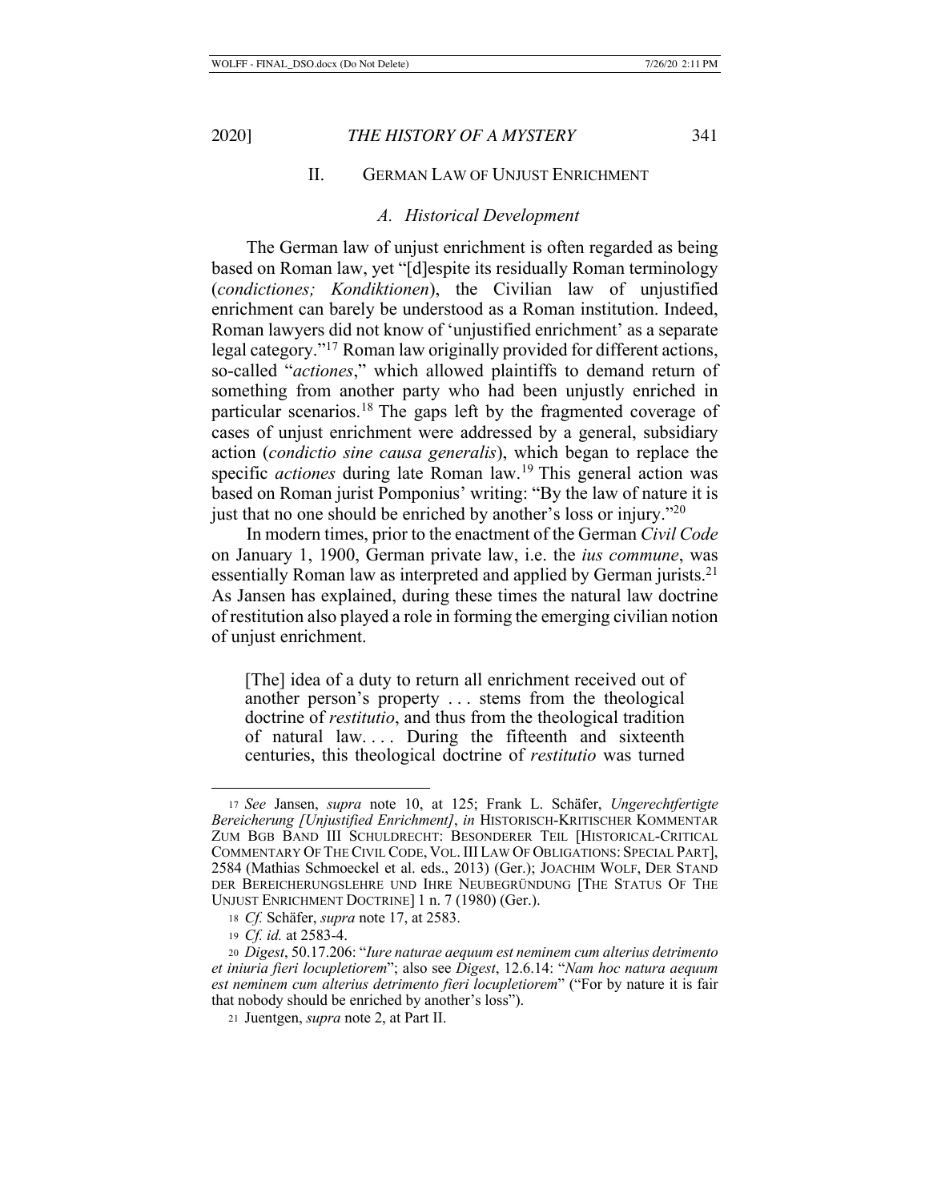## II. GERMAN LAW OF UNJUST ENRICHMENT

### *A. Historical Development*

The German law of unjust enrichment is often regarded as being based on Roman law, yet "[d]espite its residually Roman terminology (*condictiones; Kondiktionen*), the Civilian law of unjustified enrichment can barely be understood as a Roman institution. Indeed, Roman lawyers did not know of 'unjustified enrichment' as a separate legal category."[17] Roman law originally provided for different actions, so-called "*actiones*," which allowed plaintiffs to demand return of something from another party who had been unjustly enriched in particular scenarios.[18] The gaps left by the fragmented coverage of cases of unjust enrichment were addressed by a general, subsidiary action (*condictio sine causa generalis*), which began to replace the specific *actiones* during late Roman law.[19] This general action was based on Roman jurist Pomponius' writing: "By the law of nature it is just that no one should be enriched by another's loss or injury."[20]

In modern times, prior to the enactment of the German *Civil Code* on January 1, 1900, German private law, i.e. the *ius commune*, was essentially Roman law as interpreted and applied by German jurists.[21] As Jansen has explained, during these times the natural law doctrine of restitution also played a role in forming the emerging civilian notion of unjust enrichment.

> [The] idea of a duty to return all enrichment received out of another person's property . . . stems from the theological doctrine of *restitutio*, and thus from the theological tradition of natural law. . . . During the fifteenth and sixteenth centuries, this theological doctrine of *restitutio* was turned

---

17 *See* Jansen, *supra* note 10, at 125; Frank L. Schäfer, *Ungerechtfertigte Bereicherung [Unjustified Enrichment]*, *in* HISTORISCH-KRITISCHER KOMMENTAR ZUM BGB BAND III SCHULDRECHT: BESONDERER TEIL [HISTORICAL-CRITICAL COMMENTARY OF THE CIVIL CODE, VOL. III LAW OF OBLIGATIONS: SPECIAL PART], 2584 (Mathias Schmoeckel et al. eds., 2013) (Ger.); JOACHIM WOLF, DER STAND DER BEREICHERUNGSLEHRE UND IHRE NEUBEGRÜNDUNG [THE STATUS OF THE UNJUST ENRICHMENT DOCTRINE] 1 n. 7 (1980) (Ger.).

18 *Cf.* Schäfer, *supra* note 17, at 2583.

19 *Cf. id.* at 2583-4.

20 *Digest*, 50.17.206: "*Iure naturae aequum est neminem cum alterius detrimento et iniuria fieri locupletiorem*"; also see *Digest*, 12.6.14: "*Nam hoc natura aequum est neminem cum alterius detrimento fieri locupletiorem*" ("For by nature it is fair that nobody should be enriched by another's loss").

21 Juentgen, *supra* note 2, at Part II.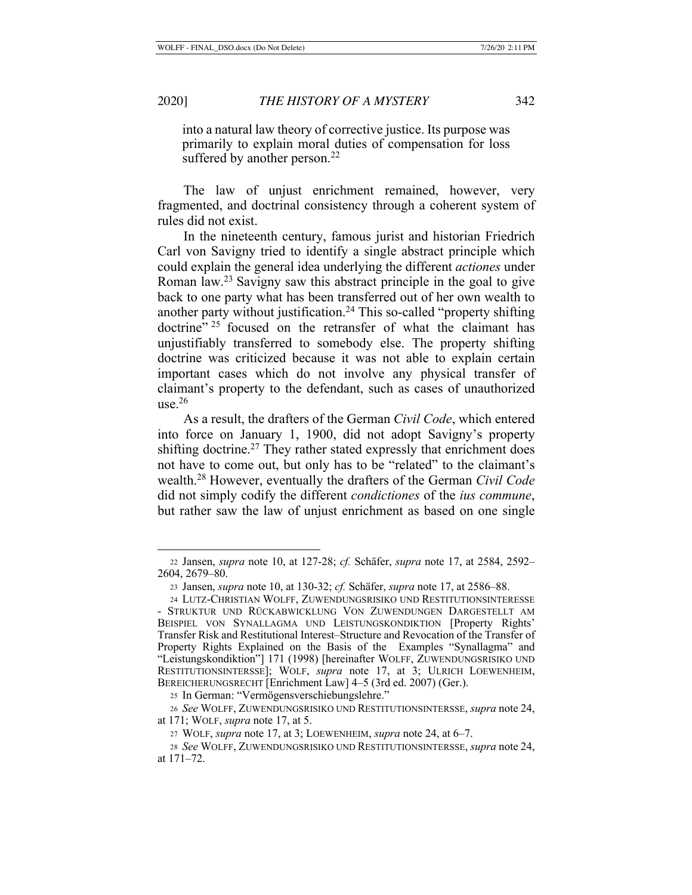into a natural law theory of corrective justice. Its purpose was primarily to explain moral duties of compensation for loss suffered by another person.[22]

The law of unjust enrichment remained, however, very fragmented, and doctrinal consistency through a coherent system of rules did not exist.

In the nineteenth century, famous jurist and historian Friedrich Carl von Savigny tried to identify a single abstract principle which could explain the general idea underlying the different *actiones* under Roman law.[23] Savigny saw this abstract principle in the goal to give back to one party what has been transferred out of her own wealth to another party without justification.[24] This so-called "property shifting doctrine"[25] focused on the retransfer of what the claimant has unjustifiably transferred to somebody else. The property shifting doctrine was criticized because it was not able to explain certain important cases which do not involve any physical transfer of claimant's property to the defendant, such as cases of unauthorized use.[26]

As a result, the drafters of the German *Civil Code*, which entered into force on January 1, 1900, did not adopt Savigny's property shifting doctrine.[27] They rather stated expressly that enrichment does not have to come out, but only has to be "related" to the claimant's wealth.[28] However, eventually the drafters of the German *Civil Code* did not simply codify the different *condictiones* of the *ius commune*, but rather saw the law of unjust enrichment as based on one single

---

22 Jansen, *supra* note 10, at 127-28; *cf.* Schäfer, *supra* note 17, at 2584, 2592–2604, 2679–80.

23 Jansen, *supra* note 10, at 130-32; *cf.* Schäfer, *supra* note 17, at 2586–88.

24 LUTZ-CHRISTIAN WOLFF, ZUWENDUNGSRISIKO UND RESTITUTIONSINTERESSE - STRUKTUR UND RÜCKABWICKLUNG VON ZUWENDUNGEN DARGESTELLT AM BEISPIEL VON SYNALLAGMA UND LEISTUNGSKONDIKTION [Property Rights' Transfer Risk and Restitutional Interest–Structure and Revocation of the Transfer of Property Rights Explained on the Basis of the Examples "Synallagma" and "Leistungskondiktion"] 171 (1998) [hereinafter WOLFF, ZUWENDUNGSRISIKO UND RESTITUTIONSINTERSSE]; WOLF, *supra* note 17, at 3; ULRICH LOEWENHEIM, BEREICHERUNGSRECHT [Enrichment Law] 4–5 (3rd ed. 2007) (Ger.).

25 In German: "Vermögensverschiebungslehre."

26 *See* WOLFF, ZUWENDUNGSRISIKO UND RESTITUTIONSINTERSSE, *supra* note 24, at 171; WOLF, *supra* note 17, at 5.

27 WOLFF, *supra* note 17, at 3; LOEWENHEIM, *supra* note 24, at 6–7.

28 *See* WOLFF, ZUWENDUNGSRISIKO UND RESTITUTIONSINTERSSE, *supra* note 24, at 171–72.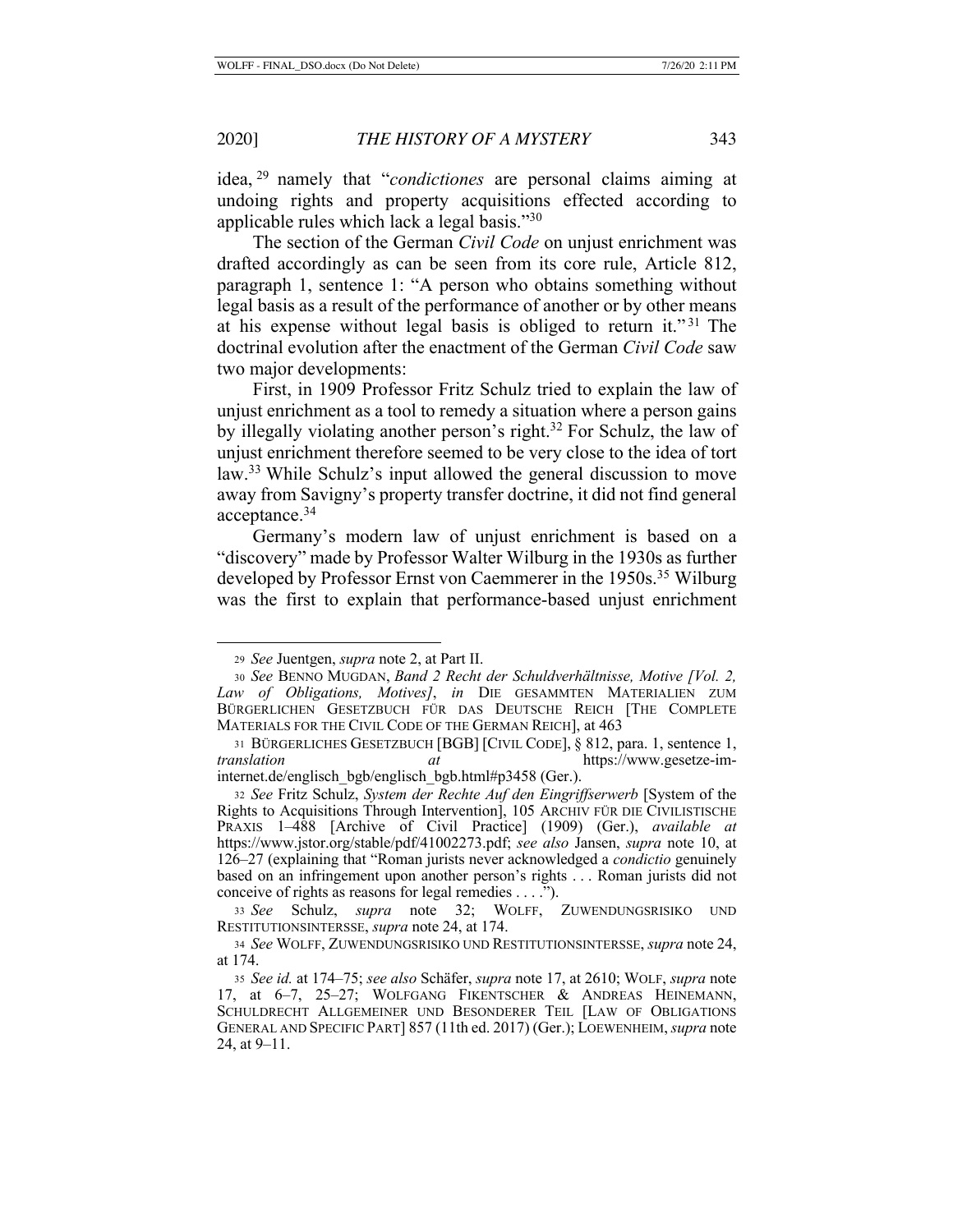idea,[29] namely that "*condictiones* are personal claims aiming at undoing rights and property acquisitions effected according to applicable rules which lack a legal basis."[30]

The section of the German *Civil Code* on unjust enrichment was drafted accordingly as can be seen from its core rule, Article 812, paragraph 1, sentence 1: "A person who obtains something without legal basis as a result of the performance of another or by other means at his expense without legal basis is obliged to return it."[31] The doctrinal evolution after the enactment of the German *Civil Code* saw two major developments:

First, in 1909 Professor Fritz Schulz tried to explain the law of unjust enrichment as a tool to remedy a situation where a person gains by illegally violating another person's right.[32] For Schulz, the law of unjust enrichment therefore seemed to be very close to the idea of tort law.[33] While Schulz's input allowed the general discussion to move away from Savigny's property transfer doctrine, it did not find general acceptance.[34]

Germany's modern law of unjust enrichment is based on a "discovery" made by Professor Walter Wilburg in the 1930s as further developed by Professor Ernst von Caemmerer in the 1950s.[35] Wilburg was the first to explain that performance-based unjust enrichment

---

29 *See* Juentgen, *supra* note 2, at Part II.

30 *See* BENNO MUGDAN, *Band 2 Recht der Schuldverhältnisse, Motive [Vol. 2, Law of Obligations, Motives]*, *in* DIE GESAMMTEN MATERIALIEN ZUM BÜRGERLICHEN GESETZBUCH FÜR DAS DEUTSCHE REICH [THE COMPLETE MATERIALS FOR THE CIVIL CODE OF THE GERMAN REICH], at 463

31 BÜRGERLICHES GESETZBUCH [BGB] [CIVIL CODE], § 812, para. 1, sentence 1, *translation at* https://www.gesetze-im-internet.de/englisch_bgb/englisch_bgb.html#p3458 (Ger.).

32 *See* Fritz Schulz, *System der Rechte Auf den Eingriffserwerb* [System of the Rights to Acquisitions Through Intervention], 105 ARCHIV FÜR DIE CIVILISTISCHE PRAXIS 1–488 [Archive of Civil Practice] (1909) (Ger.), *available at* https://www.jstor.org/stable/pdf/41002273.pdf; *see also* Jansen, *supra* note 10, at 126–27 (explaining that "Roman jurists never acknowledged a *condictio* genuinely based on an infringement upon another person's rights . . . Roman jurists did not conceive of rights as reasons for legal remedies . . . .").

33 *See* Schulz, *supra* note 32; WOLFF, ZUWENDUNGSRISIKO UND RESTITUTIONSINTERSSE, *supra* note 24, at 174.

34 *See* WOLFF, ZUWENDUNGSRISIKO UND RESTITUTIONSINTERSSE, *supra* note 24, at 174.

35 *See id.* at 174–75; *see also* Schäfer, *supra* note 17, at 2610; WOLF, *supra* note 17, at 6–7, 25–27; WOLFGANG FIKENTSCHER & ANDREAS HEINEMANN, SCHULDRECHT ALLGEMEINER UND BESONDERER TEIL [LAW OF OBLIGATIONS GENERAL AND SPECIFIC PART] 857 (11th ed. 2017) (Ger.); LOEWENHEIM, *supra* note 24, at 9–11.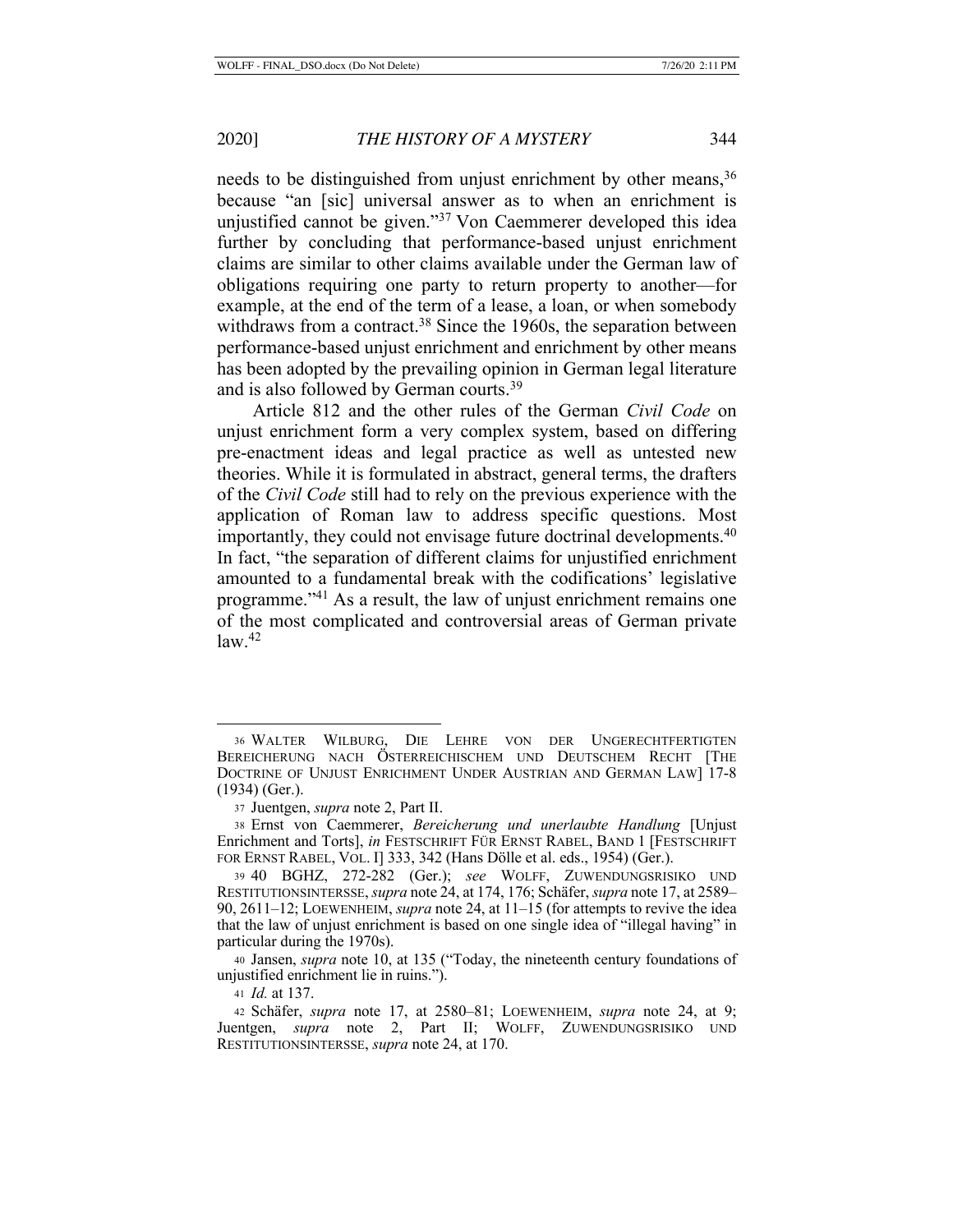needs to be distinguished from unjust enrichment by other means,[36] because "an [sic] universal answer as to when an enrichment is unjustified cannot be given."[37] Von Caemmerer developed this idea further by concluding that performance-based unjust enrichment claims are similar to other claims available under the German law of obligations requiring one party to return property to another—for example, at the end of the term of a lease, a loan, or when somebody withdraws from a contract.[38] Since the 1960s, the separation between performance-based unjust enrichment and enrichment by other means has been adopted by the prevailing opinion in German legal literature and is also followed by German courts.[39]

Article 812 and the other rules of the German *Civil Code* on unjust enrichment form a very complex system, based on differing pre-enactment ideas and legal practice as well as untested new theories. While it is formulated in abstract, general terms, the drafters of the *Civil Code* still had to rely on the previous experience with the application of Roman law to address specific questions. Most importantly, they could not envisage future doctrinal developments.[40] In fact, "the separation of different claims for unjustified enrichment amounted to a fundamental break with the codifications' legislative programme."[41] As a result, the law of unjust enrichment remains one of the most complicated and controversial areas of German private law.[42]

---

36 WALTER WILBURG, DIE LEHRE VON DER UNGERECHTFERTIGTEN BEREICHERUNG NACH ÖSTERREICHISCHEM UND DEUTSCHEM RECHT [THE DOCTRINE OF UNJUST ENRICHMENT UNDER AUSTRIAN AND GERMAN LAW] 17-8 (1934) (Ger.).

37 Juentgen, *supra* note 2, Part II.

38 Ernst von Caemmerer, *Bereicherung und unerlaubte Handlung* [Unjust Enrichment and Torts], *in* FESTSCHRIFT FÜR ERNST RABEL, BAND 1 [FESTSCHRIFT FOR ERNST RABEL, VOL. I] 333, 342 (Hans Dölle et al. eds., 1954) (Ger.).

39 40 BGHZ, 272-282 (Ger.); *see* WOLFF, ZUWENDUNGSRISIKO UND RESTITUTIONSINTERSSE, *supra* note 24, at 174, 176; Schäfer, *supra* note 17, at 2589–90, 2611–12; LOEWENHEIM, *supra* note 24, at 11–15 (for attempts to revive the idea that the law of unjust enrichment is based on one single idea of "illegal having" in particular during the 1970s).

40 Jansen, *supra* note 10, at 135 ("Today, the nineteenth century foundations of unjustified enrichment lie in ruins.").

41 *Id.* at 137.

42 Schäfer, *supra* note 17, at 2580–81; LOEWENHEIM, *supra* note 24, at 9; Juentgen, *supra* note 2, Part II; WOLFF, ZUWENDUNGSRISIKO UND RESTITUTIONSINTERSSE, *supra* note 24, at 170.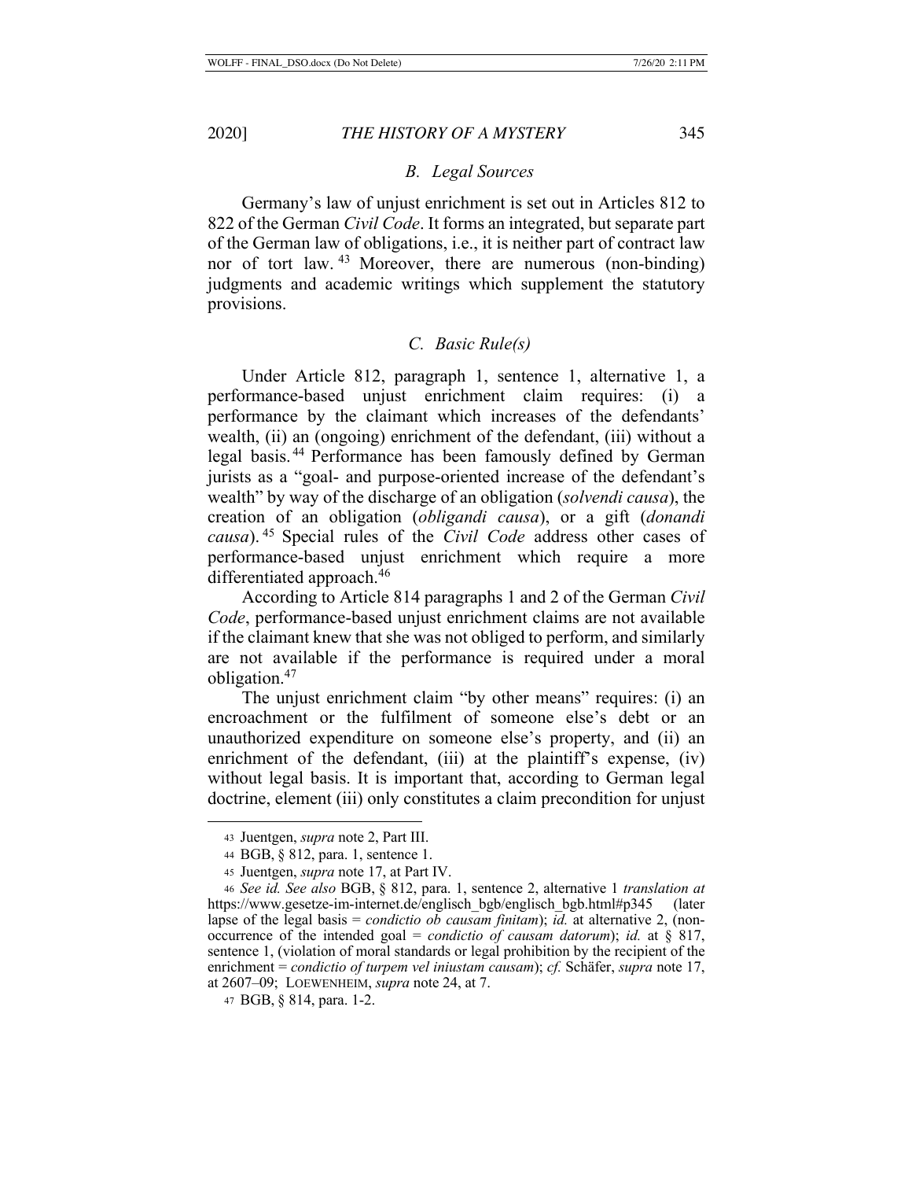### *B. Legal Sources*

Germany's law of unjust enrichment is set out in Articles 812 to 822 of the German *Civil Code*. It forms an integrated, but separate part of the German law of obligations, i.e., it is neither part of contract law nor of tort law.[43] Moreover, there are numerous (non-binding) judgments and academic writings which supplement the statutory provisions.

### *C. Basic Rule(s)*

Under Article 812, paragraph 1, sentence 1, alternative 1, a performance-based unjust enrichment claim requires: (i) a performance by the claimant which increases of the defendants' wealth, (ii) an (ongoing) enrichment of the defendant, (iii) without a legal basis.[44] Performance has been famously defined by German jurists as a "goal- and purpose-oriented increase of the defendant's wealth" by way of the discharge of an obligation (*solvendi causa*), the creation of an obligation (*obligandi causa*), or a gift (*donandi causa*).[45] Special rules of the *Civil Code* address other cases of performance-based unjust enrichment which require a more differentiated approach.[46]

According to Article 814 paragraphs 1 and 2 of the German *Civil Code*, performance-based unjust enrichment claims are not available if the claimant knew that she was not obliged to perform, and similarly are not available if the performance is required under a moral obligation.[47]

The unjust enrichment claim "by other means" requires: (i) an encroachment or the fulfilment of someone else's debt or an unauthorized expenditure on someone else's property, and (ii) an enrichment of the defendant, (iii) at the plaintiff's expense, (iv) without legal basis. It is important that, according to German legal doctrine, element (iii) only constitutes a claim precondition for unjust

---

43 Juentgen, *supra* note 2, Part III.

44 BGB, § 812, para. 1, sentence 1.

45 Juentgen, *supra* note 17, at Part IV.

46 *See id. See also* BGB, § 812, para. 1, sentence 2, alternative 1 *translation at* https://www.gesetze-im-internet.de/englisch_bgb/englisch_bgb.html#p345 (later lapse of the legal basis = *condictio ob causam finitam*); *id.* at alternative 2, (non-occurrence of the intended goal = *condictio of causam datorum*); *id.* at § 817, sentence 1, (violation of moral standards or legal prohibition by the recipient of the enrichment = *condictio of turpem vel iniustam causam*); *cf.* Schäfer, *supra* note 17, at 2607–09; LOEWENHEIM, *supra* note 24, at 7.

47 BGB, § 814, para. 1-2.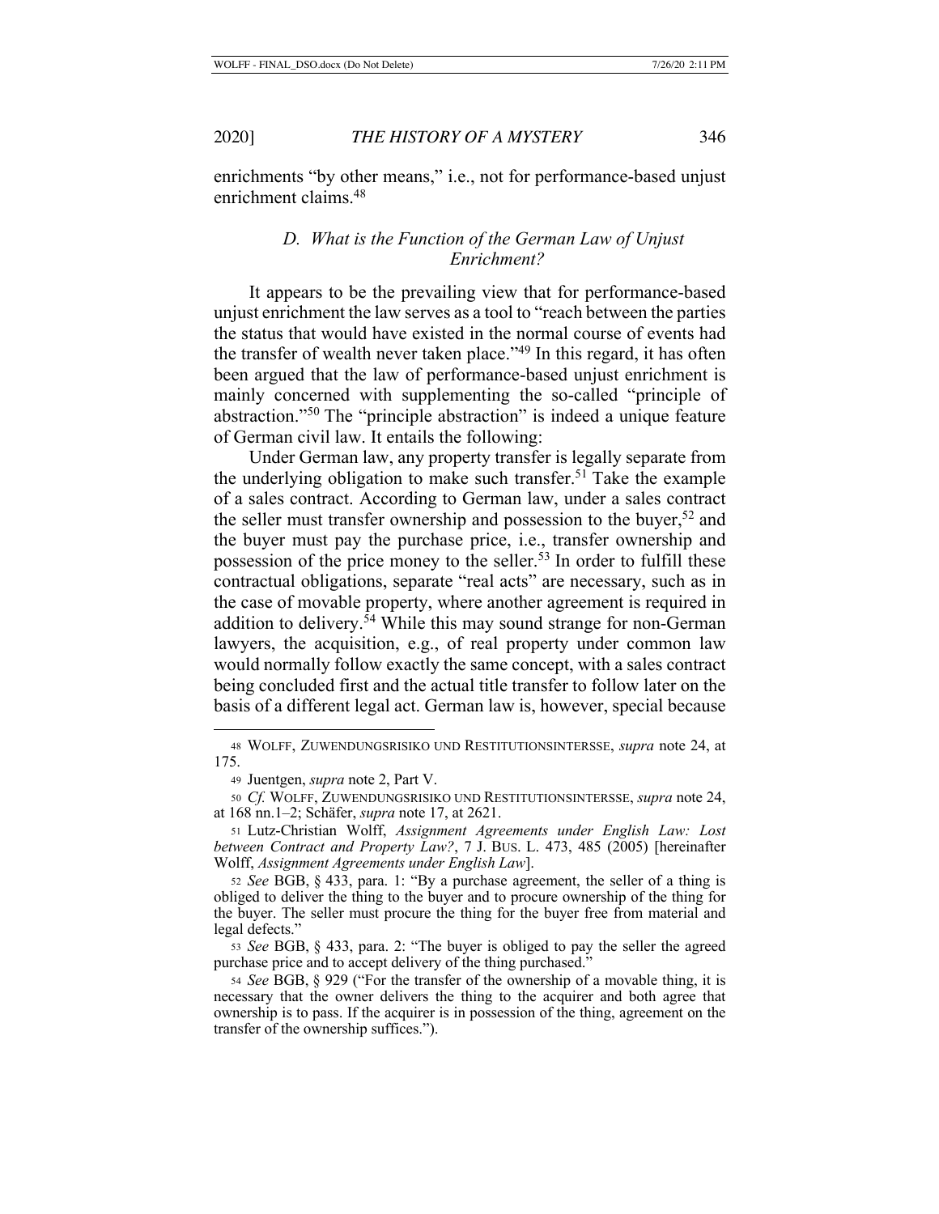enrichments "by other means," i.e., not for performance-based unjust enrichment claims.[48]

### *D. What is the Function of the German Law of Unjust Enrichment?*

It appears to be the prevailing view that for performance-based unjust enrichment the law serves as a tool to "reach between the parties the status that would have existed in the normal course of events had the transfer of wealth never taken place."[49] In this regard, it has often been argued that the law of performance-based unjust enrichment is mainly concerned with supplementing the so-called "principle of abstraction."[50] The "principle abstraction" is indeed a unique feature of German civil law. It entails the following:

Under German law, any property transfer is legally separate from the underlying obligation to make such transfer.[51] Take the example of a sales contract. According to German law, under a sales contract the seller must transfer ownership and possession to the buyer,[52] and the buyer must pay the purchase price, i.e., transfer ownership and possession of the price money to the seller.[53] In order to fulfill these contractual obligations, separate "real acts" are necessary, such as in the case of movable property, where another agreement is required in addition to delivery.[54] While this may sound strange for non-German lawyers, the acquisition, e.g., of real property under common law would normally follow exactly the same concept, with a sales contract being concluded first and the actual title transfer to follow later on the basis of a different legal act. German law is, however, special because

---

48 WOLFF, ZUWENDUNGSRISIKO UND RESTITUTIONSINTERSSE, *supra* note 24, at 175.

49 Juentgen, *supra* note 2, Part V.

50 *Cf.* WOLFF, ZUWENDUNGSRISIKO UND RESTITUTIONSINTERSSE, *supra* note 24, at 168 nn.1–2; Schäfer, *supra* note 17, at 2621.

51 Lutz-Christian Wolff, *Assignment Agreements under English Law: Lost between Contract and Property Law?*, 7 J. BUS. L. 473, 485 (2005) [hereinafter Wolff, *Assignment Agreements under English Law*].

52 *See* BGB, § 433, para. 1: "By a purchase agreement, the seller of a thing is obliged to deliver the thing to the buyer and to procure ownership of the thing for the buyer. The seller must procure the thing for the buyer free from material and legal defects."

53 *See* BGB, § 433, para. 2: "The buyer is obliged to pay the seller the agreed purchase price and to accept delivery of the thing purchased."

54 *See* BGB, § 929 ("For the transfer of the ownership of a movable thing, it is necessary that the owner delivers the thing to the acquirer and both agree that ownership is to pass. If the acquirer is in possession of the thing, agreement on the transfer of the ownership suffices.").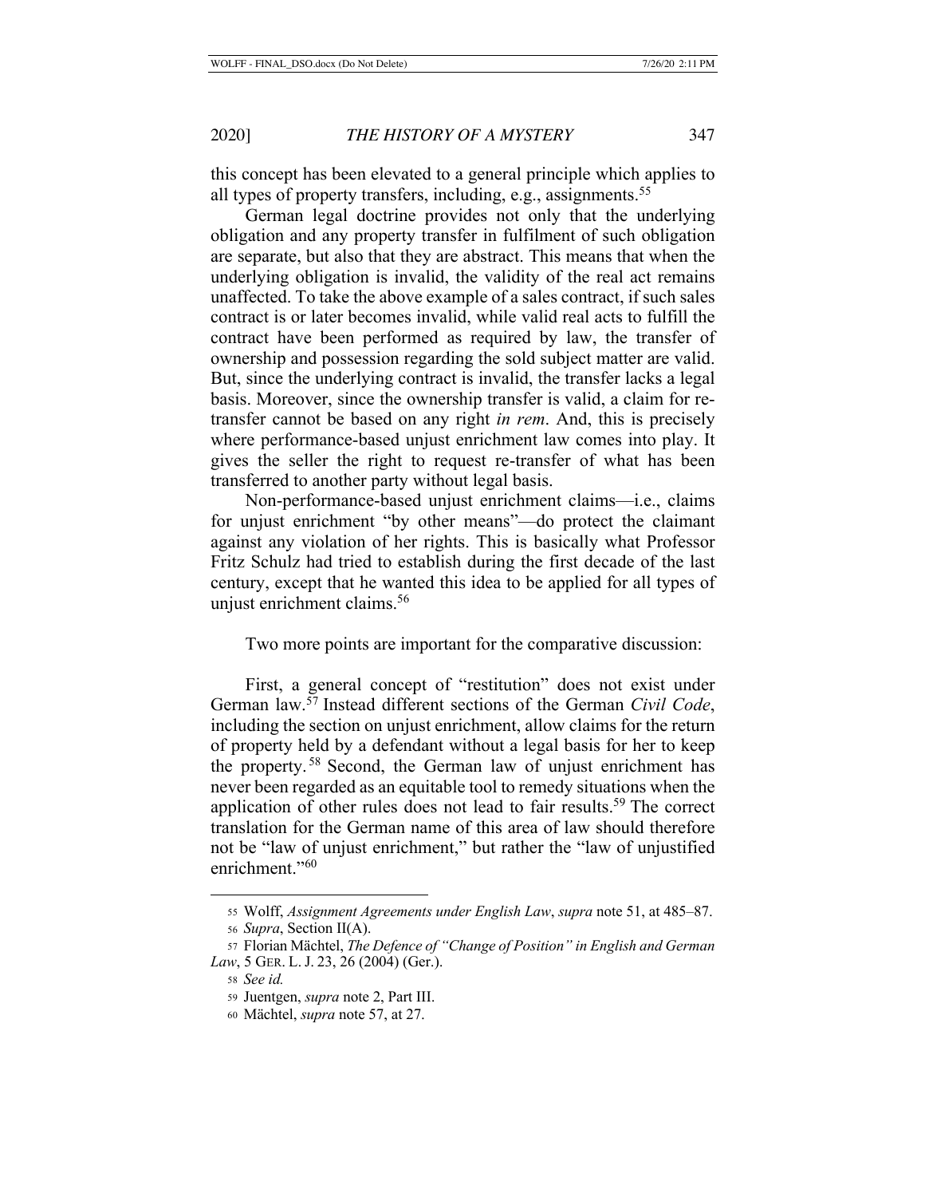this concept has been elevated to a general principle which applies to all types of property transfers, including, e.g., assignments.[55]

German legal doctrine provides not only that the underlying obligation and any property transfer in fulfilment of such obligation are separate, but also that they are abstract. This means that when the underlying obligation is invalid, the validity of the real act remains unaffected. To take the above example of a sales contract, if such sales contract is or later becomes invalid, while valid real acts to fulfill the contract have been performed as required by law, the transfer of ownership and possession regarding the sold subject matter are valid. But, since the underlying contract is invalid, the transfer lacks a legal basis. Moreover, since the ownership transfer is valid, a claim for re-transfer cannot be based on any right *in rem*. And, this is precisely where performance-based unjust enrichment law comes into play. It gives the seller the right to request re-transfer of what has been transferred to another party without legal basis.

Non-performance-based unjust enrichment claims—i.e., claims for unjust enrichment "by other means"—do protect the claimant against any violation of her rights. This is basically what Professor Fritz Schulz had tried to establish during the first decade of the last century, except that he wanted this idea to be applied for all types of unjust enrichment claims.[56]

Two more points are important for the comparative discussion:

First, a general concept of "restitution" does not exist under German law.[57] Instead different sections of the German *Civil Code*, including the section on unjust enrichment, allow claims for the return of property held by a defendant without a legal basis for her to keep the property.[58] Second, the German law of unjust enrichment has never been regarded as an equitable tool to remedy situations when the application of other rules does not lead to fair results.[59] The correct translation for the German name of this area of law should therefore not be "law of unjust enrichment," but rather the "law of unjustified enrichment."[60]

---

55 Wolff, *Assignment Agreements under English Law*, *supra* note 51, at 485–87.

56 *Supra*, Section II(A).

57 Florian Mächtel, *The Defence of "Change of Position" in English and German Law*, 5 GER. L. J. 23, 26 (2004) (Ger.).

58 *See id.*

59 Juentgen, *supra* note 2, Part III.

60 Mächtel, *supra* note 57, at 27.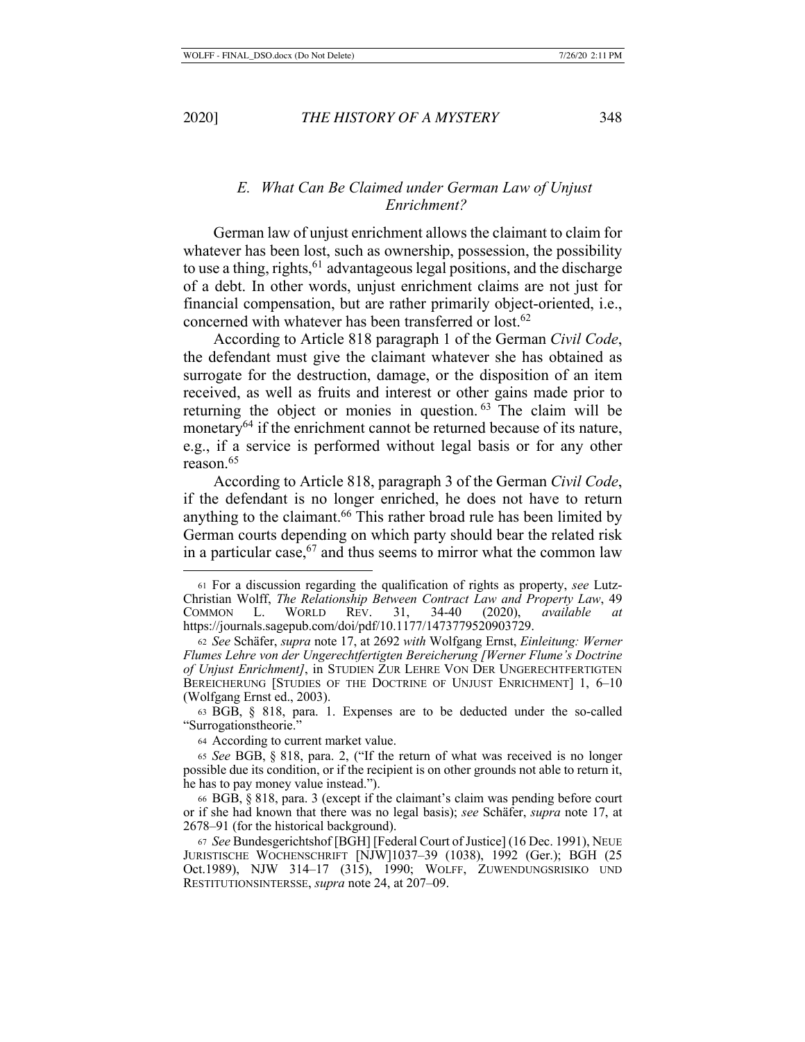### E. *What Can Be Claimed under German Law of Unjust Enrichment?*

German law of unjust enrichment allows the claimant to claim for whatever has been lost, such as ownership, possession, the possibility to use a thing, rights,[61] advantageous legal positions, and the discharge of a debt. In other words, unjust enrichment claims are not just for financial compensation, but are rather primarily object-oriented, i.e., concerned with whatever has been transferred or lost.[62]

According to Article 818 paragraph 1 of the German *Civil Code*, the defendant must give the claimant whatever she has obtained as surrogate for the destruction, damage, or the disposition of an item received, as well as fruits and interest or other gains made prior to returning the object or monies in question.[63] The claim will be monetary[64] if the enrichment cannot be returned because of its nature, e.g., if a service is performed without legal basis or for any other reason.[65]

According to Article 818, paragraph 3 of the German *Civil Code*, if the defendant is no longer enriched, he does not have to return anything to the claimant.[66] This rather broad rule has been limited by German courts depending on which party should bear the related risk in a particular case,[67] and thus seems to mirror what the common law

---

61 For a discussion regarding the qualification of rights as property, *see* Lutz-Christian Wolff, *The Relationship Between Contract Law and Property Law*, 49 COMMON L. WORLD REV. 31, 34-40 (2020), *available at* https://journals.sagepub.com/doi/pdf/10.1177/1473779520903729.

62 *See* Schäfer, *supra* note 17, at 2692 *with* Wolfgang Ernst, *Einleitung: Werner Flumes Lehre von der Ungerechtfertigten Bereicherung [Werner Flume's Doctrine of Unjust Enrichment]*, in STUDIEN ZUR LEHRE VON DER UNGERECHTFERTIGTEN BEREICHERUNG [STUDIES OF THE DOCTRINE OF UNJUST ENRICHMENT] 1, 6–10 (Wolfgang Ernst ed., 2003).

63 BGB, § 818, para. 1. Expenses are to be deducted under the so-called "Surrogationstheorie."

64 According to current market value.

65 *See* BGB, § 818, para. 2, ("If the return of what was received is no longer possible due its condition, or if the recipient is on other grounds not able to return it, he has to pay money value instead.").

66 BGB, § 818, para. 3 (except if the claimant's claim was pending before court or if she had known that there was no legal basis); *see* Schäfer, *supra* note 17, at 2678–91 (for the historical background).

67 *See* Bundesgerichtshof [BGH] [Federal Court of Justice] (16 Dec. 1991), NEUE JURISTISCHE WOCHENSCHRIFT [NJW]1037–39 (1038), 1992 (Ger.); BGH (25 Oct.1989), NJW 314–17 (315), 1990; WOLFF, ZUWENDUNGSRISIKO UND RESTITUTIONSINTERSSE, *supra* note 24, at 207–09.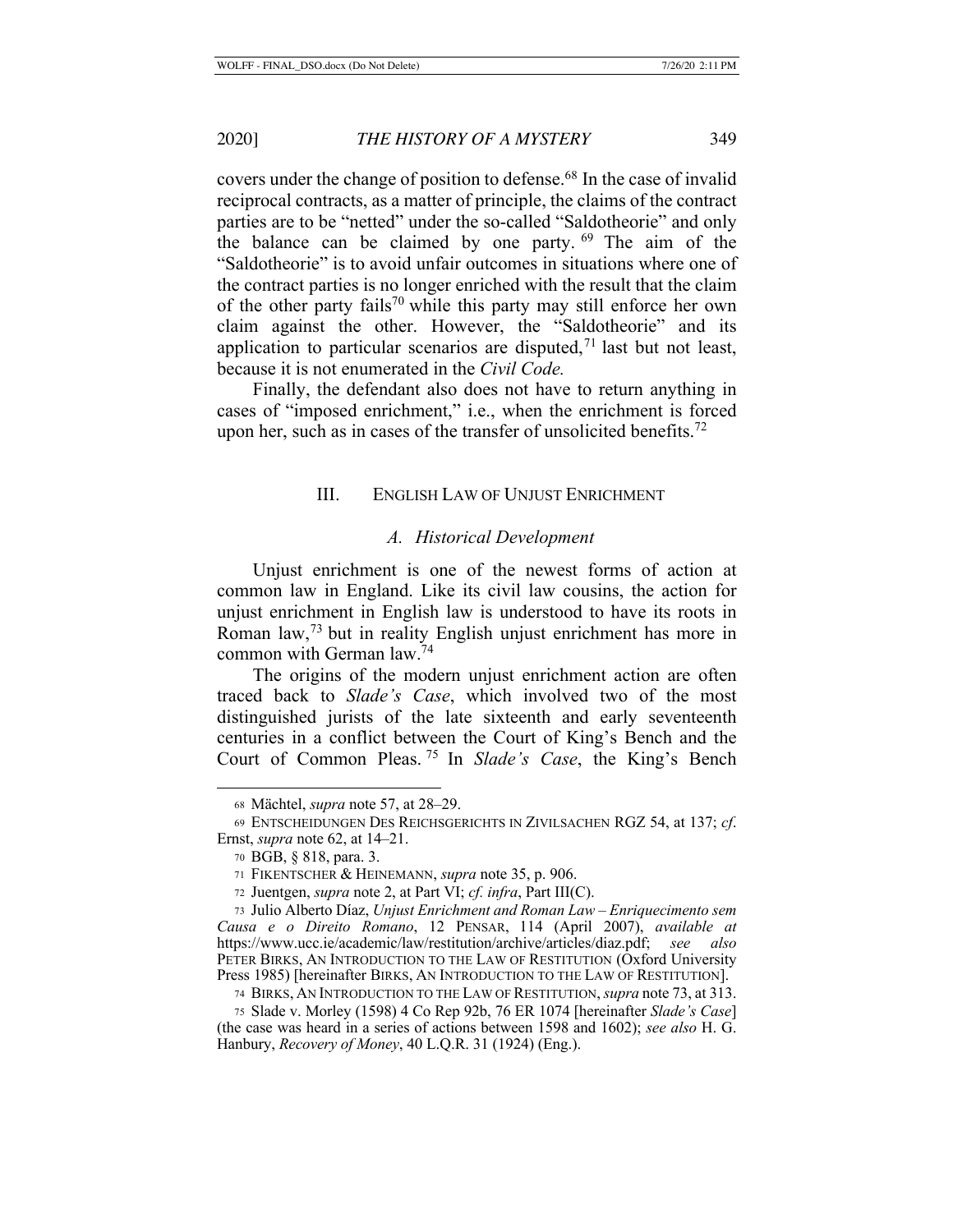covers under the change of position to defense.[68] In the case of invalid reciprocal contracts, as a matter of principle, the claims of the contract parties are to be "netted" under the so-called "Saldotheorie" and only the balance can be claimed by one party.[69] The aim of the "Saldotheorie" is to avoid unfair outcomes in situations where one of the contract parties is no longer enriched with the result that the claim of the other party fails[70] while this party may still enforce her own claim against the other. However, the "Saldotheorie" and its application to particular scenarios are disputed,[71] last but not least, because it is not enumerated in the *Civil Code.*

Finally, the defendant also does not have to return anything in cases of "imposed enrichment," i.e., when the enrichment is forced upon her, such as in cases of the transfer of unsolicited benefits.[72]

## III. English Law of Unjust Enrichment

### *A. Historical Development*

Unjust enrichment is one of the newest forms of action at common law in England. Like its civil law cousins, the action for unjust enrichment in English law is understood to have its roots in Roman law,[73] but in reality English unjust enrichment has more in common with German law.[74]

The origins of the modern unjust enrichment action are often traced back to *Slade's Case*, which involved two of the most distinguished jurists of the late sixteenth and early seventeenth centuries in a conflict between the Court of King's Bench and the Court of Common Pleas.[75] In *Slade's Case*, the King's Bench

---

68 Mächtel, *supra* note 57, at 28–29.

69 Entscheidungen des Reichsgerichts in Zivilsachen RGZ 54, at 137; *cf.* Ernst, *supra* note 62, at 14–21.

70 BGB, § 818, para. 3.

71 Fikentscher & Heinemann, *supra* note 35, p. 906.

72 Juentgen, *supra* note 2, at Part VI; *cf. infra*, Part III(C).

73 Julio Alberto Díaz, *Unjust Enrichment and Roman Law – Enriquecimento sem Causa e o Direito Romano*, 12 Pensar, 114 (April 2007), *available at* https://www.ucc.ie/academic/law/restitution/archive/articles/diaz.pdf; *see also* Peter Birks, An Introduction to the Law of Restitution (Oxford University Press 1985) [hereinafter Birks, An Introduction to the Law of Restitution].

74 Birks, An Introduction to the Law of Restitution, *supra* note 73, at 313.

75 Slade v. Morley (1598) 4 Co Rep 92b, 76 ER 1074 [hereinafter *Slade's Case*] (the case was heard in a series of actions between 1598 and 1602); *see also* H. G. Hanbury, *Recovery of Money*, 40 L.Q.R. 31 (1924) (Eng.).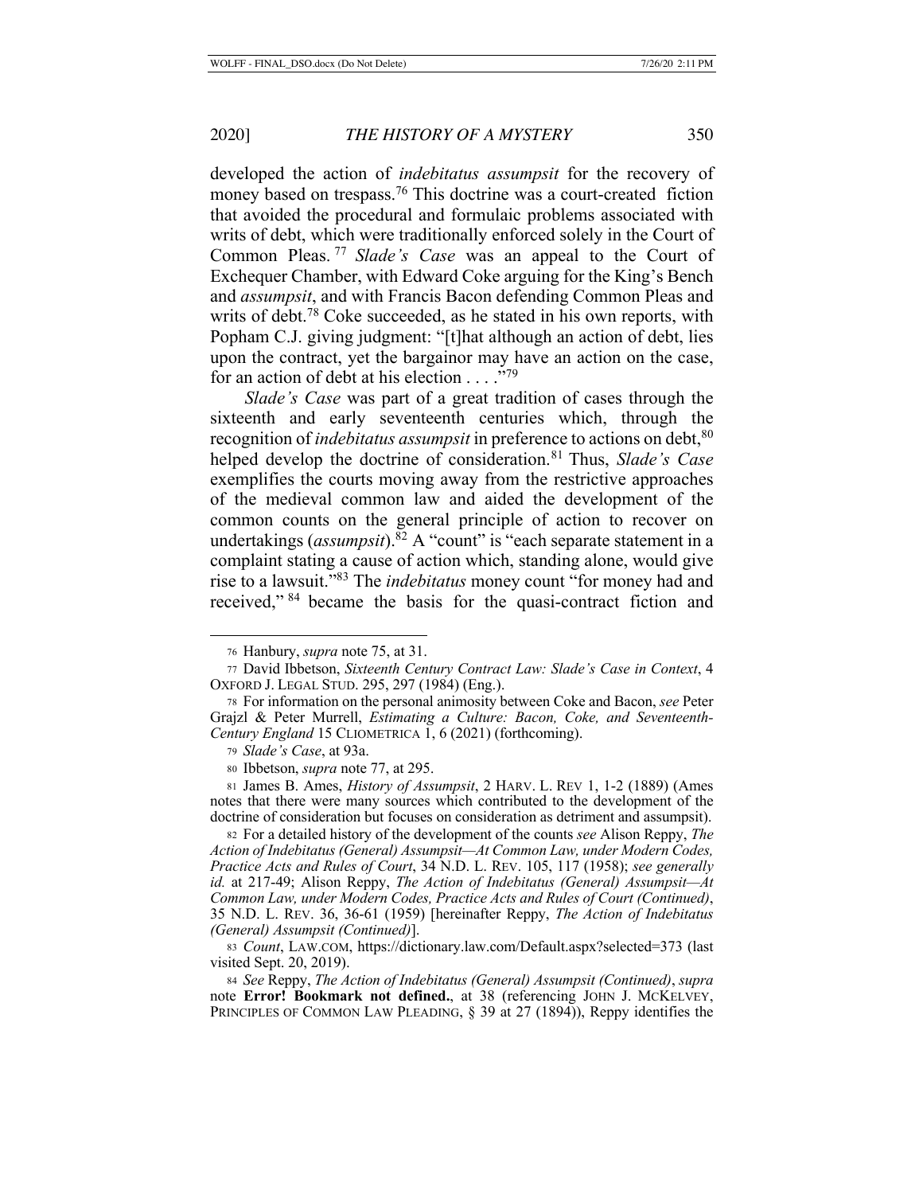developed the action of *indebitatus assumpsit* for the recovery of money based on trespass.[76] This doctrine was a court-created fiction that avoided the procedural and formulaic problems associated with writs of debt, which were traditionally enforced solely in the Court of Common Pleas.[77] *Slade's Case* was an appeal to the Court of Exchequer Chamber, with Edward Coke arguing for the King's Bench and *assumpsit*, and with Francis Bacon defending Common Pleas and writs of debt.[78] Coke succeeded, as he stated in his own reports, with Popham C.J. giving judgment: "[t]hat although an action of debt, lies upon the contract, yet the bargainor may have an action on the case, for an action of debt at his election . . . ."[79]

*Slade's Case* was part of a great tradition of cases through the sixteenth and early seventeenth centuries which, through the recognition of *indebitatus assumpsit* in preference to actions on debt,[80] helped develop the doctrine of consideration.[81] Thus, *Slade's Case* exemplifies the courts moving away from the restrictive approaches of the medieval common law and aided the development of the common counts on the general principle of action to recover on undertakings (*assumpsit*).[82] A "count" is "each separate statement in a complaint stating a cause of action which, standing alone, would give rise to a lawsuit."[83] The *indebitatus* money count "for money had and received,"[84] became the basis for the quasi-contract fiction and

---

[76] Hanbury, *supra* note 75, at 31.

[77] David Ibbetson, *Sixteenth Century Contract Law: Slade's Case in Context*, 4 OXFORD J. LEGAL STUD. 295, 297 (1984) (Eng.).

[78] For information on the personal animosity between Coke and Bacon, *see* Peter Grajzl & Peter Murrell, *Estimating a Culture: Bacon, Coke, and Seventeenth-Century England* 15 CLIOMETRICA 1, 6 (2021) (forthcoming).

[79] *Slade's Case*, at 93a.

[80] Ibbetson, *supra* note 77, at 295.

[81] James B. Ames, *History of Assumpsit*, 2 HARV. L. REV 1, 1-2 (1889) (Ames notes that there were many sources which contributed to the development of the doctrine of consideration but focuses on consideration as detriment and assumpsit).

[82] For a detailed history of the development of the counts *see* Alison Reppy, *The Action of Indebitatus (General) Assumpsit—At Common Law, under Modern Codes, Practice Acts and Rules of Court*, 34 N.D. L. REV. 105, 117 (1958); *see generally id.* at 217-49; Alison Reppy, *The Action of Indebitatus (General) Assumpsit—At Common Law, under Modern Codes, Practice Acts and Rules of Court (Continued)*, 35 N.D. L. REV. 36, 36-61 (1959) [hereinafter Reppy, *The Action of Indebitatus (General) Assumpsit (Continued)*].

[83] *Count*, LAW.COM, https://dictionary.law.com/Default.aspx?selected=373 (last visited Sept. 20, 2019).

[84] *See* Reppy, *The Action of Indebitatus (General) Assumpsit (Continued)*, *supra* note **Error! Bookmark not defined.**, at 38 (referencing JOHN J. MCKELVEY, PRINCIPLES OF COMMON LAW PLEADING, § 39 at 27 (1894)), Reppy identifies the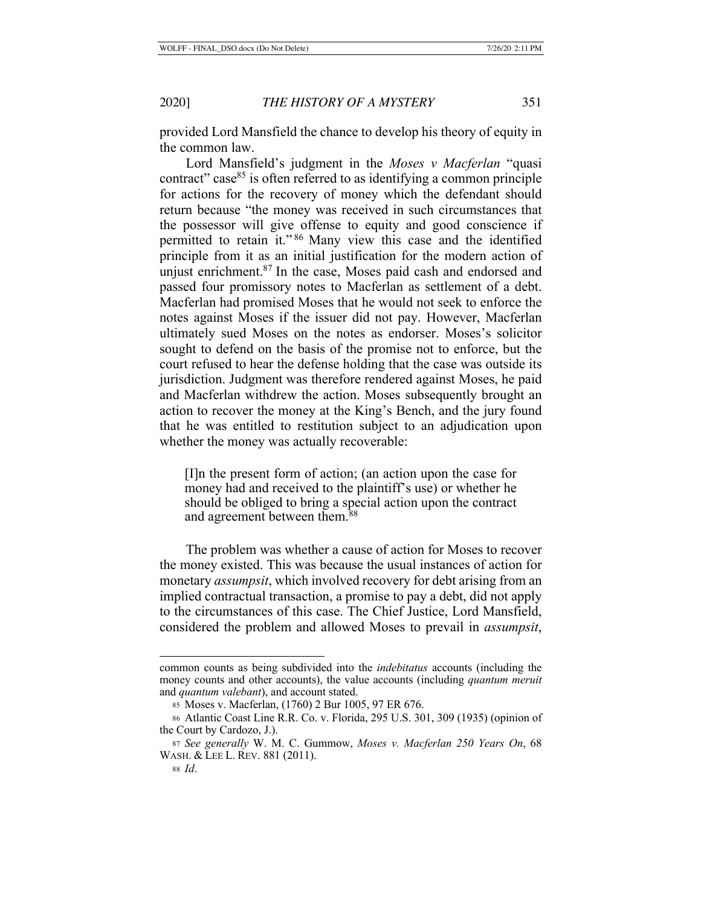provided Lord Mansfield the chance to develop his theory of equity in the common law.

Lord Mansfield's judgment in the *Moses v Macferlan* "quasi contract" case[85] is often referred to as identifying a common principle for actions for the recovery of money which the defendant should return because "the money was received in such circumstances that the possessor will give offense to equity and good conscience if permitted to retain it."[86] Many view this case and the identified principle from it as an initial justification for the modern action of unjust enrichment.[87] In the case, Moses paid cash and endorsed and passed four promissory notes to Macferlan as settlement of a debt. Macferlan had promised Moses that he would not seek to enforce the notes against Moses if the issuer did not pay. However, Macferlan ultimately sued Moses on the notes as endorser. Moses's solicitor sought to defend on the basis of the promise not to enforce, but the court refused to hear the defense holding that the case was outside its jurisdiction. Judgment was therefore rendered against Moses, he paid and Macferlan withdrew the action. Moses subsequently brought an action to recover the money at the King's Bench, and the jury found that he was entitled to restitution subject to an adjudication upon whether the money was actually recoverable:

> [I]n the present form of action; (an action upon the case for money had and received to the plaintiff's use) or whether he should be obliged to bring a special action upon the contract and agreement between them.[88]

The problem was whether a cause of action for Moses to recover the money existed. This was because the usual instances of action for monetary *assumpsit*, which involved recovery for debt arising from an implied contractual transaction, a promise to pay a debt, did not apply to the circumstances of this case. The Chief Justice, Lord Mansfield, considered the problem and allowed Moses to prevail in *assumpsit*,

---

common counts as being subdivided into the *indebitatus* accounts (including the money counts and other accounts), the value accounts (including *quantum meruit* and *quantum valebant*), and account stated.

85 Moses v. Macferlan, (1760) 2 Bur 1005, 97 ER 676.

86 Atlantic Coast Line R.R. Co. v. Florida, 295 U.S. 301, 309 (1935) (opinion of the Court by Cardozo, J.).

87 *See generally* W. M. C. Gummow, *Moses v. Macferlan 250 Years On*, 68 WASH. & LEE L. REV. 881 (2011).

88 *Id*.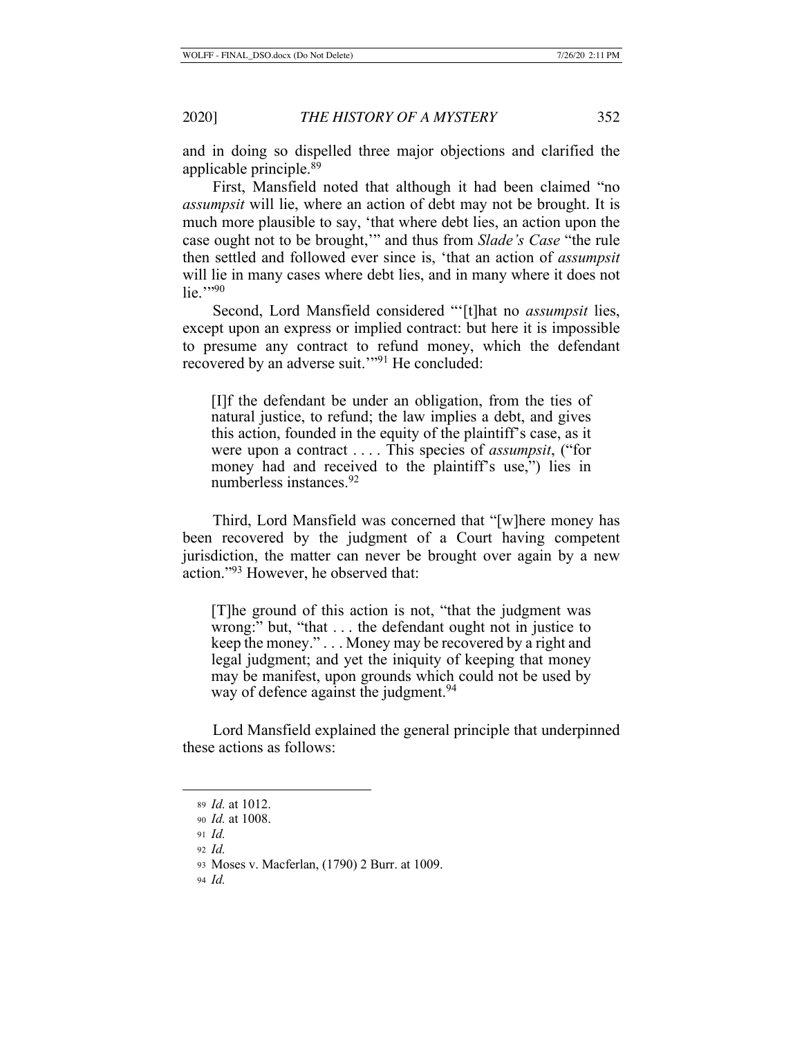and in doing so dispelled three major objections and clarified the applicable principle.[89]

First, Mansfield noted that although it had been claimed "no *assumpsit* will lie, where an action of debt may not be brought. It is much more plausible to say, 'that where debt lies, an action upon the case ought not to be brought,'" and thus from *Slade's Case* "the rule then settled and followed ever since is, 'that an action of *assumpsit* will lie in many cases where debt lies, and in many where it does not lie.'"[90]

Second, Lord Mansfield considered "'[t]hat no *assumpsit* lies, except upon an express or implied contract: but here it is impossible to presume any contract to refund money, which the defendant recovered by an adverse suit.'"[91] He concluded:

> [I]f the defendant be under an obligation, from the ties of natural justice, to refund; the law implies a debt, and gives this action, founded in the equity of the plaintiff's case, as it were upon a contract . . . . This species of *assumpsit*, ("for money had and received to the plaintiff's use,") lies in numberless instances.[92]

Third, Lord Mansfield was concerned that "[w]here money has been recovered by the judgment of a Court having competent jurisdiction, the matter can never be brought over again by a new action."[93] However, he observed that:

> [T]he ground of this action is not, "that the judgment was wrong:" but, "that . . . the defendant ought not in justice to keep the money." . . . Money may be recovered by a right and legal judgment; and yet the iniquity of keeping that money may be manifest, upon grounds which could not be used by way of defence against the judgment.[94]

Lord Mansfield explained the general principle that underpinned these actions as follows:

---

89 *Id.* at 1012.

90 *Id.* at 1008.

91 *Id.*

92 *Id.*

93 Moses v. Macferlan, (1790) 2 Burr. at 1009.

94 *Id.*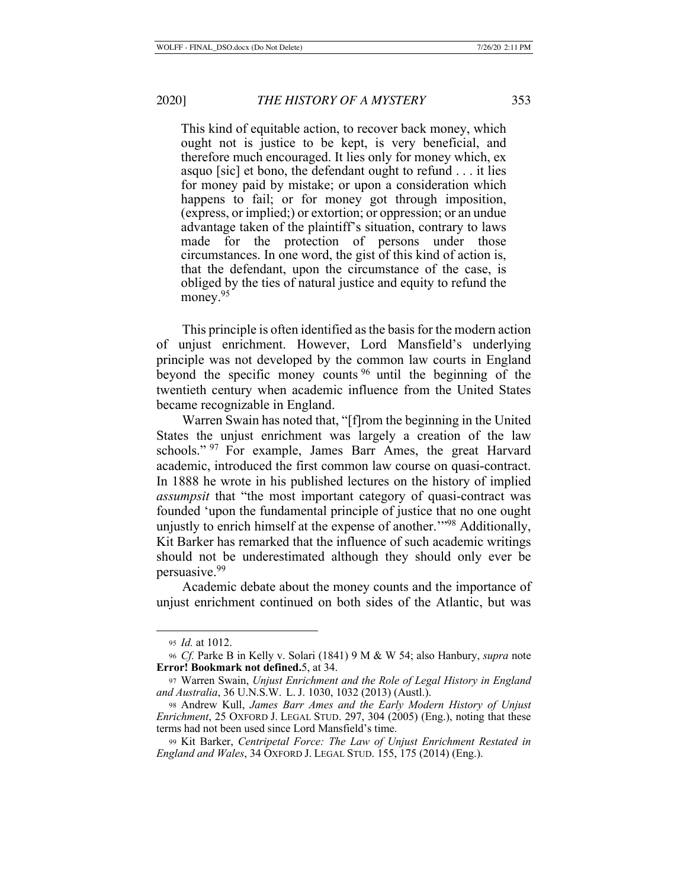> This kind of equitable action, to recover back money, which ought not is justice to be kept, is very beneficial, and therefore much encouraged. It lies only for money which, ex asquo [sic] et bono, the defendant ought to refund . . . it lies for money paid by mistake; or upon a consideration which happens to fail; or for money got through imposition, (express, or implied;) or extortion; or oppression; or an undue advantage taken of the plaintiff's situation, contrary to laws made for the protection of persons under those circumstances. In one word, the gist of this kind of action is, that the defendant, upon the circumstance of the case, is obliged by the ties of natural justice and equity to refund the money.[95]

This principle is often identified as the basis for the modern action of unjust enrichment. However, Lord Mansfield's underlying principle was not developed by the common law courts in England beyond the specific money counts[96] until the beginning of the twentieth century when academic influence from the United States became recognizable in England.

Warren Swain has noted that, "[f]rom the beginning in the United States the unjust enrichment was largely a creation of the law schools."[97] For example, James Barr Ames, the great Harvard academic, introduced the first common law course on quasi-contract. In 1888 he wrote in his published lectures on the history of implied *assumpsit* that "the most important category of quasi-contract was founded 'upon the fundamental principle of justice that no one ought unjustly to enrich himself at the expense of another.'"[98] Additionally, Kit Barker has remarked that the influence of such academic writings should not be underestimated although they should only ever be persuasive.[99]

Academic debate about the money counts and the importance of unjust enrichment continued on both sides of the Atlantic, but was

---

95 *Id.* at 1012.

96 *Cf.* Parke B in Kelly v. Solari (1841) 9 M & W 54; also Hanbury, *supra* note **Error! Bookmark not defined.**5, at 34.

97 Warren Swain, *Unjust Enrichment and the Role of Legal History in England and Australia*, 36 U.N.S.W. L. J. 1030, 1032 (2013) (Austl.).

98 Andrew Kull, *James Barr Ames and the Early Modern History of Unjust Enrichment*, 25 OXFORD J. LEGAL STUD. 297, 304 (2005) (Eng.), noting that these terms had not been used since Lord Mansfield's time.

99 Kit Barker, *Centripetal Force: The Law of Unjust Enrichment Restated in England and Wales*, 34 OXFORD J. LEGAL STUD. 155, 175 (2014) (Eng.).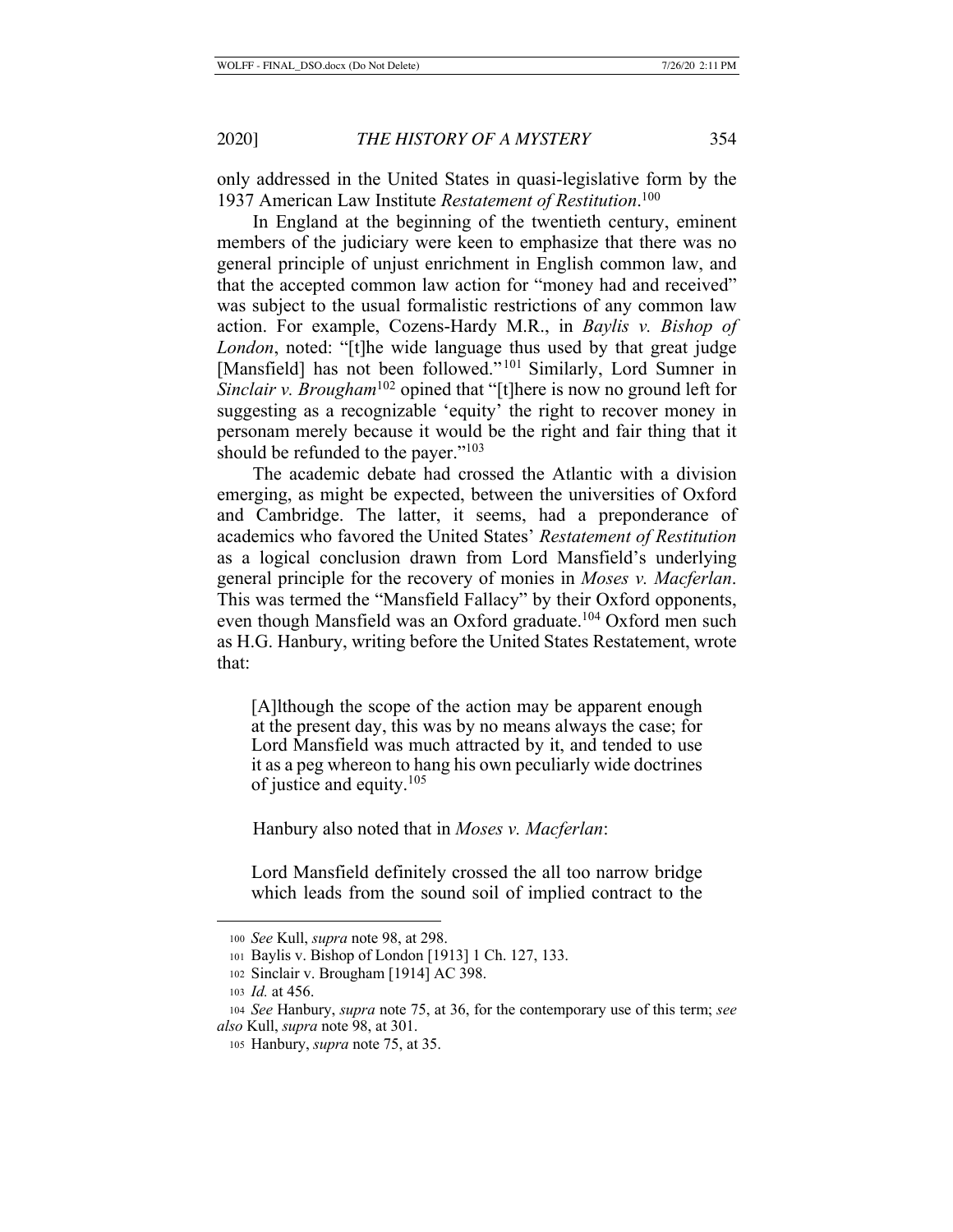only addressed in the United States in quasi-legislative form by the 1937 American Law Institute *Restatement of Restitution*.[100]

In England at the beginning of the twentieth century, eminent members of the judiciary were keen to emphasize that there was no general principle of unjust enrichment in English common law, and that the accepted common law action for "money had and received" was subject to the usual formalistic restrictions of any common law action. For example, Cozens-Hardy M.R., in *Baylis v. Bishop of London*, noted: "[t]he wide language thus used by that great judge [Mansfield] has not been followed."[101] Similarly, Lord Sumner in *Sinclair v. Brougham*[102] opined that "[t]here is now no ground left for suggesting as a recognizable 'equity' the right to recover money in personam merely because it would be the right and fair thing that it should be refunded to the payer."[103]

The academic debate had crossed the Atlantic with a division emerging, as might be expected, between the universities of Oxford and Cambridge. The latter, it seems, had a preponderance of academics who favored the United States' *Restatement of Restitution* as a logical conclusion drawn from Lord Mansfield's underlying general principle for the recovery of monies in *Moses v. Macferlan*. This was termed the "Mansfield Fallacy" by their Oxford opponents, even though Mansfield was an Oxford graduate.[104] Oxford men such as H.G. Hanbury, writing before the United States Restatement, wrote that:

> [A]lthough the scope of the action may be apparent enough at the present day, this was by no means always the case; for Lord Mansfield was much attracted by it, and tended to use it as a peg whereon to hang his own peculiarly wide doctrines of justice and equity.[105]

Hanbury also noted that in *Moses v. Macferlan*:

> Lord Mansfield definitely crossed the all too narrow bridge which leads from the sound soil of implied contract to the

---

[100] *See* Kull, *supra* note 98, at 298.

[101] Baylis v. Bishop of London [1913] 1 Ch. 127, 133.

[102] Sinclair v. Brougham [1914] AC 398.

[103] *Id.* at 456.

[104] *See* Hanbury, *supra* note 75, at 36, for the contemporary use of this term; *see also* Kull, *supra* note 98, at 301.

[105] Hanbury, *supra* note 75, at 35.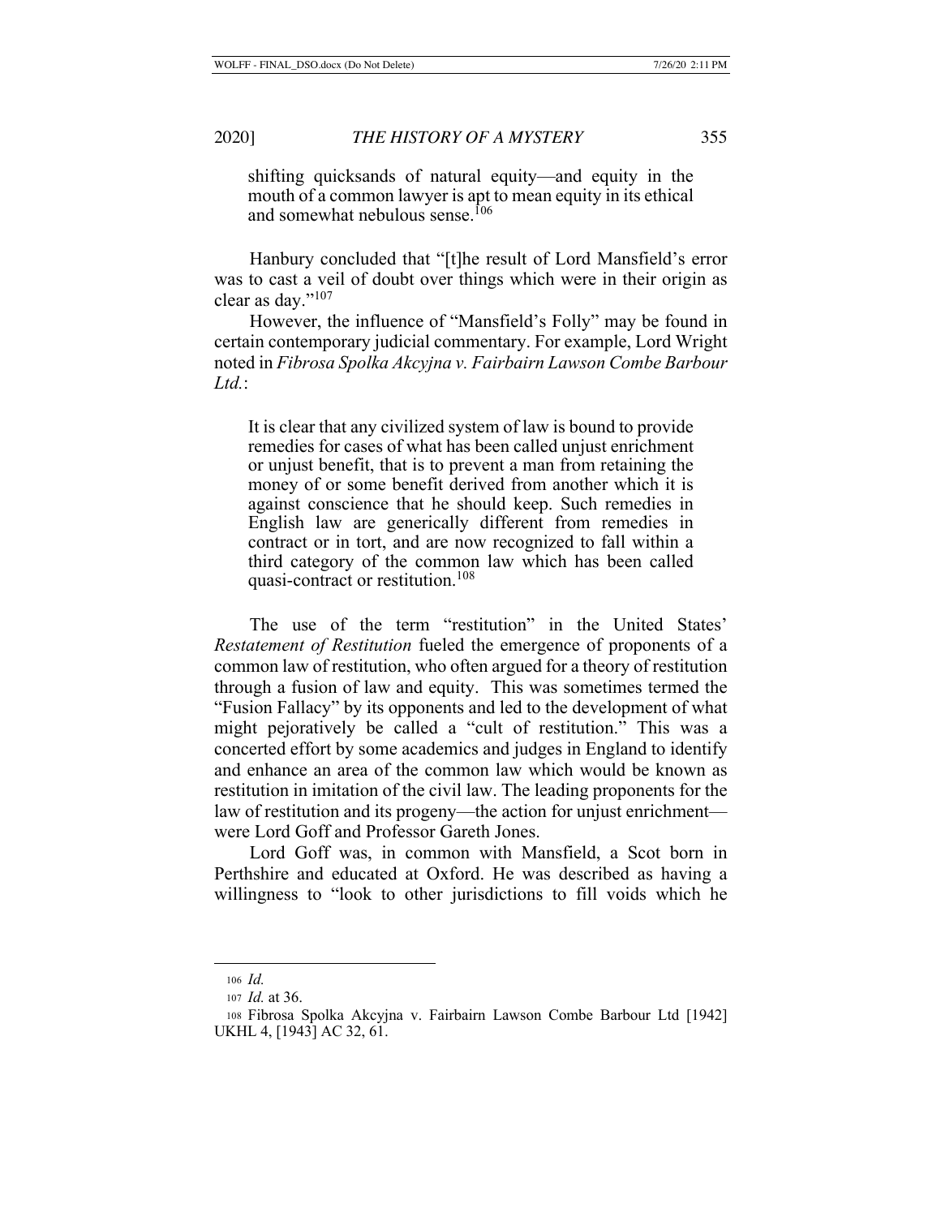> shifting quicksands of natural equity—and equity in the mouth of a common lawyer is apt to mean equity in its ethical and somewhat nebulous sense.[106]

Hanbury concluded that "[t]he result of Lord Mansfield's error was to cast a veil of doubt over things which were in their origin as clear as day."[107]

However, the influence of "Mansfield's Folly" may be found in certain contemporary judicial commentary. For example, Lord Wright noted in *Fibrosa Spolka Akcyjna v. Fairbairn Lawson Combe Barbour Ltd.*:

> It is clear that any civilized system of law is bound to provide remedies for cases of what has been called unjust enrichment or unjust benefit, that is to prevent a man from retaining the money of or some benefit derived from another which it is against conscience that he should keep. Such remedies in English law are generically different from remedies in contract or in tort, and are now recognized to fall within a third category of the common law which has been called quasi-contract or restitution.[108]

The use of the term "restitution" in the United States' *Restatement of Restitution* fueled the emergence of proponents of a common law of restitution, who often argued for a theory of restitution through a fusion of law and equity. This was sometimes termed the "Fusion Fallacy" by its opponents and led to the development of what might pejoratively be called a "cult of restitution." This was a concerted effort by some academics and judges in England to identify and enhance an area of the common law which would be known as restitution in imitation of the civil law. The leading proponents for the law of restitution and its progeny—the action for unjust enrichment—were Lord Goff and Professor Gareth Jones.

Lord Goff was, in common with Mansfield, a Scot born in Perthshire and educated at Oxford. He was described as having a willingness to "look to other jurisdictions to fill voids which he

---

106 *Id.*

107 *Id.* at 36.

108 Fibrosa Spolka Akcyjna v. Fairbairn Lawson Combe Barbour Ltd [1942] UKHL 4, [1943] AC 32, 61.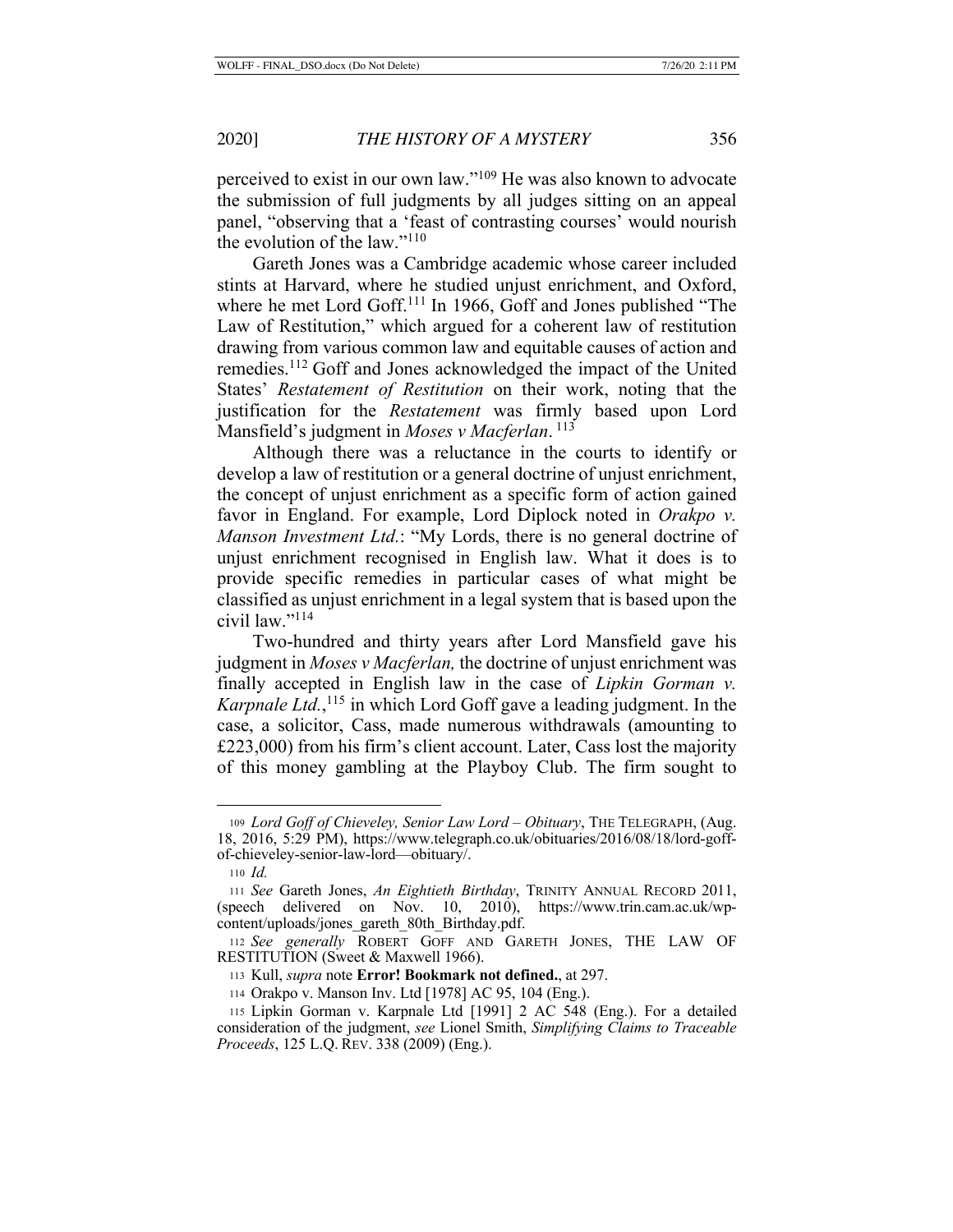perceived to exist in our own law."[109] He was also known to advocate the submission of full judgments by all judges sitting on an appeal panel, "observing that a 'feast of contrasting courses' would nourish the evolution of the law."[110]

Gareth Jones was a Cambridge academic whose career included stints at Harvard, where he studied unjust enrichment, and Oxford, where he met Lord Goff.[111] In 1966, Goff and Jones published "The Law of Restitution," which argued for a coherent law of restitution drawing from various common law and equitable causes of action and remedies.[112] Goff and Jones acknowledged the impact of the United States' *Restatement of Restitution* on their work, noting that the justification for the *Restatement* was firmly based upon Lord Mansfield's judgment in *Moses v Macferlan*.[113]

Although there was a reluctance in the courts to identify or develop a law of restitution or a general doctrine of unjust enrichment, the concept of unjust enrichment as a specific form of action gained favor in England. For example, Lord Diplock noted in *Orakpo v. Manson Investment Ltd.*: "My Lords, there is no general doctrine of unjust enrichment recognised in English law. What it does is to provide specific remedies in particular cases of what might be classified as unjust enrichment in a legal system that is based upon the civil law."[114]

Two-hundred and thirty years after Lord Mansfield gave his judgment in *Moses v Macferlan,* the doctrine of unjust enrichment was finally accepted in English law in the case of *Lipkin Gorman v. Karpnale Ltd.*,[115] in which Lord Goff gave a leading judgment. In the case, a solicitor, Cass, made numerous withdrawals (amounting to £223,000) from his firm's client account. Later, Cass lost the majority of this money gambling at the Playboy Club. The firm sought to

---

109 *Lord Goff of Chieveley, Senior Law Lord – Obituary*, THE TELEGRAPH, (Aug. 18, 2016, 5:29 PM), https://www.telegraph.co.uk/obituaries/2016/08/18/lord-goff-of-chieveley-senior-law-lord—obituary/.

110 *Id.*

111 *See* Gareth Jones, *An Eightieth Birthday*, TRINITY ANNUAL RECORD 2011, (speech delivered on Nov. 10, 2010), https://www.trin.cam.ac.uk/wp-content/uploads/jones_gareth_80th_Birthday.pdf.

112 *See generally* ROBERT GOFF AND GARETH JONES, THE LAW OF RESTITUTION (Sweet & Maxwell 1966).

113 Kull, *supra* note **Error! Bookmark not defined.**, at 297.

114 Orakpo v. Manson Inv. Ltd [1978] AC 95, 104 (Eng.).

115 Lipkin Gorman v. Karpnale Ltd [1991] 2 AC 548 (Eng.). For a detailed consideration of the judgment, *see* Lionel Smith, *Simplifying Claims to Traceable Proceeds*, 125 L.Q. REV. 338 (2009) (Eng.).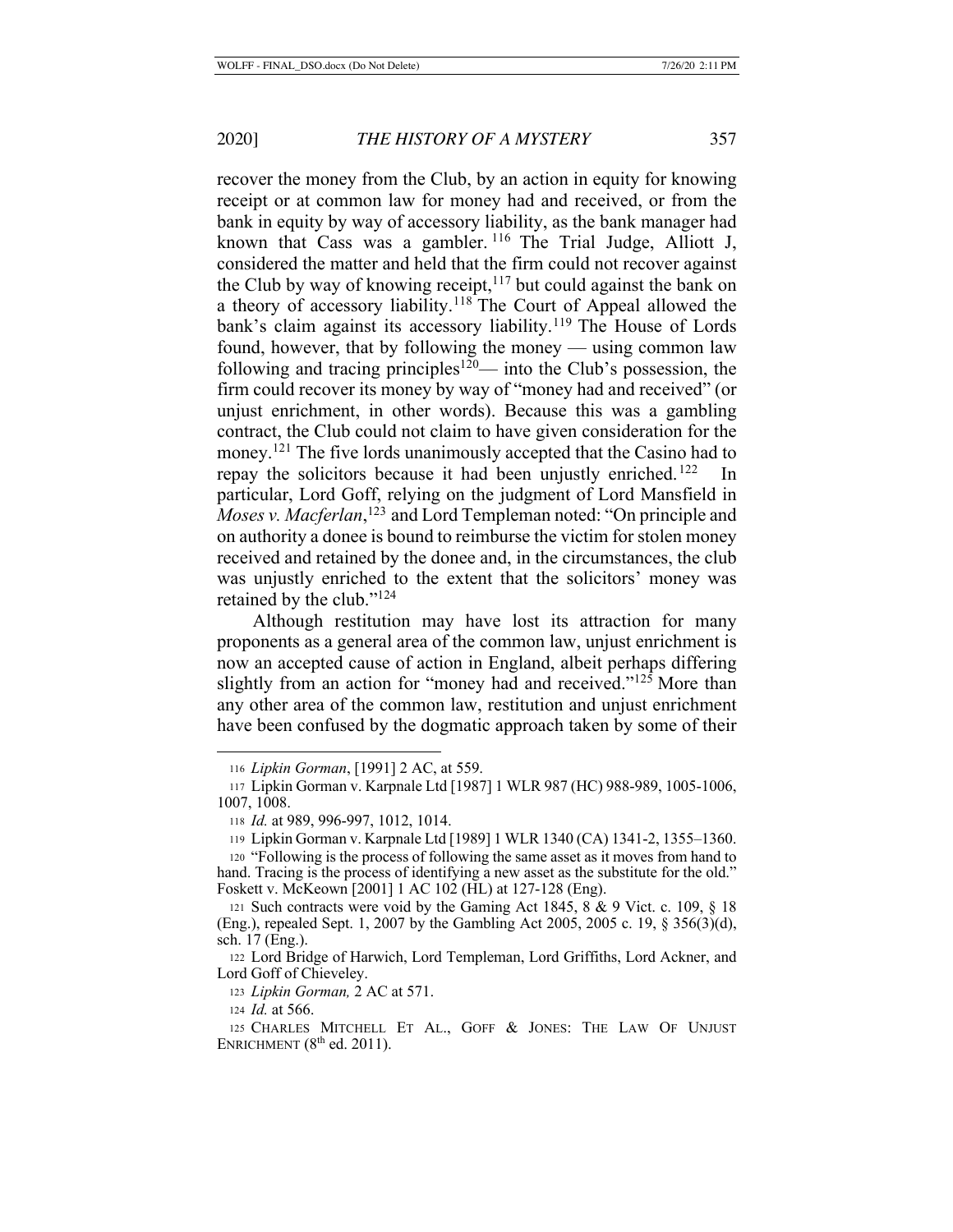recover the money from the Club, by an action in equity for knowing receipt or at common law for money had and received, or from the bank in equity by way of accessory liability, as the bank manager had known that Cass was a gambler.[116] The Trial Judge, Alliott J, considered the matter and held that the firm could not recover against the Club by way of knowing receipt,[117] but could against the bank on a theory of accessory liability.[118] The Court of Appeal allowed the bank's claim against its accessory liability.[119] The House of Lords found, however, that by following the money — using common law following and tracing principles[120]— into the Club's possession, the firm could recover its money by way of "money had and received" (or unjust enrichment, in other words). Because this was a gambling contract, the Club could not claim to have given consideration for the money.[121] The five lords unanimously accepted that the Casino had to repay the solicitors because it had been unjustly enriched.[122] In particular, Lord Goff, relying on the judgment of Lord Mansfield in *Moses v. Macferlan*,[123] and Lord Templeman noted: "On principle and on authority a donee is bound to reimburse the victim for stolen money received and retained by the donee and, in the circumstances, the club was unjustly enriched to the extent that the solicitors' money was retained by the club."[124]

Although restitution may have lost its attraction for many proponents as a general area of the common law, unjust enrichment is now an accepted cause of action in England, albeit perhaps differing slightly from an action for "money had and received."[125] More than any other area of the common law, restitution and unjust enrichment have been confused by the dogmatic approach taken by some of their

---

[116] *Lipkin Gorman*, [1991] 2 AC, at 559.

[117] Lipkin Gorman v. Karpnale Ltd [1987] 1 WLR 987 (HC) 988-989, 1005-1006, 1007, 1008.

[118] *Id.* at 989, 996-997, 1012, 1014.

[119] Lipkin Gorman v. Karpnale Ltd [1989] 1 WLR 1340 (CA) 1341-2, 1355–1360.

[120] "Following is the process of following the same asset as it moves from hand to hand. Tracing is the process of identifying a new asset as the substitute for the old." Foskett v. McKeown [2001] 1 AC 102 (HL) at 127-128 (Eng).

[121] Such contracts were void by the Gaming Act 1845, 8 & 9 Vict. c. 109, § 18 (Eng.), repealed Sept. 1, 2007 by the Gambling Act 2005, 2005 c. 19, § 356(3)(d), sch. 17 (Eng.).

[122] Lord Bridge of Harwich, Lord Templeman, Lord Griffiths, Lord Ackner, and Lord Goff of Chieveley.

[123] *Lipkin Gorman,* 2 AC at 571.

[124] *Id.* at 566.

[125] Charles Mitchell et al., Goff & Jones: The Law of Unjust Enrichment (8th ed. 2011).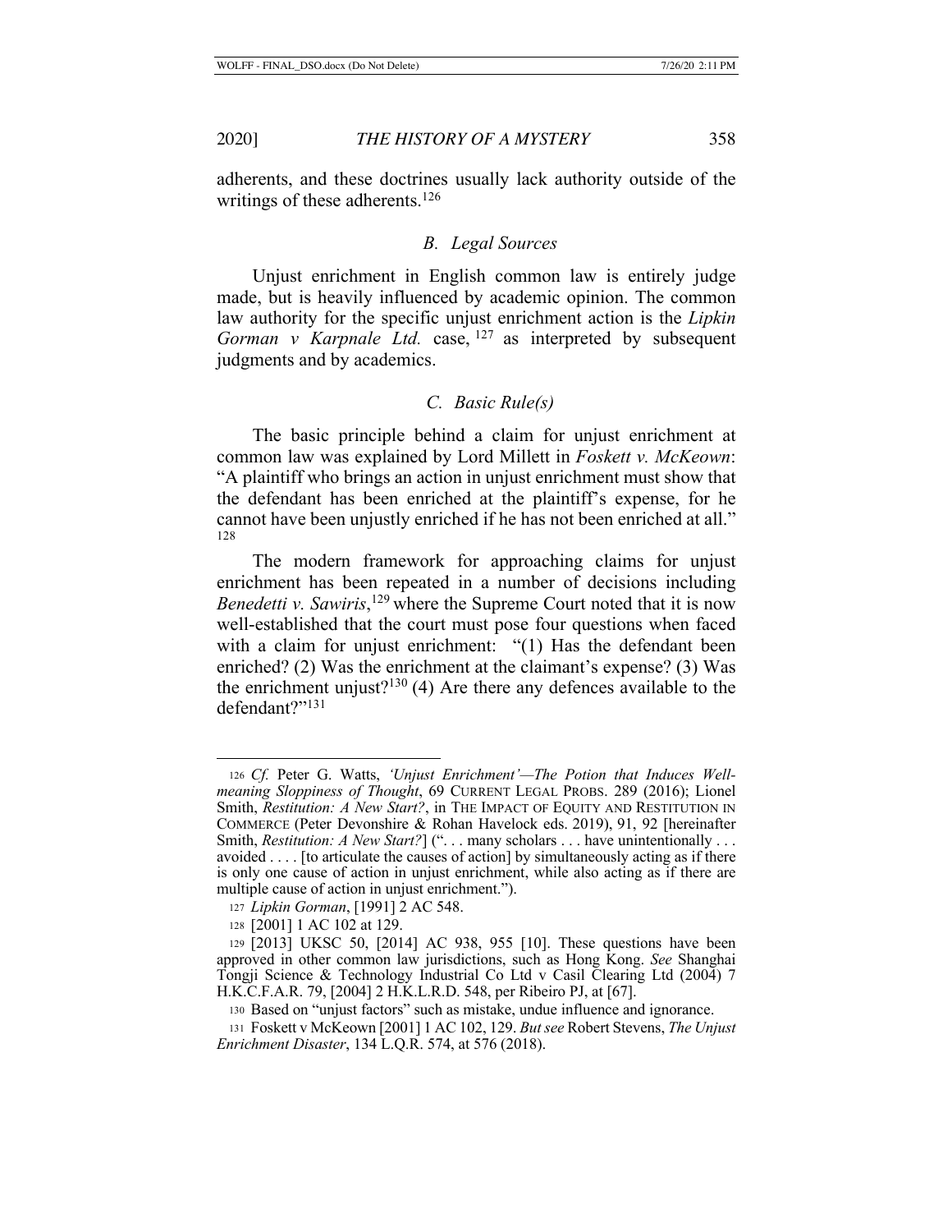adherents, and these doctrines usually lack authority outside of the writings of these adherents.[126]

### B. Legal Sources

Unjust enrichment in English common law is entirely judge made, but is heavily influenced by academic opinion. The common law authority for the specific unjust enrichment action is the *Lipkin Gorman v Karpnale Ltd.* case,[127] as interpreted by subsequent judgments and by academics.

### C. Basic Rule(s)

The basic principle behind a claim for unjust enrichment at common law was explained by Lord Millett in *Foskett v. McKeown*: "A plaintiff who brings an action in unjust enrichment must show that the defendant has been enriched at the plaintiff's expense, for he cannot have been unjustly enriched if he has not been enriched at all."[128]

The modern framework for approaching claims for unjust enrichment has been repeated in a number of decisions including *Benedetti v. Sawiris*,[129] where the Supreme Court noted that it is now well-established that the court must pose four questions when faced with a claim for unjust enrichment: "(1) Has the defendant been enriched? (2) Was the enrichment at the claimant's expense? (3) Was the enrichment unjust?[130] (4) Are there any defences available to the defendant?"[131]

---

[126] *Cf.* Peter G. Watts, *'Unjust Enrichment'—The Potion that Induces Well-meaning Sloppiness of Thought*, 69 CURRENT LEGAL PROBS. 289 (2016); Lionel Smith, *Restitution: A New Start?*, in THE IMPACT OF EQUITY AND RESTITUTION IN COMMERCE (Peter Devonshire & Rohan Havelock eds. 2019), 91, 92 [hereinafter Smith, *Restitution: A New Start?*] (". . . many scholars . . . have unintentionally . . . avoided . . . . [to articulate the causes of action] by simultaneously acting as if there is only one cause of action in unjust enrichment, while also acting as if there are multiple cause of action in unjust enrichment.").

[127] *Lipkin Gorman*, [1991] 2 AC 548.

[128] [2001] 1 AC 102 at 129.

[129] [2013] UKSC 50, [2014] AC 938, 955 [10]. These questions have been approved in other common law jurisdictions, such as Hong Kong. *See* Shanghai Tongji Science & Technology Industrial Co Ltd v Casil Clearing Ltd (2004) 7 H.K.C.F.A.R. 79, [2004] 2 H.K.L.R.D. 548, per Ribeiro PJ, at [67].

[130] Based on "unjust factors" such as mistake, undue influence and ignorance.

[131] Foskett v McKeown [2001] 1 AC 102, 129. *But see* Robert Stevens, *The Unjust Enrichment Disaster*, 134 L.Q.R. 574, at 576 (2018).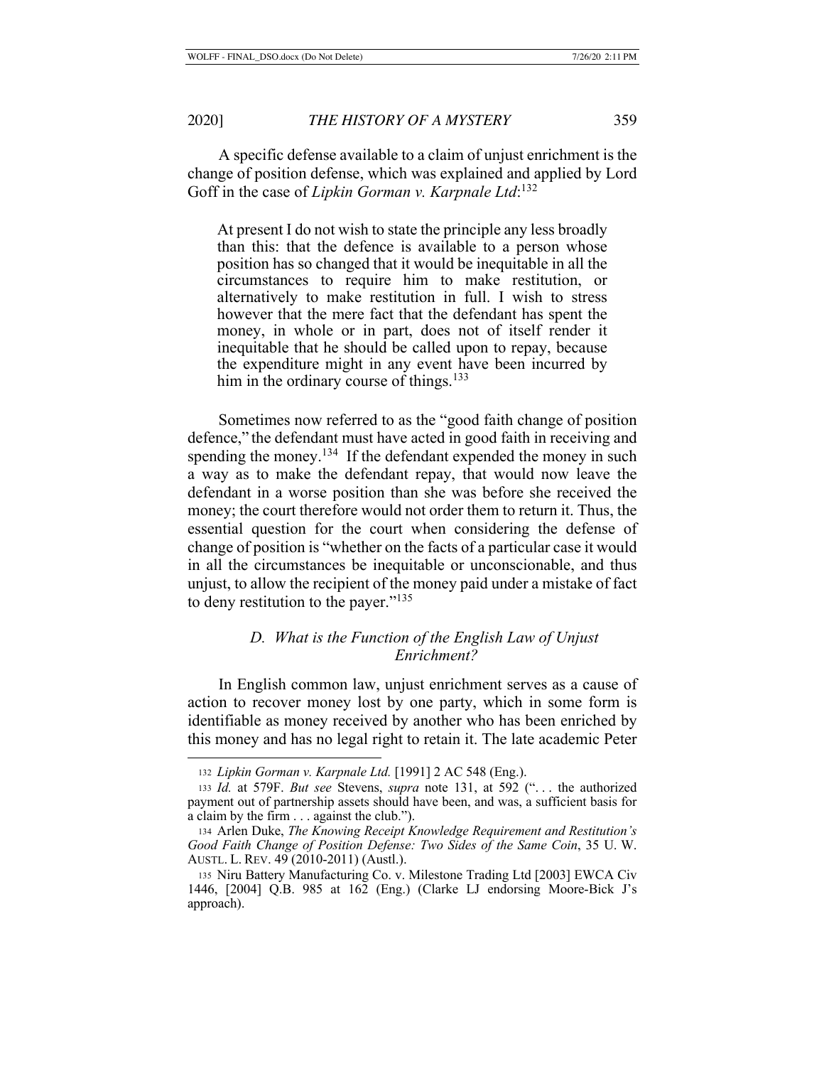A specific defense available to a claim of unjust enrichment is the change of position defense, which was explained and applied by Lord Goff in the case of *Lipkin Gorman v. Karpnale Ltd*:[132]

> At present I do not wish to state the principle any less broadly than this: that the defence is available to a person whose position has so changed that it would be inequitable in all the circumstances to require him to make restitution, or alternatively to make restitution in full. I wish to stress however that the mere fact that the defendant has spent the money, in whole or in part, does not of itself render it inequitable that he should be called upon to repay, because the expenditure might in any event have been incurred by him in the ordinary course of things.[133]

Sometimes now referred to as the "good faith change of position defence," the defendant must have acted in good faith in receiving and spending the money.[134] If the defendant expended the money in such a way as to make the defendant repay, that would now leave the defendant in a worse position than she was before she received the money; the court therefore would not order them to return it. Thus, the essential question for the court when considering the defense of change of position is "whether on the facts of a particular case it would in all the circumstances be inequitable or unconscionable, and thus unjust, to allow the recipient of the money paid under a mistake of fact to deny restitution to the payer."[135]

### *D. What is the Function of the English Law of Unjust Enrichment?*

In English common law, unjust enrichment serves as a cause of action to recover money lost by one party, which in some form is identifiable as money received by another who has been enriched by this money and has no legal right to retain it. The late academic Peter

---

132 *Lipkin Gorman v. Karpnale Ltd.* [1991] 2 AC 548 (Eng.).

133 *Id.* at 579F. *But see* Stevens, *supra* note 131, at 592 (". . . the authorized payment out of partnership assets should have been, and was, a sufficient basis for a claim by the firm . . . against the club.").

134 Arlen Duke, *The Knowing Receipt Knowledge Requirement and Restitution's Good Faith Change of Position Defense: Two Sides of the Same Coin*, 35 U. W. AUSTL. L. REV. 49 (2010-2011) (Austl.).

135 Niru Battery Manufacturing Co. v. Milestone Trading Ltd [2003] EWCA Civ 1446, [2004] Q.B. 985 at 162 (Eng.) (Clarke LJ endorsing Moore-Bick J's approach).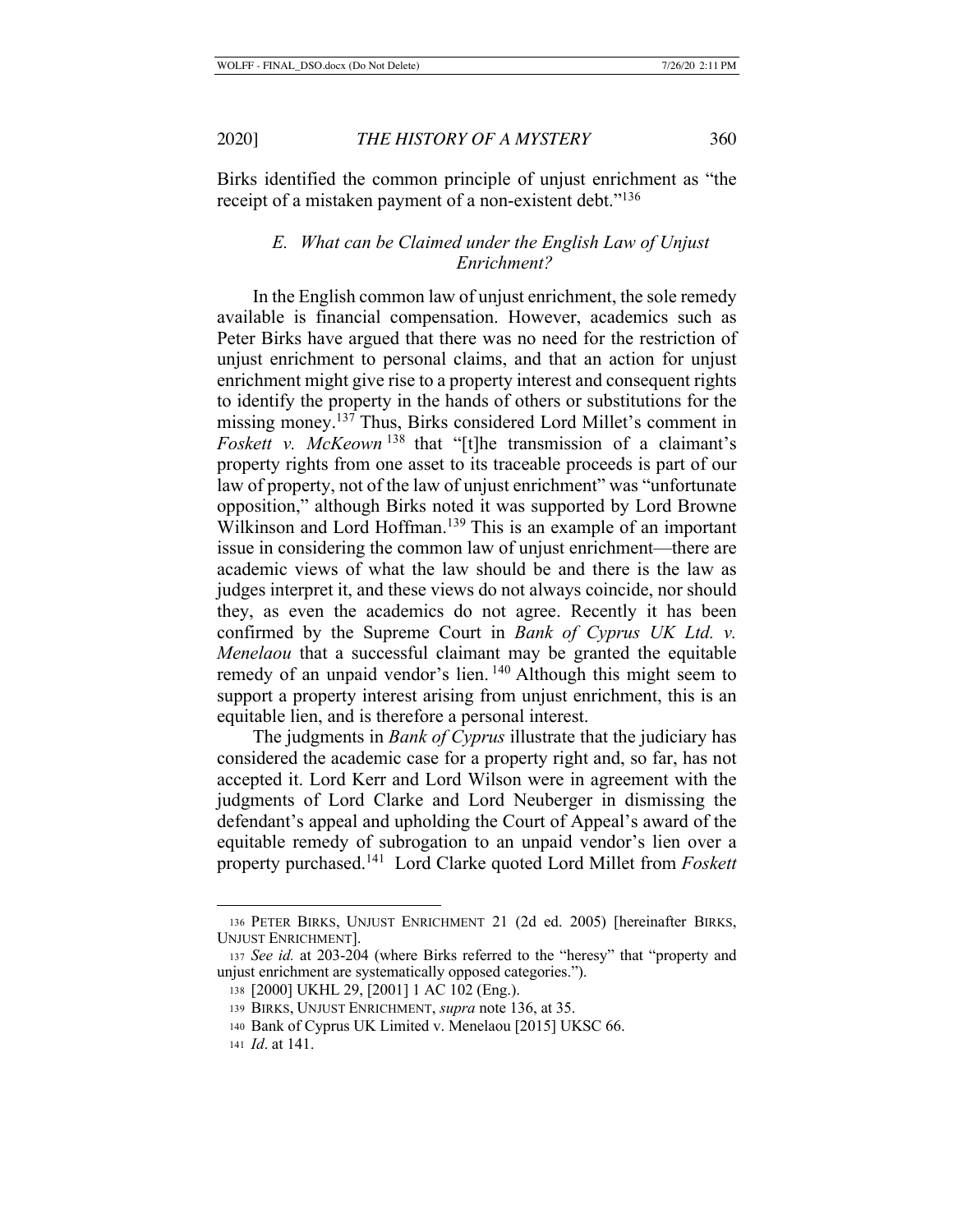Birks identified the common principle of unjust enrichment as "the receipt of a mistaken payment of a non-existent debt."[136]

### *E. What can be Claimed under the English Law of Unjust Enrichment?*

In the English common law of unjust enrichment, the sole remedy available is financial compensation. However, academics such as Peter Birks have argued that there was no need for the restriction of unjust enrichment to personal claims, and that an action for unjust enrichment might give rise to a property interest and consequent rights to identify the property in the hands of others or substitutions for the missing money.[137] Thus, Birks considered Lord Millet's comment in *Foskett v. McKeown*[138] that "[t]he transmission of a claimant's property rights from one asset to its traceable proceeds is part of our law of property, not of the law of unjust enrichment" was "unfortunate opposition," although Birks noted it was supported by Lord Browne Wilkinson and Lord Hoffman.[139] This is an example of an important issue in considering the common law of unjust enrichment—there are academic views of what the law should be and there is the law as judges interpret it, and these views do not always coincide, nor should they, as even the academics do not agree. Recently it has been confirmed by the Supreme Court in *Bank of Cyprus UK Ltd. v. Menelaou* that a successful claimant may be granted the equitable remedy of an unpaid vendor's lien.[140] Although this might seem to support a property interest arising from unjust enrichment, this is an equitable lien, and is therefore a personal interest.

The judgments in *Bank of Cyprus* illustrate that the judiciary has considered the academic case for a property right and, so far, has not accepted it. Lord Kerr and Lord Wilson were in agreement with the judgments of Lord Clarke and Lord Neuberger in dismissing the defendant's appeal and upholding the Court of Appeal's award of the equitable remedy of subrogation to an unpaid vendor's lien over a property purchased.[141] Lord Clarke quoted Lord Millet from *Foskett*

---

136 PETER BIRKS, UNJUST ENRICHMENT 21 (2d ed. 2005) [hereinafter BIRKS, UNJUST ENRICHMENT].

137 *See id.* at 203-204 (where Birks referred to the "heresy" that "property and unjust enrichment are systematically opposed categories.").

138 [2000] UKHL 29, [2001] 1 AC 102 (Eng.).

139 BIRKS, UNJUST ENRICHMENT, *supra* note 136, at 35.

140 Bank of Cyprus UK Limited v. Menelaou [2015] UKSC 66.

141 *Id*. at 141.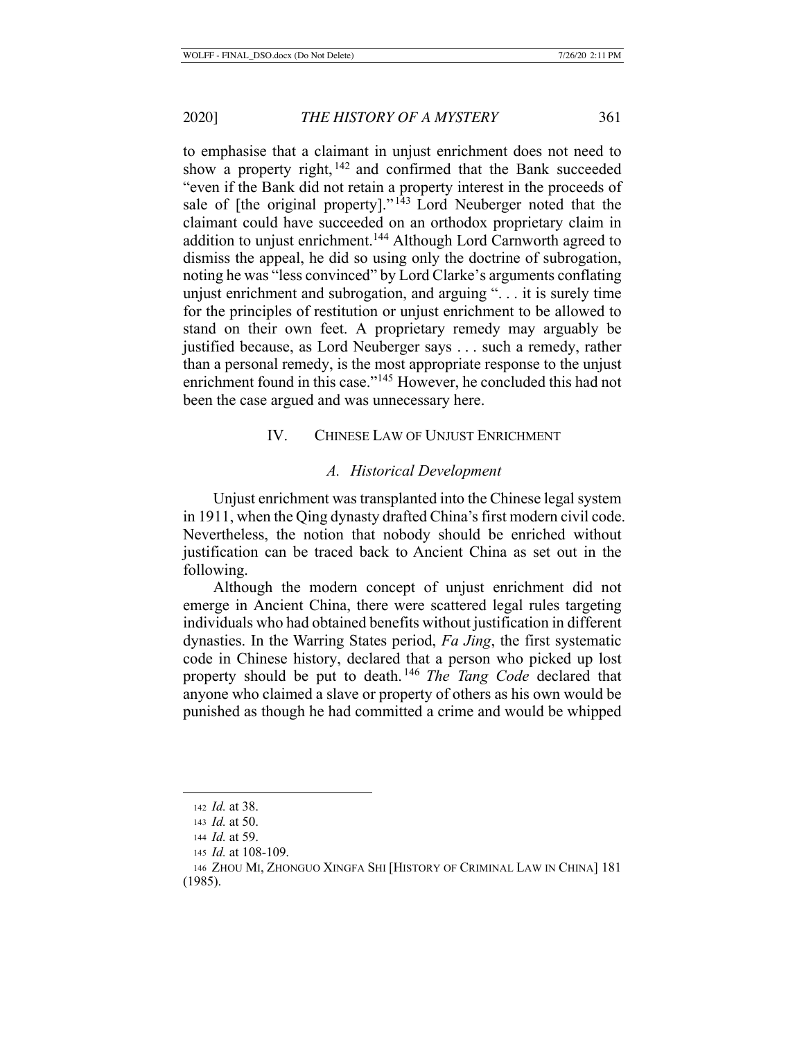to emphasise that a claimant in unjust enrichment does not need to show a property right,[142] and confirmed that the Bank succeeded "even if the Bank did not retain a property interest in the proceeds of sale of [the original property]."[143] Lord Neuberger noted that the claimant could have succeeded on an orthodox proprietary claim in addition to unjust enrichment.[144] Although Lord Carnworth agreed to dismiss the appeal, he did so using only the doctrine of subrogation, noting he was "less convinced" by Lord Clarke's arguments conflating unjust enrichment and subrogation, and arguing ". . . it is surely time for the principles of restitution or unjust enrichment to be allowed to stand on their own feet. A proprietary remedy may arguably be justified because, as Lord Neuberger says . . . such a remedy, rather than a personal remedy, is the most appropriate response to the unjust enrichment found in this case."[145] However, he concluded this had not been the case argued and was unnecessary here.

## IV. Chinese Law of Unjust Enrichment

### *A. Historical Development*

Unjust enrichment was transplanted into the Chinese legal system in 1911, when the Qing dynasty drafted China's first modern civil code. Nevertheless, the notion that nobody should be enriched without justification can be traced back to Ancient China as set out in the following.

Although the modern concept of unjust enrichment did not emerge in Ancient China, there were scattered legal rules targeting individuals who had obtained benefits without justification in different dynasties. In the Warring States period, *Fa Jing*, the first systematic code in Chinese history, declared that a person who picked up lost property should be put to death.[146] *The Tang Code* declared that anyone who claimed a slave or property of others as his own would be punished as though he had committed a crime and would be whipped

---

142 *Id.* at 38.

143 *Id.* at 50.

144 *Id.* at 59.

145 *Id.* at 108-109.

146 ZHOU MI, ZHONGUO XINGFA SHI [HISTORY OF CRIMINAL LAW IN CHINA] 181 (1985).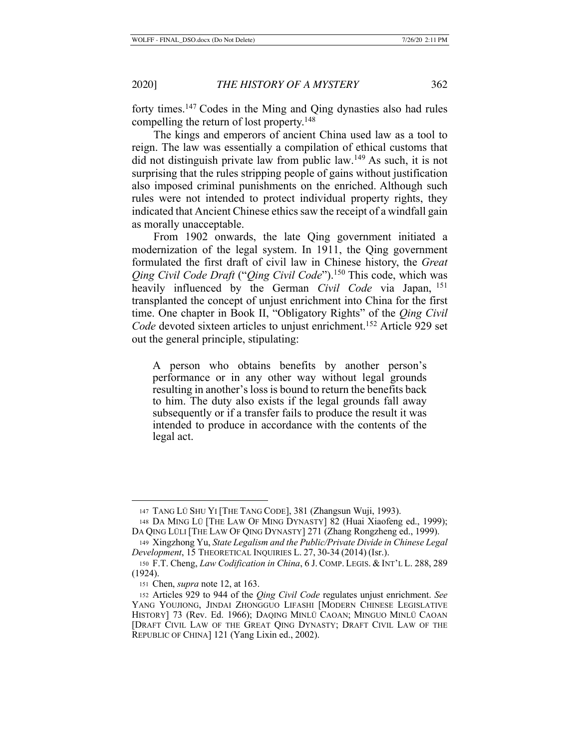forty times.[147] Codes in the Ming and Qing dynasties also had rules compelling the return of lost property.[148]

The kings and emperors of ancient China used law as a tool to reign. The law was essentially a compilation of ethical customs that did not distinguish private law from public law.[149] As such, it is not surprising that the rules stripping people of gains without justification also imposed criminal punishments on the enriched. Although such rules were not intended to protect individual property rights, they indicated that Ancient Chinese ethics saw the receipt of a windfall gain as morally unacceptable.

From 1902 onwards, the late Qing government initiated a modernization of the legal system. In 1911, the Qing government formulated the first draft of civil law in Chinese history, the *Great Qing Civil Code Draft* ("*Qing Civil Code*").[150] This code, which was heavily influenced by the German *Civil Code* via Japan,[151] transplanted the concept of unjust enrichment into China for the first time. One chapter in Book II, "Obligatory Rights" of the *Qing Civil Code* devoted sixteen articles to unjust enrichment.[152] Article 929 set out the general principle, stipulating:

> A person who obtains benefits by another person's performance or in any other way without legal grounds resulting in another's loss is bound to return the benefits back to him. The duty also exists if the legal grounds fall away subsequently or if a transfer fails to produce the result it was intended to produce in accordance with the contents of the legal act.

---

147 TANG LÜ SHU YI [THE TANG CODE], 381 (Zhangsun Wuji, 1993).

148 DA MING LÜ [THE LAW OF MING DYNASTY] 82 (Huai Xiaofeng ed., 1999); DA QING LÜLI [THE LAW OF QING DYNASTY] 271 (Zhang Rongzheng ed., 1999).

149 Xingzhong Yu, *State Legalism and the Public/Private Divide in Chinese Legal Development*, 15 THEORETICAL INQUIRIES L. 27, 30-34 (2014) (Isr.).

150 F.T. Cheng, *Law Codification in China*, 6 J. COMP. LEGIS. & INT'L L. 288, 289 (1924).

151 Chen, *supra* note 12, at 163.

152 Articles 929 to 944 of the *Qing Civil Code* regulates unjust enrichment. *See* YANG YOUJIONG, JINDAI ZHONGGUO LIFASHI [MODERN CHINESE LEGISLATIVE HISTORY] 73 (Rev. Ed. 1966); DAQING MINLÜ CAOAN; MINGUO MINLÜ CAOAN [DRAFT CIVIL LAW OF THE GREAT QING DYNASTY; DRAFT CIVIL LAW OF THE REPUBLIC OF CHINA] 121 (Yang Lixin ed., 2002).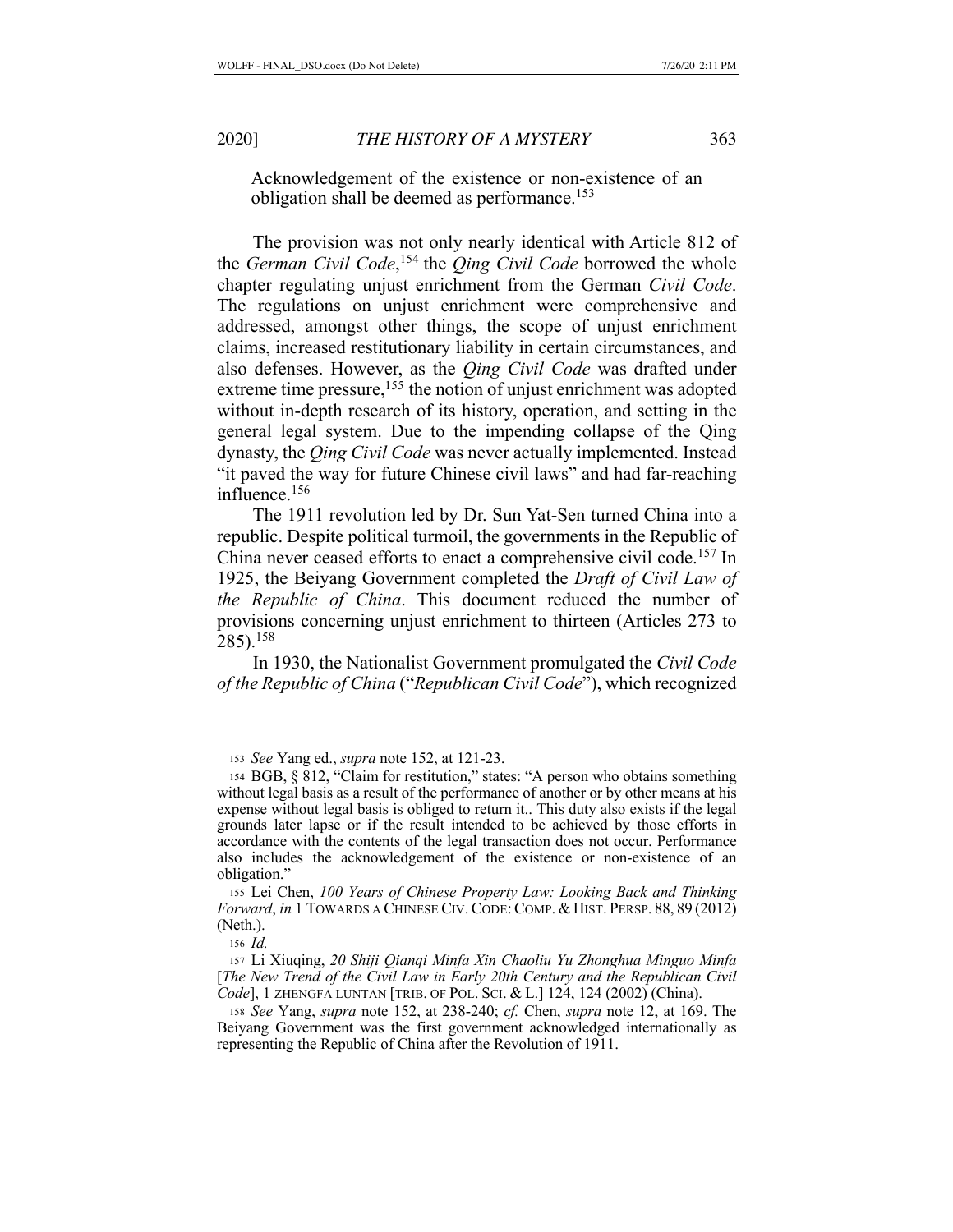> Acknowledgement of the existence or non-existence of an obligation shall be deemed as performance.[153]

The provision was not only nearly identical with Article 812 of the *German Civil Code*,[154] the *Qing Civil Code* borrowed the whole chapter regulating unjust enrichment from the German *Civil Code*. The regulations on unjust enrichment were comprehensive and addressed, amongst other things, the scope of unjust enrichment claims, increased restitutionary liability in certain circumstances, and also defenses. However, as the *Qing Civil Code* was drafted under extreme time pressure,[155] the notion of unjust enrichment was adopted without in-depth research of its history, operation, and setting in the general legal system. Due to the impending collapse of the Qing dynasty, the *Qing Civil Code* was never actually implemented. Instead "it paved the way for future Chinese civil laws" and had far-reaching influence.[156]

The 1911 revolution led by Dr. Sun Yat-Sen turned China into a republic. Despite political turmoil, the governments in the Republic of China never ceased efforts to enact a comprehensive civil code.[157] In 1925, the Beiyang Government completed the *Draft of Civil Law of the Republic of China*. This document reduced the number of provisions concerning unjust enrichment to thirteen (Articles 273 to 285).[158]

In 1930, the Nationalist Government promulgated the *Civil Code of the Republic of China* ("*Republican Civil Code*"), which recognized

---

153 *See* Yang ed., *supra* note 152, at 121-23.

154 BGB, § 812, "Claim for restitution," states: "A person who obtains something without legal basis as a result of the performance of another or by other means at his expense without legal basis is obliged to return it.. This duty also exists if the legal grounds later lapse or if the result intended to be achieved by those efforts in accordance with the contents of the legal transaction does not occur. Performance also includes the acknowledgement of the existence or non-existence of an obligation."

155 Lei Chen, *100 Years of Chinese Property Law: Looking Back and Thinking Forward*, *in* 1 TOWARDS A CHINESE CIV. CODE: COMP. & HIST. PERSP. 88, 89 (2012) (Neth.).

156 *Id.*

157 Li Xiuqing, *20 Shiji Qianqi Minfa Xin Chaoliu Yu Zhonghua Minguo Minfa* [*The New Trend of the Civil Law in Early 20th Century and the Republican Civil Code*], 1 ZHENGFA LUNTAN [TRIB. OF POL. SCI. & L.] 124, 124 (2002) (China).

158 *See* Yang, *supra* note 152, at 238-240; *cf.* Chen, *supra* note 12, at 169. The Beiyang Government was the first government acknowledged internationally as representing the Republic of China after the Revolution of 1911.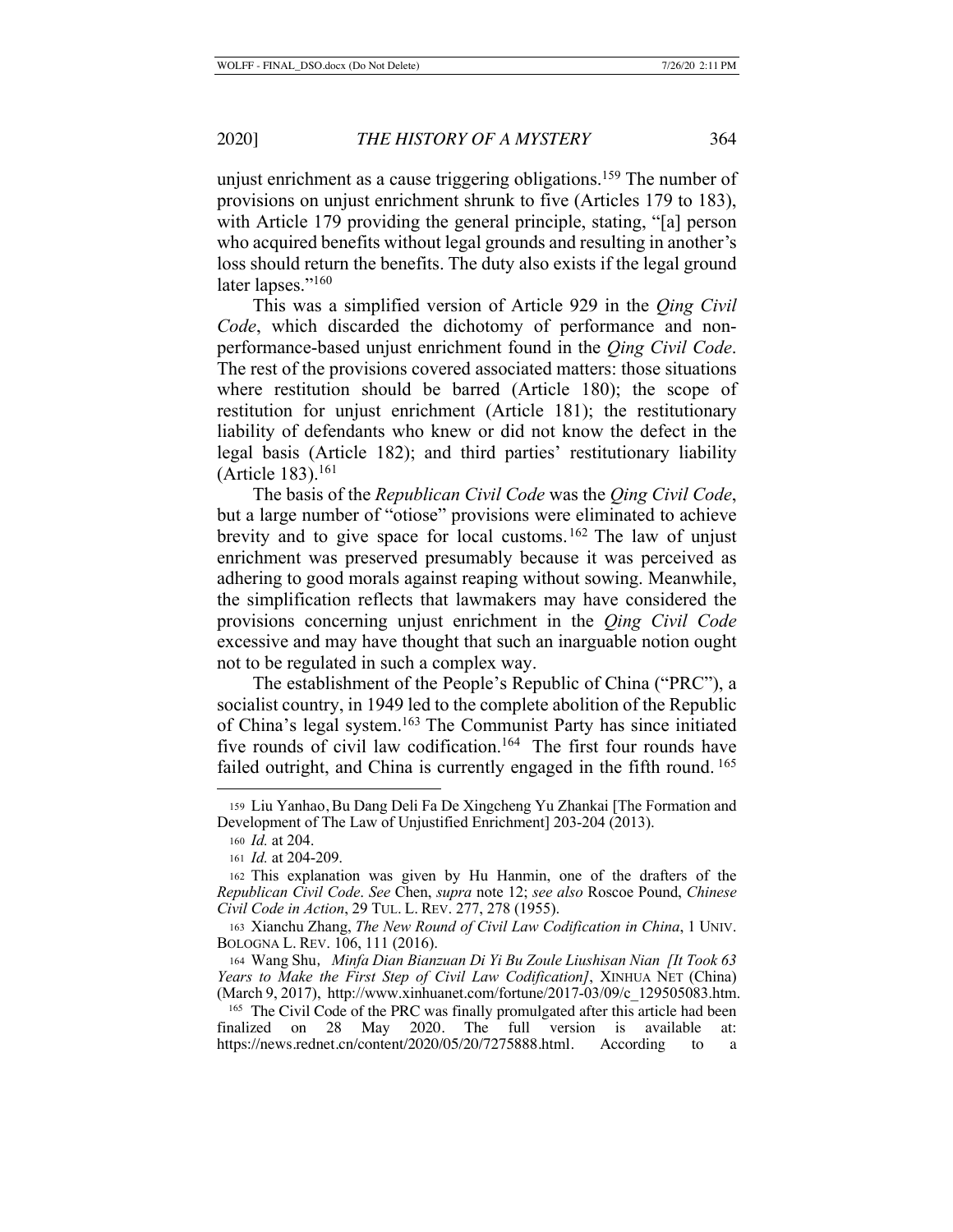unjust enrichment as a cause triggering obligations.[159] The number of provisions on unjust enrichment shrunk to five (Articles 179 to 183), with Article 179 providing the general principle, stating, "[a] person who acquired benefits without legal grounds and resulting in another's loss should return the benefits. The duty also exists if the legal ground later lapses."[160]

This was a simplified version of Article 929 in the *Qing Civil Code*, which discarded the dichotomy of performance and non-performance-based unjust enrichment found in the *Qing Civil Code*. The rest of the provisions covered associated matters: those situations where restitution should be barred (Article 180); the scope of restitution for unjust enrichment (Article 181); the restitutionary liability of defendants who knew or did not know the defect in the legal basis (Article 182); and third parties' restitutionary liability (Article 183).[161]

The basis of the *Republican Civil Code* was the *Qing Civil Code*, but a large number of "otiose" provisions were eliminated to achieve brevity and to give space for local customs.[162] The law of unjust enrichment was preserved presumably because it was perceived as adhering to good morals against reaping without sowing. Meanwhile, the simplification reflects that lawmakers may have considered the provisions concerning unjust enrichment in the *Qing Civil Code* excessive and may have thought that such an inarguable notion ought not to be regulated in such a complex way.

The establishment of the People's Republic of China ("PRC"), a socialist country, in 1949 led to the complete abolition of the Republic of China's legal system.[163] The Communist Party has since initiated five rounds of civil law codification.[164] The first four rounds have failed outright, and China is currently engaged in the fifth round.[165]

---

[159] Liu Yanhao, Bu Dang Deli Fa De Xingcheng Yu Zhankai [The Formation and Development of The Law of Unjustified Enrichment] 203-204 (2013).

[160] *Id.* at 204.

[161] *Id.* at 204-209.

[162] This explanation was given by Hu Hanmin, one of the drafters of the *Republican Civil Code*. *See* Chen, *supra* note 12; *see also* Roscoe Pound, *Chinese Civil Code in Action*, 29 TUL. L. REV. 277, 278 (1955).

[163] Xianchu Zhang, *The New Round of Civil Law Codification in China*, 1 UNIV. BOLOGNA L. REV. 106, 111 (2016).

[164] Wang Shu, *Minfa Dian Bianzuan Di Yi Bu Zoule Liushisan Nian [It Took 63 Years to Make the First Step of Civil Law Codification]*, XINHUA NET (China) (March 9, 2017), http://www.xinhuanet.com/fortune/2017-03/09/c_129505083.htm.

[165] The Civil Code of the PRC was finally promulgated after this article had been finalized on 28 May 2020. The full version is available at: https://news.rednet.cn/content/2020/05/20/7275888.html. According to a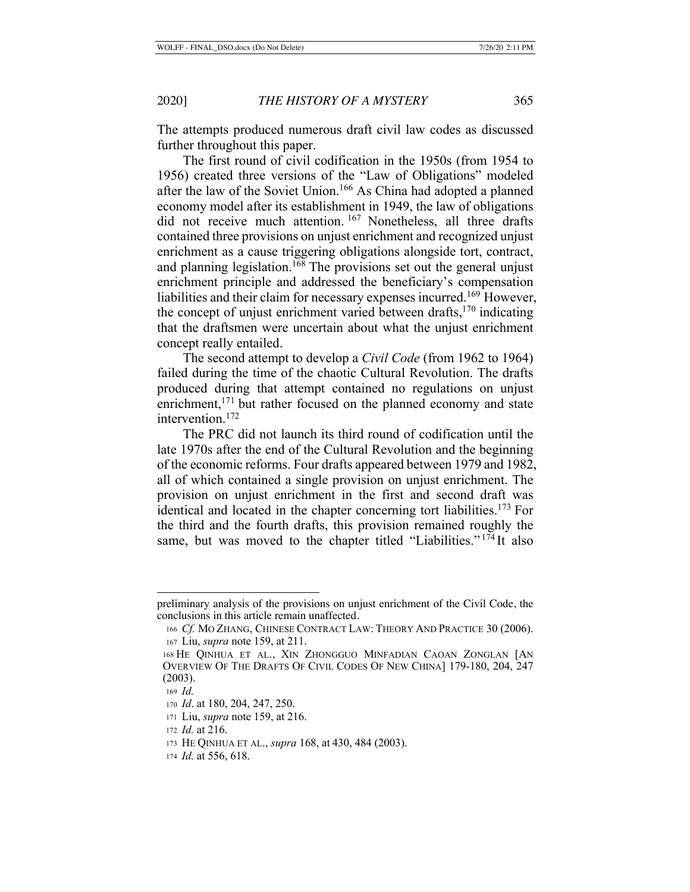The attempts produced numerous draft civil law codes as discussed further throughout this paper.

The first round of civil codification in the 1950s (from 1954 to 1956) created three versions of the "Law of Obligations" modeled after the law of the Soviet Union.[166] As China had adopted a planned economy model after its establishment in 1949, the law of obligations did not receive much attention.[167] Nonetheless, all three drafts contained three provisions on unjust enrichment and recognized unjust enrichment as a cause triggering obligations alongside tort, contract, and planning legislation.[168] The provisions set out the general unjust enrichment principle and addressed the beneficiary's compensation liabilities and their claim for necessary expenses incurred.[169] However, the concept of unjust enrichment varied between drafts,[170] indicating that the draftsmen were uncertain about what the unjust enrichment concept really entailed.

The second attempt to develop a *Civil Code* (from 1962 to 1964) failed during the time of the chaotic Cultural Revolution. The drafts produced during that attempt contained no regulations on unjust enrichment,[171] but rather focused on the planned economy and state intervention.[172]

The PRC did not launch its third round of codification until the late 1970s after the end of the Cultural Revolution and the beginning of the economic reforms. Four drafts appeared between 1979 and 1982, all of which contained a single provision on unjust enrichment. The provision on unjust enrichment in the first and second draft was identical and located in the chapter concerning tort liabilities.[173] For the third and the fourth drafts, this provision remained roughly the same, but was moved to the chapter titled "Liabilities."[174] It also

---

preliminary analysis of the provisions on unjust enrichment of the Civil Code, the conclusions in this article remain unaffected.

166 *Cf.* MO ZHANG, CHINESE CONTRACT LAW: THEORY AND PRACTICE 30 (2006).

167 Liu, *supra* note 159, at 211.

168 HE QINHUA ET AL., XIN ZHONGGUO MINFADIAN CAOAN ZONGLAN [AN OVERVIEW OF THE DRAFTS OF CIVIL CODES OF NEW CHINA] 179-180, 204, 247 (2003).

169 *Id.*

170 *Id*. at 180, 204, 247, 250.

171 Liu, *supra* note 159, at 216.

172 *Id.* at 216.

173 HE QINHUA ET AL., *supra* 168, at 430, 484 (2003).

174 *Id.* at 556, 618.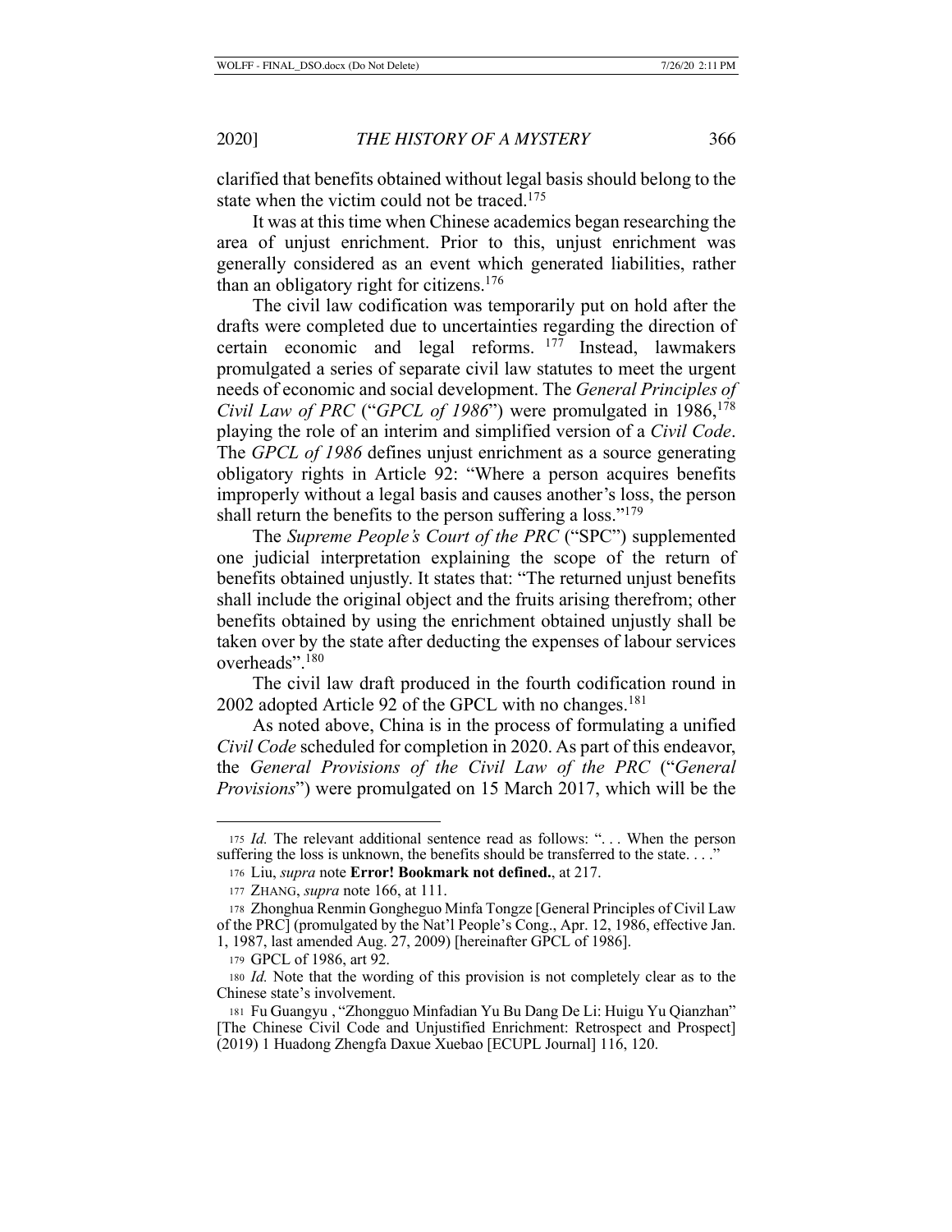clarified that benefits obtained without legal basis should belong to the state when the victim could not be traced.[175]

It was at this time when Chinese academics began researching the area of unjust enrichment. Prior to this, unjust enrichment was generally considered as an event which generated liabilities, rather than an obligatory right for citizens.[176]

The civil law codification was temporarily put on hold after the drafts were completed due to uncertainties regarding the direction of certain economic and legal reforms.[177] Instead, lawmakers promulgated a series of separate civil law statutes to meet the urgent needs of economic and social development. The *General Principles of Civil Law of PRC* ("*GPCL of 1986*") were promulgated in 1986,[178] playing the role of an interim and simplified version of a *Civil Code*. The *GPCL of 1986* defines unjust enrichment as a source generating obligatory rights in Article 92: "Where a person acquires benefits improperly without a legal basis and causes another's loss, the person shall return the benefits to the person suffering a loss."[179]

The *Supreme People's Court of the PRC* ("SPC") supplemented one judicial interpretation explaining the scope of the return of benefits obtained unjustly. It states that: "The returned unjust benefits shall include the original object and the fruits arising therefrom; other benefits obtained by using the enrichment obtained unjustly shall be taken over by the state after deducting the expenses of labour services overheads".[180]

The civil law draft produced in the fourth codification round in 2002 adopted Article 92 of the GPCL with no changes.[181]

As noted above, China is in the process of formulating a unified *Civil Code* scheduled for completion in 2020. As part of this endeavor, the *General Provisions of the Civil Law of the PRC* ("*General Provisions*") were promulgated on 15 March 2017, which will be the

---

175 *Id.* The relevant additional sentence read as follows: ". . . When the person suffering the loss is unknown, the benefits should be transferred to the state. . . ."

176 Liu, *supra* note **Error! Bookmark not defined.**, at 217.

177 ZHANG, *supra* note 166, at 111.

178 Zhonghua Renmin Gongheguo Minfa Tongze [General Principles of Civil Law of the PRC] (promulgated by the Nat'l People's Cong., Apr. 12, 1986, effective Jan. 1, 1987, last amended Aug. 27, 2009) [hereinafter GPCL of 1986].

179 GPCL of 1986, art 92.

180 *Id.* Note that the wording of this provision is not completely clear as to the Chinese state's involvement.

181 Fu Guangyu , "Zhongguo Minfadian Yu Bu Dang De Li: Huigu Yu Qianzhan" [The Chinese Civil Code and Unjustified Enrichment: Retrospect and Prospect] (2019) 1 Huadong Zhengfa Daxue Xuebao [ECUPL Journal] 116, 120.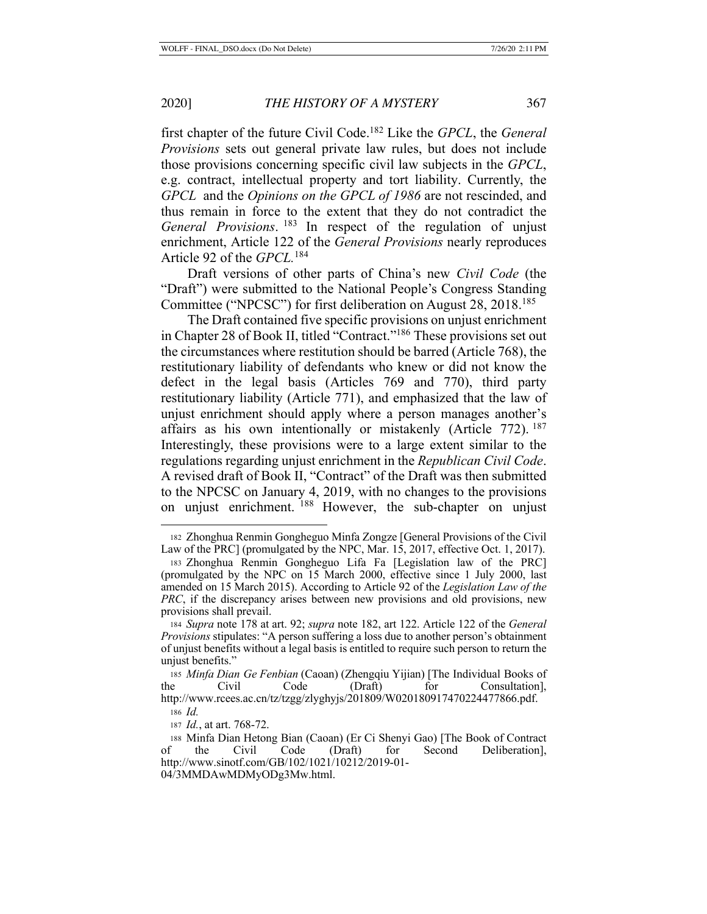first chapter of the future Civil Code.[182] Like the *GPCL*, the *General Provisions* sets out general private law rules, but does not include those provisions concerning specific civil law subjects in the *GPCL*, e.g. contract, intellectual property and tort liability. Currently, the *GPCL* and the *Opinions on the GPCL of 1986* are not rescinded, and thus remain in force to the extent that they do not contradict the *General Provisions*.[183] In respect of the regulation of unjust enrichment, Article 122 of the *General Provisions* nearly reproduces Article 92 of the *GPCL*.[184]

Draft versions of other parts of China's new *Civil Code* (the "Draft") were submitted to the National People's Congress Standing Committee ("NPCSC") for first deliberation on August 28, 2018.[185]

The Draft contained five specific provisions on unjust enrichment in Chapter 28 of Book II, titled "Contract."[186] These provisions set out the circumstances where restitution should be barred (Article 768), the restitutionary liability of defendants who knew or did not know the defect in the legal basis (Articles 769 and 770), third party restitutionary liability (Article 771), and emphasized that the law of unjust enrichment should apply where a person manages another's affairs as his own intentionally or mistakenly (Article 772).[187] Interestingly, these provisions were to a large extent similar to the regulations regarding unjust enrichment in the *Republican Civil Code*. A revised draft of Book II, "Contract" of the Draft was then submitted to the NPCSC on January 4, 2019, with no changes to the provisions on unjust enrichment.[188] However, the sub-chapter on unjust

---

182 Zhonghua Renmin Gongheguo Minfa Zongze [General Provisions of the Civil Law of the PRC] (promulgated by the NPC, Mar. 15, 2017, effective Oct. 1, 2017).

183 Zhonghua Renmin Gongheguo Lifa Fa [Legislation law of the PRC] (promulgated by the NPC on 15 March 2000, effective since 1 July 2000, last amended on 15 March 2015). According to Article 92 of the *Legislation Law of the PRC*, if the discrepancy arises between new provisions and old provisions, new provisions shall prevail.

184 *Supra* note 178 at art. 92; *supra* note 182, art 122. Article 122 of the *General Provisions* stipulates: "A person suffering a loss due to another person's obtainment of unjust benefits without a legal basis is entitled to require such person to return the unjust benefits."

185 *Minfa Dian Ge Fenbian* (Caoan) (Zhengqiu Yijian) [The Individual Books of the Civil Code (Draft) for Consultation], http://www.rcees.ac.cn/tz/tzgg/zlyghyjs/201809/W020180917470224477866.pdf.

186 *Id.*

187 *Id.*, at art. 768-72.

188 Minfa Dian Hetong Bian (Caoan) (Er Ci Shenyi Gao) [The Book of Contract of the Civil Code (Draft) for Second Deliberation], http://www.sinotf.com/GB/102/1021/10212/2019-01-04/3MMDAwMDMyODg3Mw.html.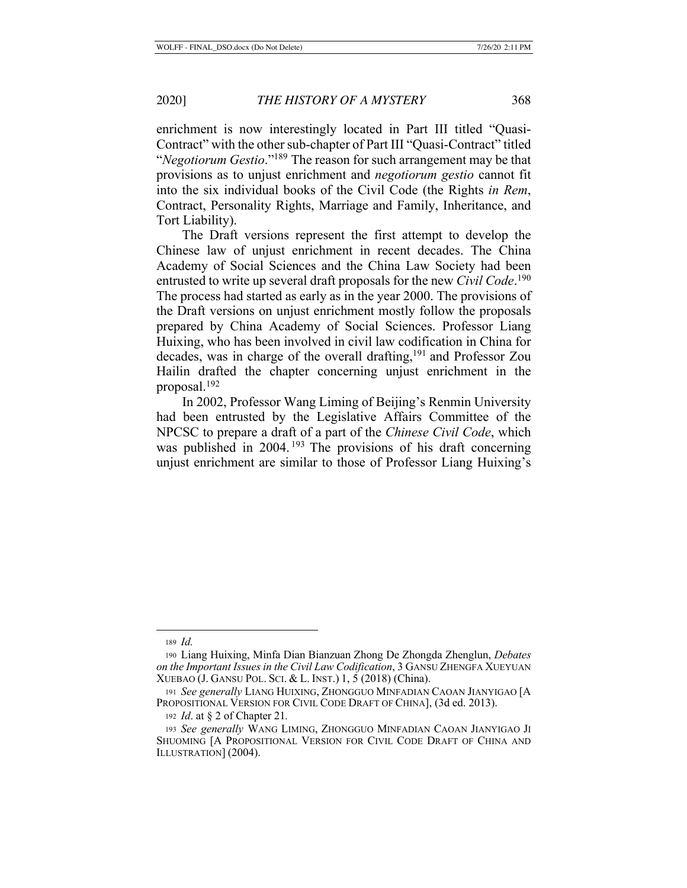enrichment is now interestingly located in Part III titled "Quasi-Contract" with the other sub-chapter of Part III "Quasi-Contract" titled "*Negotiorum Gestio*."[189] The reason for such arrangement may be that provisions as to unjust enrichment and *negotiorum gestio* cannot fit into the six individual books of the Civil Code (the Rights *in Rem*, Contract, Personality Rights, Marriage and Family, Inheritance, and Tort Liability).

The Draft versions represent the first attempt to develop the Chinese law of unjust enrichment in recent decades. The China Academy of Social Sciences and the China Law Society had been entrusted to write up several draft proposals for the new *Civil Code*.[190] The process had started as early as in the year 2000. The provisions of the Draft versions on unjust enrichment mostly follow the proposals prepared by China Academy of Social Sciences. Professor Liang Huixing, who has been involved in civil law codification in China for decades, was in charge of the overall drafting,[191] and Professor Zou Hailin drafted the chapter concerning unjust enrichment in the proposal.[192]

In 2002, Professor Wang Liming of Beijing's Renmin University had been entrusted by the Legislative Affairs Committee of the NPCSC to prepare a draft of a part of the *Chinese Civil Code*, which was published in 2004.[193] The provisions of his draft concerning unjust enrichment are similar to those of Professor Liang Huixing's

---

189 *Id.*

190 Liang Huixing, Minfa Dian Bianzuan Zhong De Zhongda Zhenglun, *Debates on the Important Issues in the Civil Law Codification*, 3 GANSU ZHENGFA XUEYUAN XUEBAO (J. GANSU POL. SCI. & L. INST.) 1, 5 (2018) (China).

191 *See generally* LIANG HUIXING, ZHONGGUO MINFADIAN CAOAN JIANYIGAO [A PROPOSITIONAL VERSION FOR CIVIL CODE DRAFT OF CHINA], (3d ed. 2013).

192 *Id*. at § 2 of Chapter 21.

193 *See generally* WANG LIMING, ZHONGGUO MINFADIAN CAOAN JIANYIGAO JI SHUOMING [A PROPOSITIONAL VERSION FOR CIVIL CODE DRAFT OF CHINA AND ILLUSTRATION] (2004).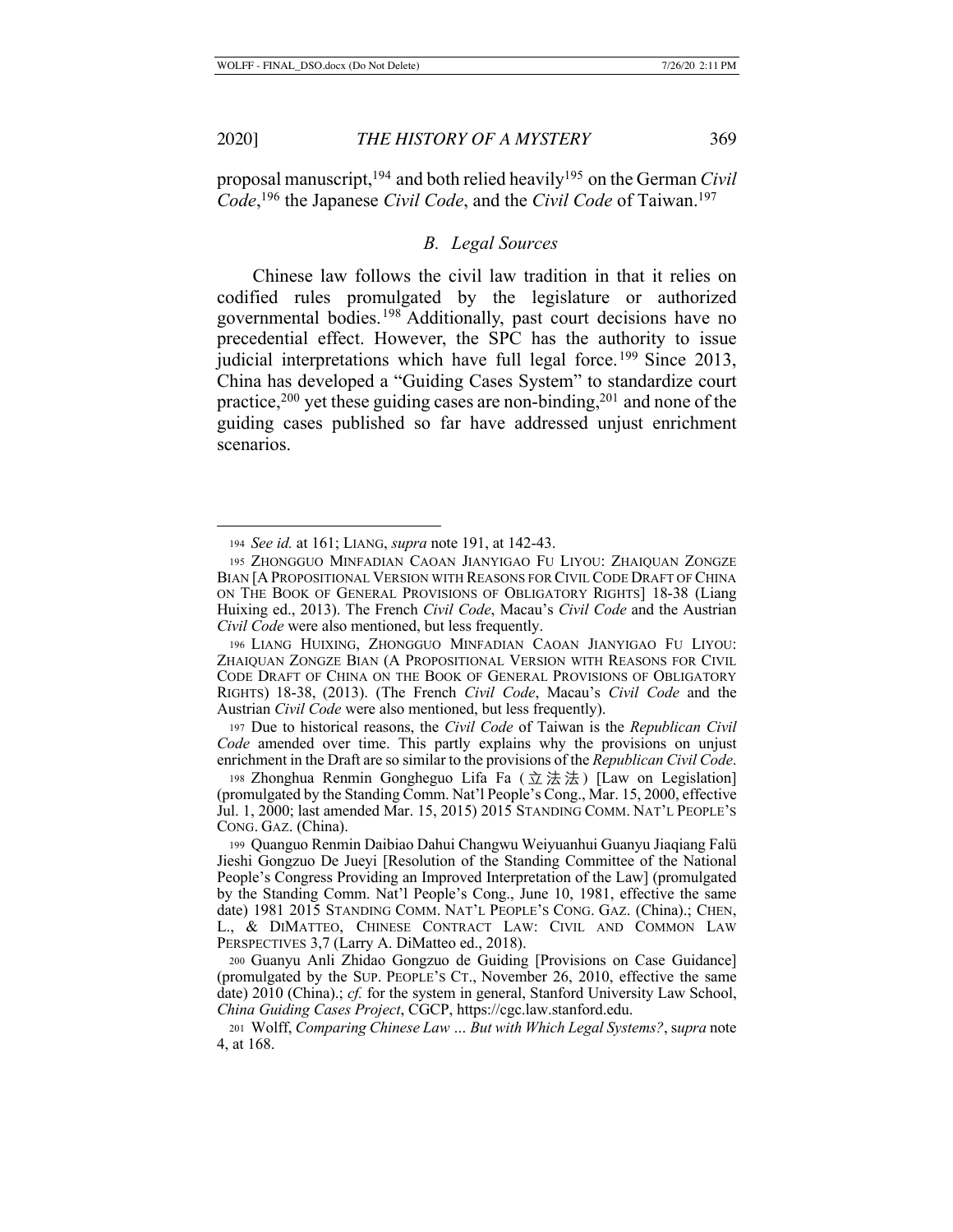proposal manuscript,[194] and both relied heavily[195] on the German *Civil Code*,[196] the Japanese *Civil Code*, and the *Civil Code* of Taiwan.[197]

### B. Legal Sources

Chinese law follows the civil law tradition in that it relies on codified rules promulgated by the legislature or authorized governmental bodies.[198] Additionally, past court decisions have no precedential effect. However, the SPC has the authority to issue judicial interpretations which have full legal force.[199] Since 2013, China has developed a "Guiding Cases System" to standardize court practice,[200] yet these guiding cases are non-binding,[201] and none of the guiding cases published so far have addressed unjust enrichment scenarios.

---

194 *See id.* at 161; LIANG, *supra* note 191, at 142-43.

195 ZHONGGUO MINFADIAN CAOAN JIANYIGAO FU LIYOU: ZHAIQUAN ZONGZE BIAN [A PROPOSITIONAL VERSION WITH REASONS FOR CIVIL CODE DRAFT OF CHINA ON THE BOOK OF GENERAL PROVISIONS OF OBLIGATORY RIGHTS] 18-38 (Liang Huixing ed., 2013). The French *Civil Code*, Macau's *Civil Code* and the Austrian *Civil Code* were also mentioned, but less frequently.

196 LIANG HUIXING, ZHONGGUO MINFADIAN CAOAN JIANYIGAO FU LIYOU: ZHAIQUAN ZONGZE BIAN (A PROPOSITIONAL VERSION WITH REASONS FOR CIVIL CODE DRAFT OF CHINA ON THE BOOK OF GENERAL PROVISIONS OF OBLIGATORY RIGHTS) 18-38, (2013). (The French *Civil Code*, Macau's *Civil Code* and the Austrian *Civil Code* were also mentioned, but less frequently).

197 Due to historical reasons, the *Civil Code* of Taiwan is the *Republican Civil Code* amended over time. This partly explains why the provisions on unjust enrichment in the Draft are so similar to the provisions of the *Republican Civil Code*.

198 Zhonghua Renmin Gongheguo Lifa Fa (立法法) [Law on Legislation] (promulgated by the Standing Comm. Nat'l People's Cong., Mar. 15, 2000, effective Jul. 1, 2000; last amended Mar. 15, 2015) 2015 STANDING COMM. NAT'L PEOPLE'S CONG. GAZ. (China).

199 Quanguo Renmin Daibiao Dahui Changwu Weiyuanhui Guanyu Jiaqiang Falü Jieshi Gongzuo De Jueyi [Resolution of the Standing Committee of the National People's Congress Providing an Improved Interpretation of the Law] (promulgated by the Standing Comm. Nat'l People's Cong., June 10, 1981, effective the same date) 1981 2015 STANDING COMM. NAT'L PEOPLE'S CONG. GAZ. (China).; CHEN, L., & DIMATTEO, CHINESE CONTRACT LAW: CIVIL AND COMMON LAW PERSPECTIVES 3,7 (Larry A. DiMatteo ed., 2018).

200 Guanyu Anli Zhidao Gongzuo de Guiding [Provisions on Case Guidance] (promulgated by the SUP. PEOPLE'S CT., November 26, 2010, effective the same date) 2010 (China).; *cf.* for the system in general, Stanford University Law School, *China Guiding Cases Project*, CGCP, https://cgc.law.stanford.edu.

201 Wolff, *Comparing Chinese Law ... But with Which Legal Systems?*, s*upra* note 4, at 168.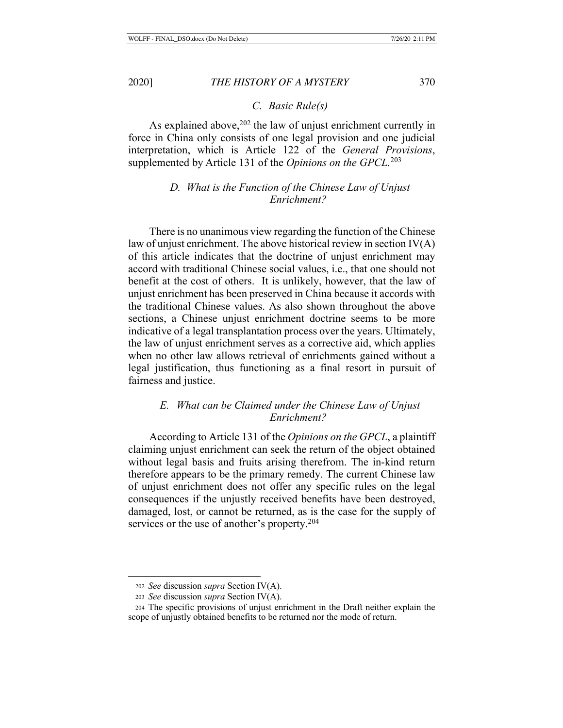### *C. Basic Rule(s)*

As explained above,[202] the law of unjust enrichment currently in force in China only consists of one legal provision and one judicial interpretation, which is Article 122 of the *General Provisions*, supplemented by Article 131 of the *Opinions on the GPCL*.[203]

### *D. What is the Function of the Chinese Law of Unjust Enrichment?*

There is no unanimous view regarding the function of the Chinese law of unjust enrichment. The above historical review in section IV(A) of this article indicates that the doctrine of unjust enrichment may accord with traditional Chinese social values, i.e., that one should not benefit at the cost of others. It is unlikely, however, that the law of unjust enrichment has been preserved in China because it accords with the traditional Chinese values. As also shown throughout the above sections, a Chinese unjust enrichment doctrine seems to be more indicative of a legal transplantation process over the years. Ultimately, the law of unjust enrichment serves as a corrective aid, which applies when no other law allows retrieval of enrichments gained without a legal justification, thus functioning as a final resort in pursuit of fairness and justice.

### *E. What can be Claimed under the Chinese Law of Unjust Enrichment?*

According to Article 131 of the *Opinions on the GPCL*, a plaintiff claiming unjust enrichment can seek the return of the object obtained without legal basis and fruits arising therefrom. The in-kind return therefore appears to be the primary remedy. The current Chinese law of unjust enrichment does not offer any specific rules on the legal consequences if the unjustly received benefits have been destroyed, damaged, lost, or cannot be returned, as is the case for the supply of services or the use of another's property.[204]

---

[202] *See* discussion *supra* Section IV(A).

[203] *See* discussion *supra* Section IV(A).

[204] The specific provisions of unjust enrichment in the Draft neither explain the scope of unjustly obtained benefits to be returned nor the mode of return.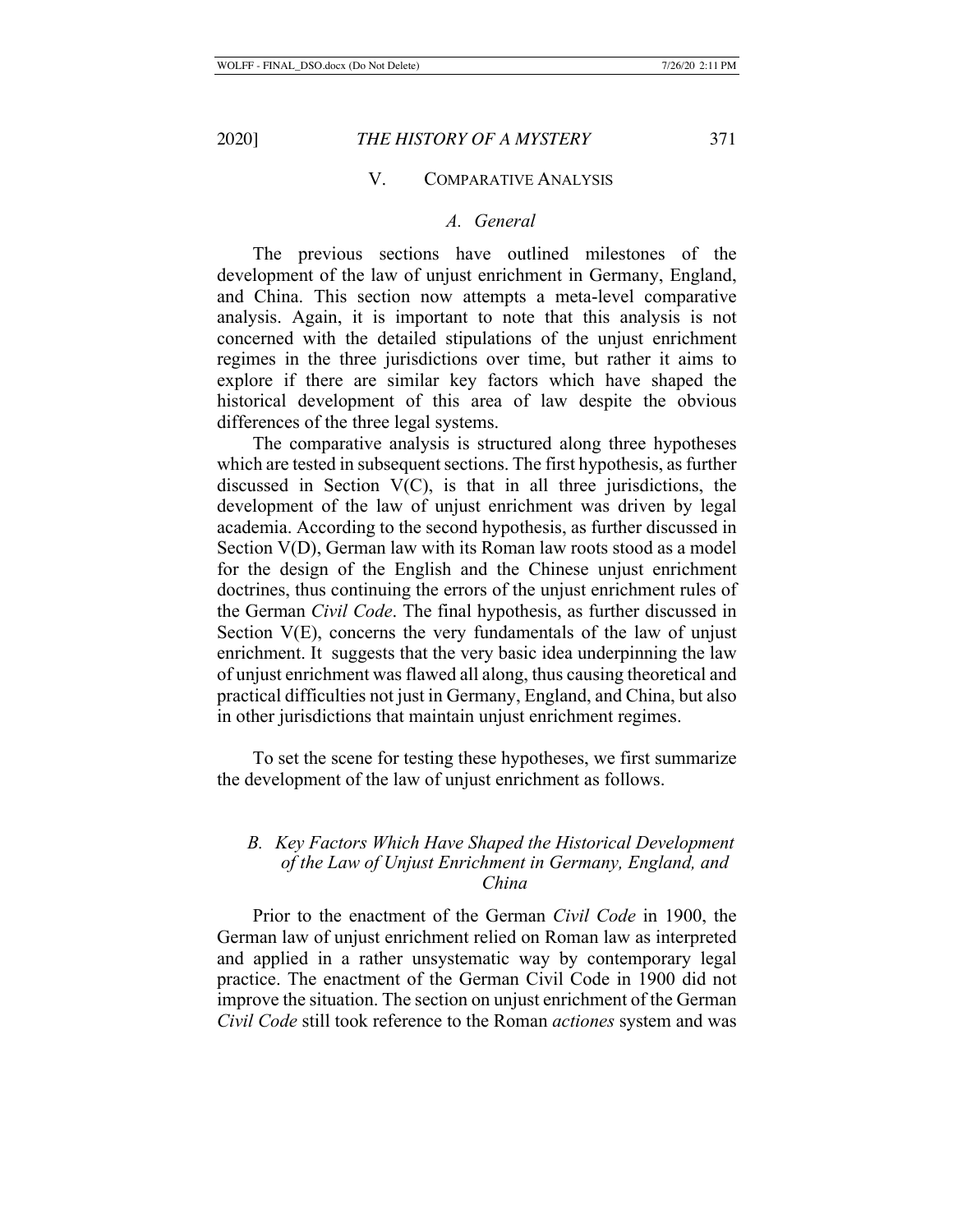## V. COMPARATIVE ANALYSIS

### *A. General*

The previous sections have outlined milestones of the development of the law of unjust enrichment in Germany, England, and China. This section now attempts a meta-level comparative analysis. Again, it is important to note that this analysis is not concerned with the detailed stipulations of the unjust enrichment regimes in the three jurisdictions over time, but rather it aims to explore if there are similar key factors which have shaped the historical development of this area of law despite the obvious differences of the three legal systems.

The comparative analysis is structured along three hypotheses which are tested in subsequent sections. The first hypothesis, as further discussed in Section V(C), is that in all three jurisdictions, the development of the law of unjust enrichment was driven by legal academia. According to the second hypothesis, as further discussed in Section V(D), German law with its Roman law roots stood as a model for the design of the English and the Chinese unjust enrichment doctrines, thus continuing the errors of the unjust enrichment rules of the German *Civil Code*. The final hypothesis, as further discussed in Section V(E), concerns the very fundamentals of the law of unjust enrichment. It suggests that the very basic idea underpinning the law of unjust enrichment was flawed all along, thus causing theoretical and practical difficulties not just in Germany, England, and China, but also in other jurisdictions that maintain unjust enrichment regimes.

To set the scene for testing these hypotheses, we first summarize the development of the law of unjust enrichment as follows.

### *B. Key Factors Which Have Shaped the Historical Development of the Law of Unjust Enrichment in Germany, England, and China*

Prior to the enactment of the German *Civil Code* in 1900, the German law of unjust enrichment relied on Roman law as interpreted and applied in a rather unsystematic way by contemporary legal practice. The enactment of the German Civil Code in 1900 did not improve the situation. The section on unjust enrichment of the German *Civil Code* still took reference to the Roman *actiones* system and was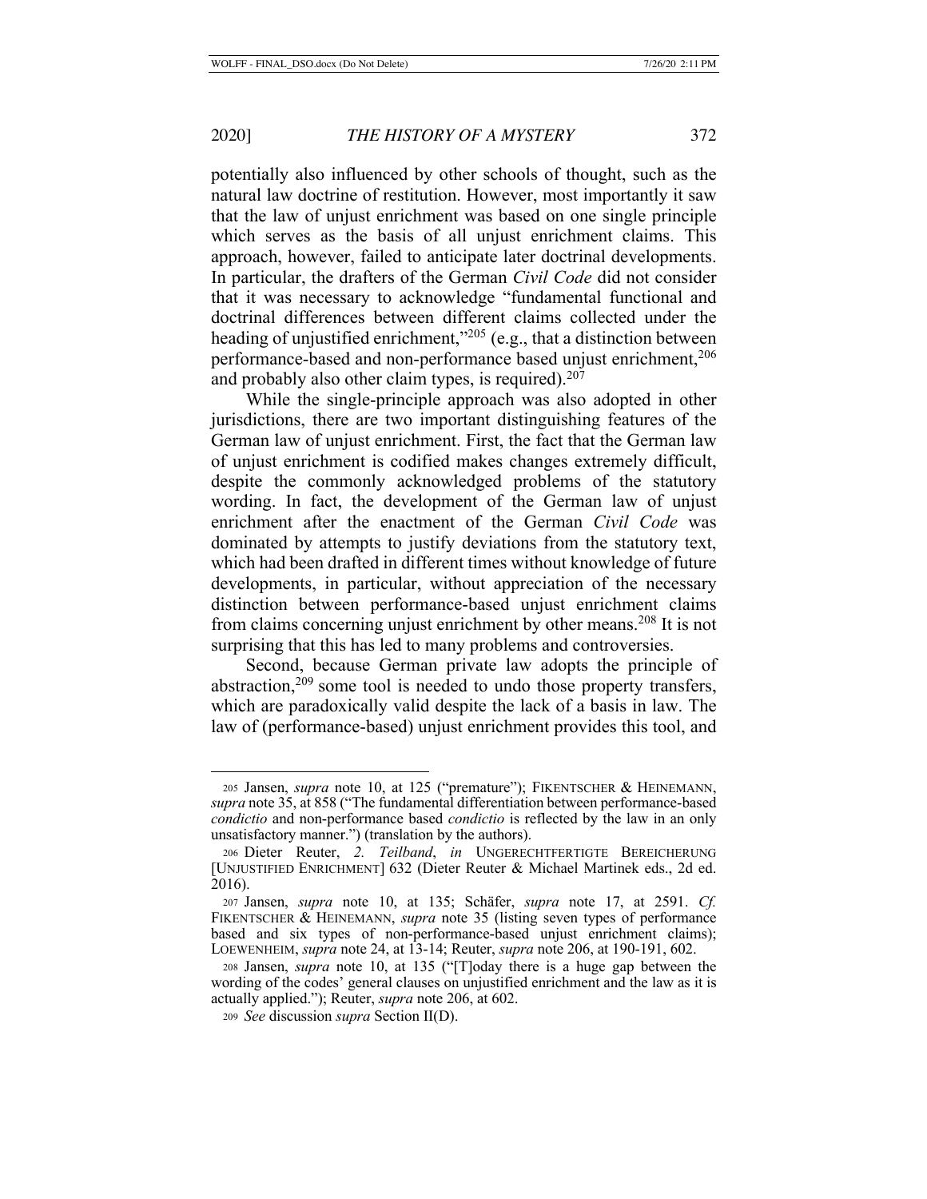potentially also influenced by other schools of thought, such as the natural law doctrine of restitution. However, most importantly it saw that the law of unjust enrichment was based on one single principle which serves as the basis of all unjust enrichment claims. This approach, however, failed to anticipate later doctrinal developments. In particular, the drafters of the German *Civil Code* did not consider that it was necessary to acknowledge "fundamental functional and doctrinal differences between different claims collected under the heading of unjustified enrichment,"[205] (e.g., that a distinction between performance-based and non-performance based unjust enrichment,[206] and probably also other claim types, is required).[207]

While the single-principle approach was also adopted in other jurisdictions, there are two important distinguishing features of the German law of unjust enrichment. First, the fact that the German law of unjust enrichment is codified makes changes extremely difficult, despite the commonly acknowledged problems of the statutory wording. In fact, the development of the German law of unjust enrichment after the enactment of the German *Civil Code* was dominated by attempts to justify deviations from the statutory text, which had been drafted in different times without knowledge of future developments, in particular, without appreciation of the necessary distinction between performance-based unjust enrichment claims from claims concerning unjust enrichment by other means.[208] It is not surprising that this has led to many problems and controversies.

Second, because German private law adopts the principle of abstraction,[209] some tool is needed to undo those property transfers, which are paradoxically valid despite the lack of a basis in law. The law of (performance-based) unjust enrichment provides this tool, and

---

[205] Jansen, *supra* note 10, at 125 ("premature"); FIKENTSCHER & HEINEMANN, *supra* note 35, at 858 ("The fundamental differentiation between performance-based *condictio* and non-performance based *condictio* is reflected by the law in an only unsatisfactory manner.") (translation by the authors).

[206] Dieter Reuter, *2. Teilband*, *in* UNGERECHTFERTIGTE BEREICHERUNG [UNJUSTIFIED ENRICHMENT] 632 (Dieter Reuter & Michael Martinek eds., 2d ed. 2016).

[207] Jansen, *supra* note 10, at 135; Schäfer, *supra* note 17, at 2591. *Cf.* FIKENTSCHER & HEINEMANN, *supra* note 35 (listing seven types of performance based and six types of non-performance-based unjust enrichment claims); LOEWENHEIM, *supra* note 24, at 13-14; Reuter, *supra* note 206, at 190-191, 602.

[208] Jansen, *supra* note 10, at 135 ("[T]oday there is a huge gap between the wording of the codes' general clauses on unjustified enrichment and the law as it is actually applied."); Reuter, *supra* note 206, at 602.

[209] *See* discussion *supra* Section II(D).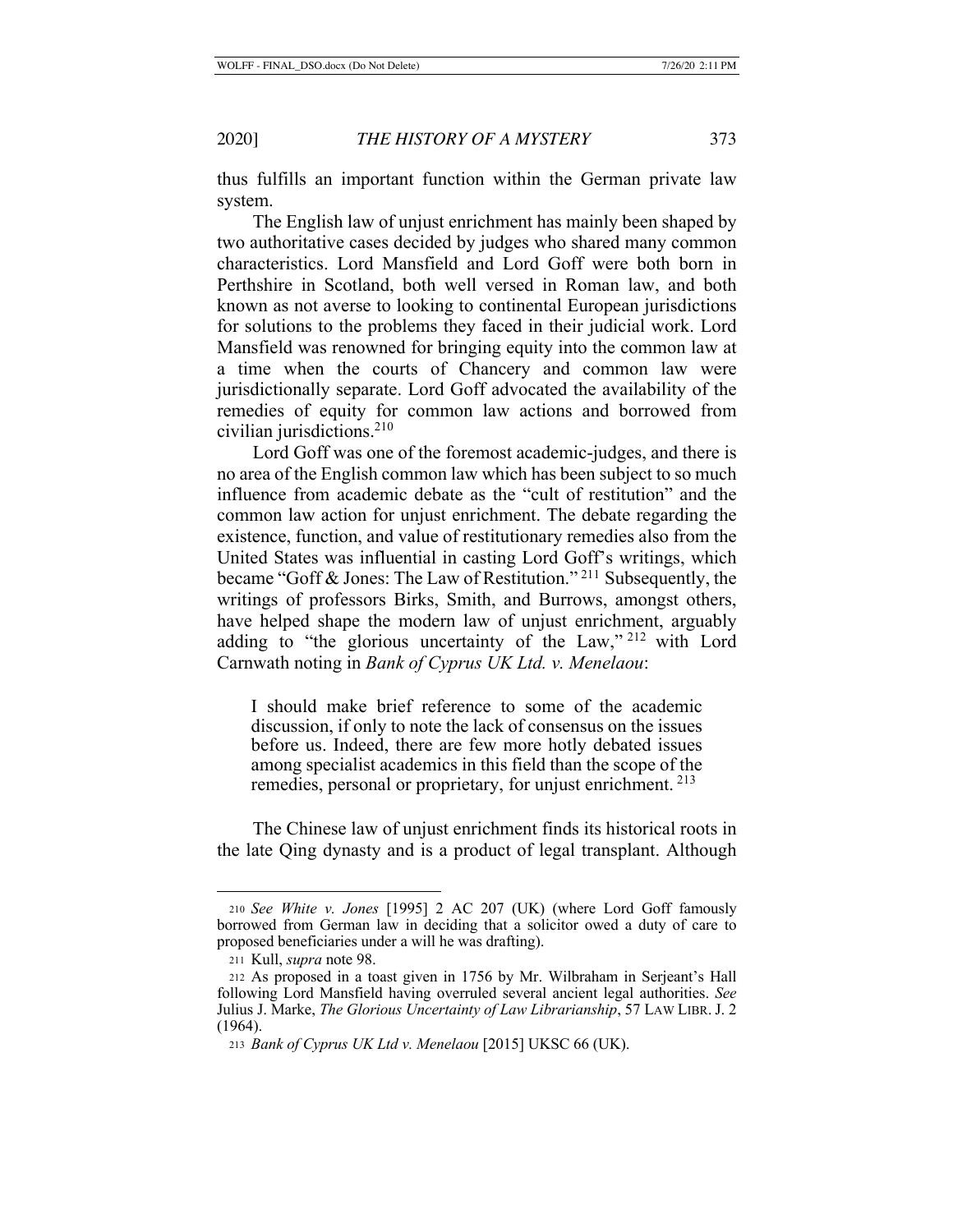thus fulfills an important function within the German private law system.

The English law of unjust enrichment has mainly been shaped by two authoritative cases decided by judges who shared many common characteristics. Lord Mansfield and Lord Goff were both born in Perthshire in Scotland, both well versed in Roman law, and both known as not averse to looking to continental European jurisdictions for solutions to the problems they faced in their judicial work. Lord Mansfield was renowned for bringing equity into the common law at a time when the courts of Chancery and common law were jurisdictionally separate. Lord Goff advocated the availability of the remedies of equity for common law actions and borrowed from civilian jurisdictions.[210]

Lord Goff was one of the foremost academic-judges, and there is no area of the English common law which has been subject to so much influence from academic debate as the "cult of restitution" and the common law action for unjust enrichment. The debate regarding the existence, function, and value of restitutionary remedies also from the United States was influential in casting Lord Goff's writings, which became "Goff & Jones: The Law of Restitution."[211] Subsequently, the writings of professors Birks, Smith, and Burrows, amongst others, have helped shape the modern law of unjust enrichment, arguably adding to "the glorious uncertainty of the Law,"[212] with Lord Carnwath noting in *Bank of Cyprus UK Ltd. v. Menelaou*:

> I should make brief reference to some of the academic discussion, if only to note the lack of consensus on the issues before us. Indeed, there are few more hotly debated issues among specialist academics in this field than the scope of the remedies, personal or proprietary, for unjust enrichment.[213]

The Chinese law of unjust enrichment finds its historical roots in the late Qing dynasty and is a product of legal transplant. Although

---

210 *See White v. Jones* [1995] 2 AC 207 (UK) (where Lord Goff famously borrowed from German law in deciding that a solicitor owed a duty of care to proposed beneficiaries under a will he was drafting).

211 Kull, *supra* note 98.

212 As proposed in a toast given in 1756 by Mr. Wilbraham in Serjeant's Hall following Lord Mansfield having overruled several ancient legal authorities. *See* Julius J. Marke, *The Glorious Uncertainty of Law Librarianship*, 57 LAW LIBR. J. 2 (1964).

213 *Bank of Cyprus UK Ltd v. Menelaou* [2015] UKSC 66 (UK).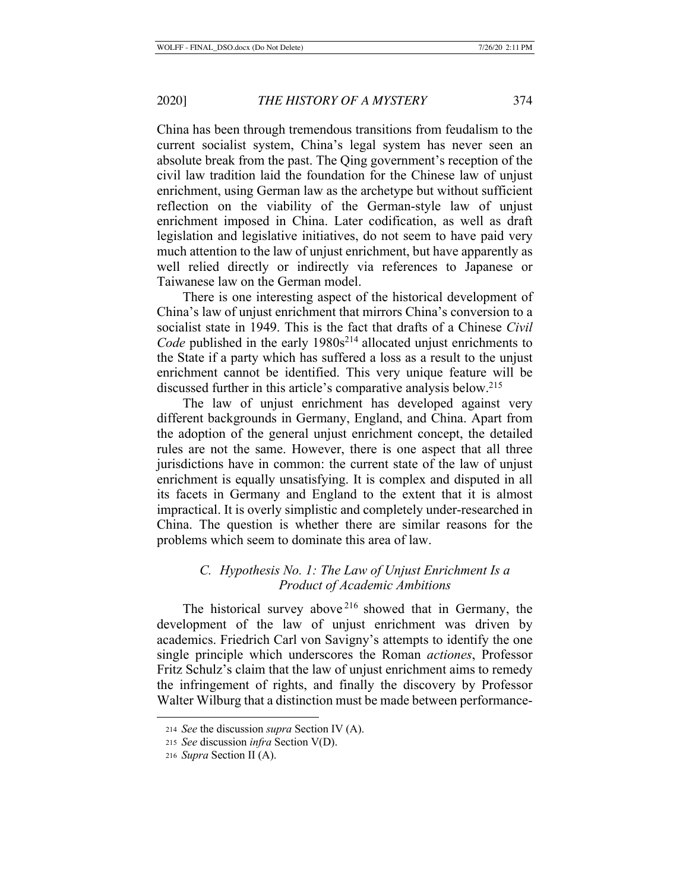China has been through tremendous transitions from feudalism to the current socialist system, China's legal system has never seen an absolute break from the past. The Qing government's reception of the civil law tradition laid the foundation for the Chinese law of unjust enrichment, using German law as the archetype but without sufficient reflection on the viability of the German-style law of unjust enrichment imposed in China. Later codification, as well as draft legislation and legislative initiatives, do not seem to have paid very much attention to the law of unjust enrichment, but have apparently as well relied directly or indirectly via references to Japanese or Taiwanese law on the German model.

There is one interesting aspect of the historical development of China's law of unjust enrichment that mirrors China's conversion to a socialist state in 1949. This is the fact that drafts of a Chinese *Civil Code* published in the early 1980s[214] allocated unjust enrichments to the State if a party which has suffered a loss as a result to the unjust enrichment cannot be identified. This very unique feature will be discussed further in this article's comparative analysis below.[215]

The law of unjust enrichment has developed against very different backgrounds in Germany, England, and China. Apart from the adoption of the general unjust enrichment concept, the detailed rules are not the same. However, there is one aspect that all three jurisdictions have in common: the current state of the law of unjust enrichment is equally unsatisfying. It is complex and disputed in all its facets in Germany and England to the extent that it is almost impractical. It is overly simplistic and completely under-researched in China. The question is whether there are similar reasons for the problems which seem to dominate this area of law.

### *C. Hypothesis No. 1: The Law of Unjust Enrichment Is a Product of Academic Ambitions*

The historical survey above[216] showed that in Germany, the development of the law of unjust enrichment was driven by academics. Friedrich Carl von Savigny's attempts to identify the one single principle which underscores the Roman *actiones*, Professor Fritz Schulz's claim that the law of unjust enrichment aims to remedy the infringement of rights, and finally the discovery by Professor Walter Wilburg that a distinction must be made between performance-

---

214 *See* the discussion *supra* Section IV (A).

215 *See* discussion *infra* Section V(D).

216 *Supra* Section II (A).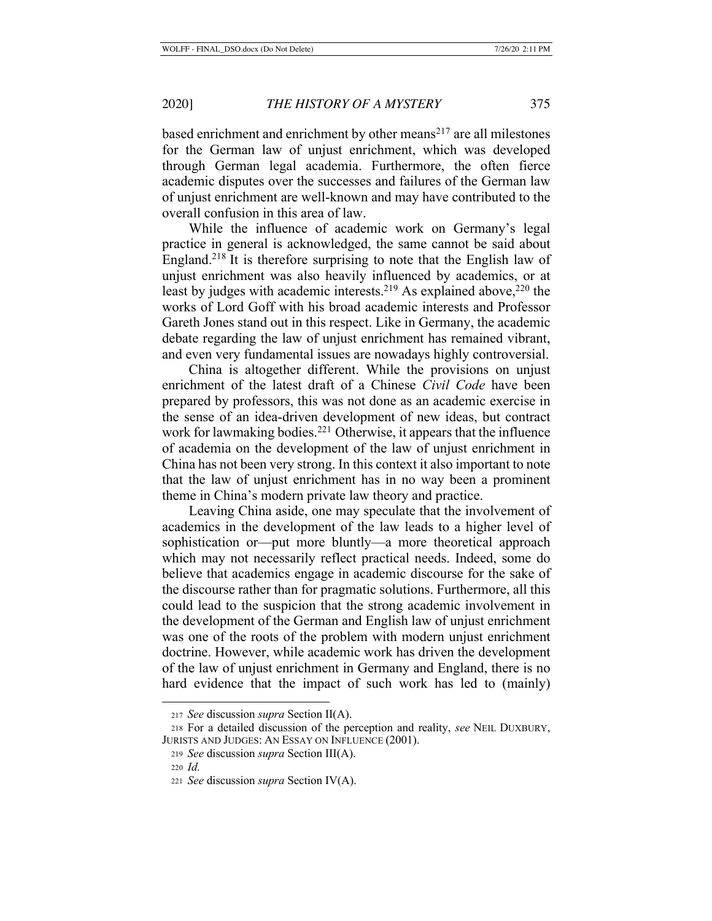based enrichment and enrichment by other means[217] are all milestones for the German law of unjust enrichment, which was developed through German legal academia. Furthermore, the often fierce academic disputes over the successes and failures of the German law of unjust enrichment are well-known and may have contributed to the overall confusion in this area of law.

While the influence of academic work on Germany's legal practice in general is acknowledged, the same cannot be said about England.[218] It is therefore surprising to note that the English law of unjust enrichment was also heavily influenced by academics, or at least by judges with academic interests.[219] As explained above,[220] the works of Lord Goff with his broad academic interests and Professor Gareth Jones stand out in this respect. Like in Germany, the academic debate regarding the law of unjust enrichment has remained vibrant, and even very fundamental issues are nowadays highly controversial.

China is altogether different. While the provisions on unjust enrichment of the latest draft of a Chinese *Civil Code* have been prepared by professors, this was not done as an academic exercise in the sense of an idea-driven development of new ideas, but contract work for lawmaking bodies.[221] Otherwise, it appears that the influence of academia on the development of the law of unjust enrichment in China has not been very strong. In this context it also important to note that the law of unjust enrichment has in no way been a prominent theme in China's modern private law theory and practice.

Leaving China aside, one may speculate that the involvement of academics in the development of the law leads to a higher level of sophistication or—put more bluntly—a more theoretical approach which may not necessarily reflect practical needs. Indeed, some do believe that academics engage in academic discourse for the sake of the discourse rather than for pragmatic solutions. Furthermore, all this could lead to the suspicion that the strong academic involvement in the development of the German and English law of unjust enrichment was one of the roots of the problem with modern unjust enrichment doctrine. However, while academic work has driven the development of the law of unjust enrichment in Germany and England, there is no hard evidence that the impact of such work has led to (mainly)

---

217 *See* discussion *supra* Section II(A).

218 For a detailed discussion of the perception and reality, *see* NEIL DUXBURY, JURISTS AND JUDGES: AN ESSAY ON INFLUENCE (2001).

219 *See* discussion *supra* Section III(A).

220 *Id.*

221 *See* discussion *supra* Section IV(A).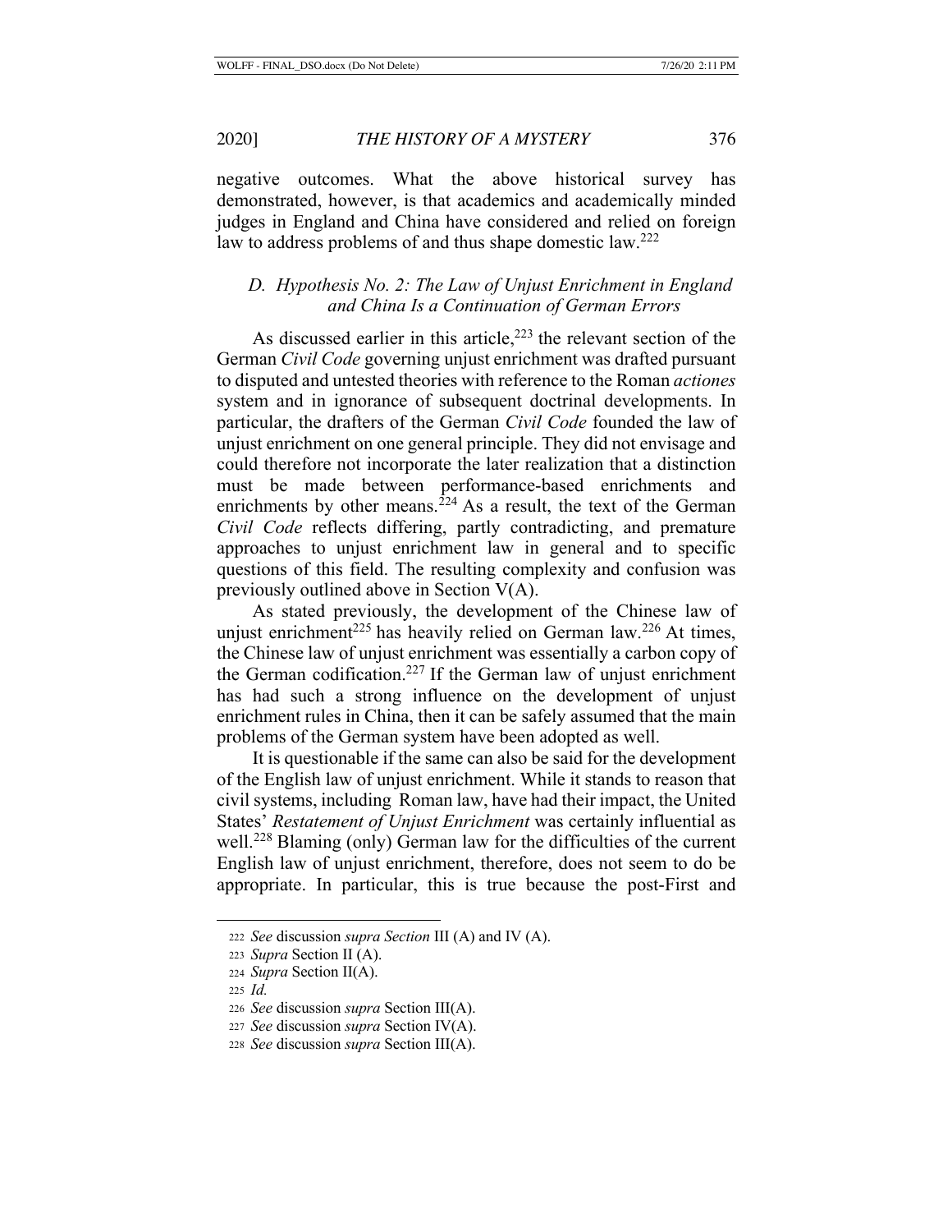negative outcomes. What the above historical survey has demonstrated, however, is that academics and academically minded judges in England and China have considered and relied on foreign law to address problems of and thus shape domestic law.[222]

### *D. Hypothesis No. 2: The Law of Unjust Enrichment in England and China Is a Continuation of German Errors*

As discussed earlier in this article,[223] the relevant section of the German *Civil Code* governing unjust enrichment was drafted pursuant to disputed and untested theories with reference to the Roman *actiones* system and in ignorance of subsequent doctrinal developments. In particular, the drafters of the German *Civil Code* founded the law of unjust enrichment on one general principle. They did not envisage and could therefore not incorporate the later realization that a distinction must be made between performance-based enrichments and enrichments by other means.[224] As a result, the text of the German *Civil Code* reflects differing, partly contradicting, and premature approaches to unjust enrichment law in general and to specific questions of this field. The resulting complexity and confusion was previously outlined above in Section V(A).

As stated previously, the development of the Chinese law of unjust enrichment[225] has heavily relied on German law.[226] At times, the Chinese law of unjust enrichment was essentially a carbon copy of the German codification.[227] If the German law of unjust enrichment has had such a strong influence on the development of unjust enrichment rules in China, then it can be safely assumed that the main problems of the German system have been adopted as well.

It is questionable if the same can also be said for the development of the English law of unjust enrichment. While it stands to reason that civil systems, including Roman law, have had their impact, the United States' *Restatement of Unjust Enrichment* was certainly influential as well.[228] Blaming (only) German law for the difficulties of the current English law of unjust enrichment, therefore, does not seem to do be appropriate. In particular, this is true because the post-First and

---

222 *See* discussion *supra Section* III (A) and IV (A).

223 *Supra* Section II (A).

224 *Supra* Section II(A).

225 *Id.*

226 *See* discussion *supra* Section III(A).

227 *See* discussion *supra* Section IV(A).

228 *See* discussion *supra* Section III(A).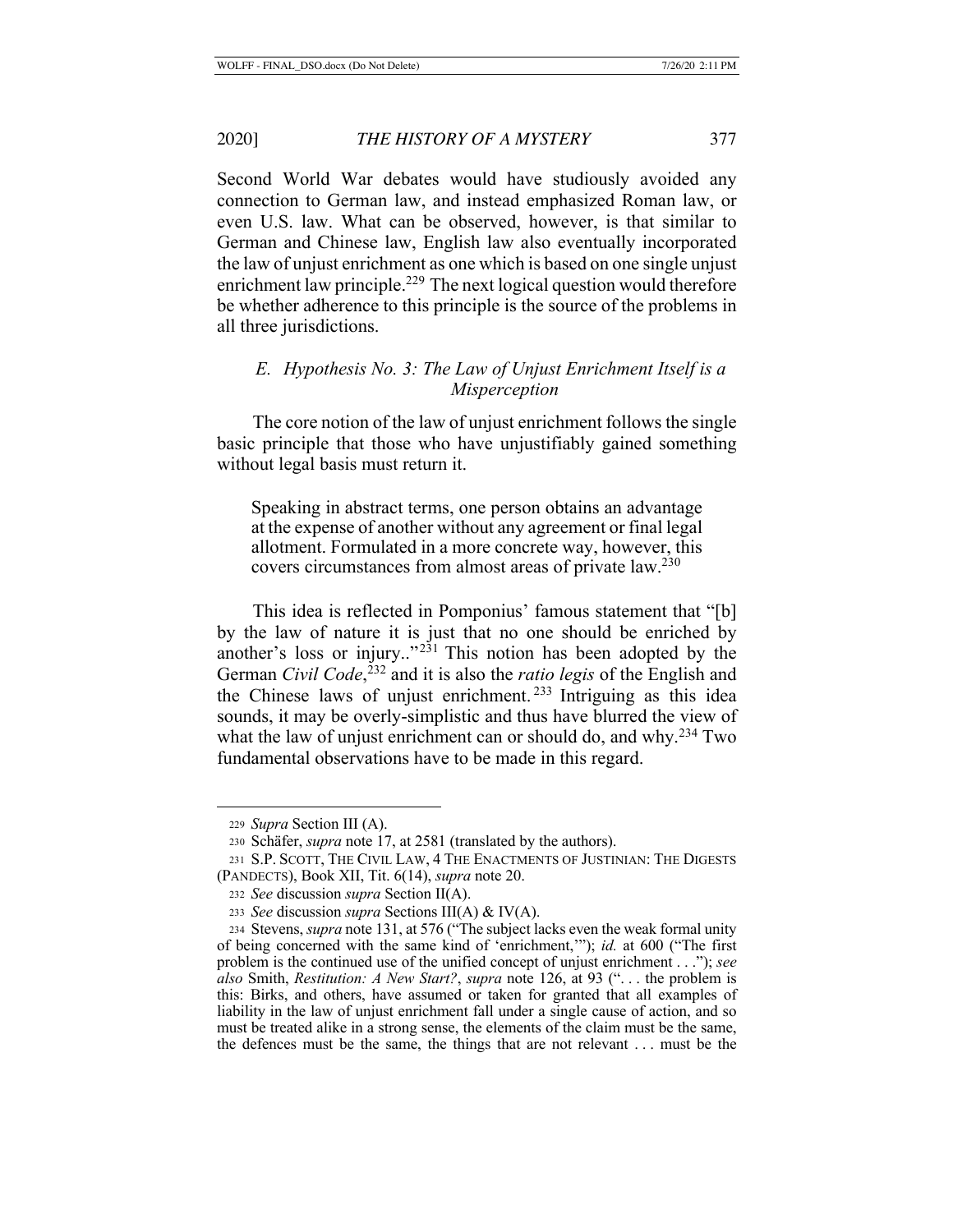Second World War debates would have studiously avoided any connection to German law, and instead emphasized Roman law, or even U.S. law. What can be observed, however, is that similar to German and Chinese law, English law also eventually incorporated the law of unjust enrichment as one which is based on one single unjust enrichment law principle.[229] The next logical question would therefore be whether adherence to this principle is the source of the problems in all three jurisdictions.

### *E. Hypothesis No. 3: The Law of Unjust Enrichment Itself is a Misperception*

The core notion of the law of unjust enrichment follows the single basic principle that those who have unjustifiably gained something without legal basis must return it.

> Speaking in abstract terms, one person obtains an advantage at the expense of another without any agreement or final legal allotment. Formulated in a more concrete way, however, this covers circumstances from almost areas of private law.[230]

This idea is reflected in Pomponius' famous statement that "[b] by the law of nature it is just that no one should be enriched by another's loss or injury.."[231] This notion has been adopted by the German *Civil Code*,[232] and it is also the *ratio legis* of the English and the Chinese laws of unjust enrichment.[233] Intriguing as this idea sounds, it may be overly-simplistic and thus have blurred the view of what the law of unjust enrichment can or should do, and why.[234] Two fundamental observations have to be made in this regard.

---

229 *Supra* Section III (A).

230 Schäfer, *supra* note 17, at 2581 (translated by the authors).

231 S.P. SCOTT, THE CIVIL LAW, 4 THE ENACTMENTS OF JUSTINIAN: THE DIGESTS (PANDECTS), Book XII, Tit. 6(14), *supra* note 20.

232 *See* discussion *supra* Section II(A).

233 *See* discussion *supra* Sections III(A) & IV(A).

234 Stevens, *supra* note 131, at 576 ("The subject lacks even the weak formal unity of being concerned with the same kind of 'enrichment,'"); *id.* at 600 ("The first problem is the continued use of the unified concept of unjust enrichment . . ."); *see also* Smith, *Restitution: A New Start?*, *supra* note 126, at 93 (". . . the problem is this: Birks, and others, have assumed or taken for granted that all examples of liability in the law of unjust enrichment fall under a single cause of action, and so must be treated alike in a strong sense, the elements of the claim must be the same, the defences must be the same, the things that are not relevant . . . must be the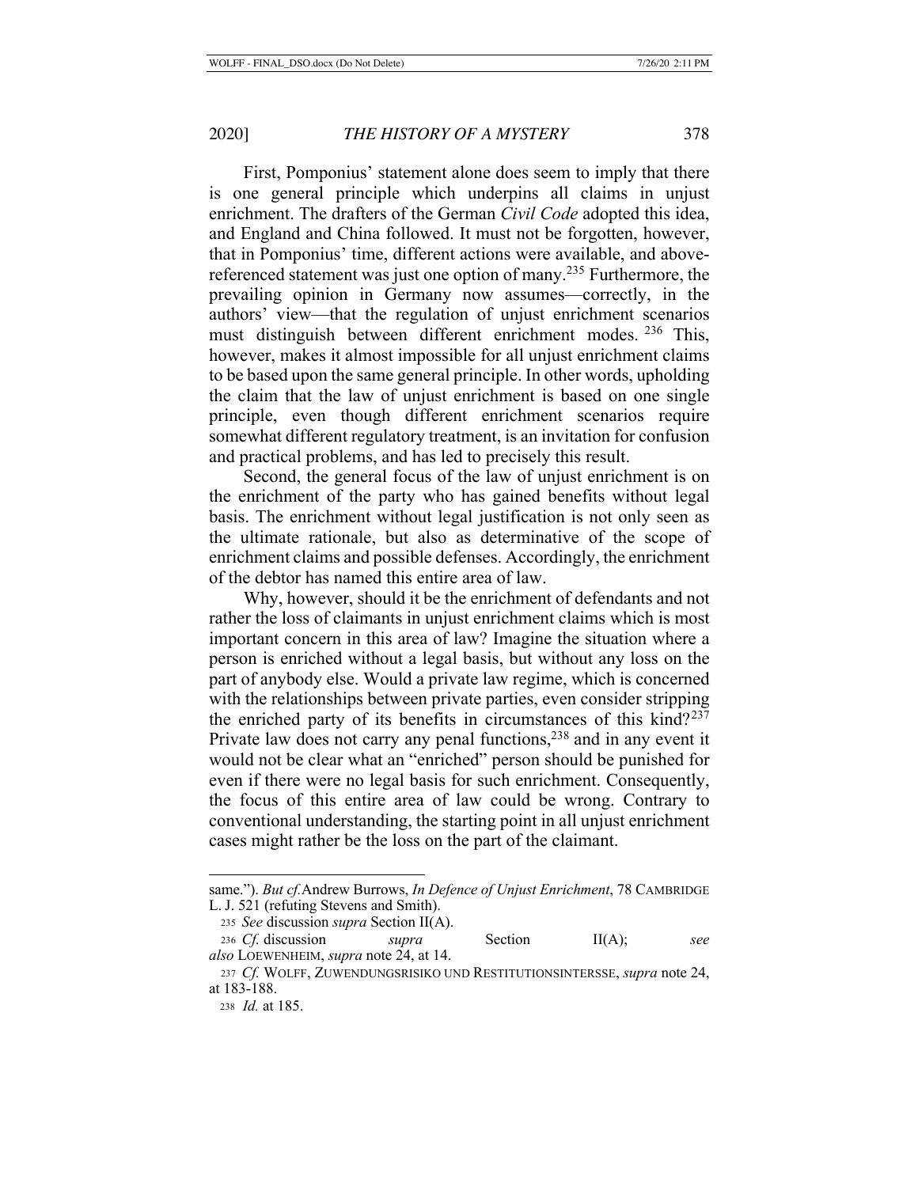First, Pomponius' statement alone does seem to imply that there is one general principle which underpins all claims in unjust enrichment. The drafters of the German *Civil Code* adopted this idea, and England and China followed. It must not be forgotten, however, that in Pomponius' time, different actions were available, and above-referenced statement was just one option of many.[235] Furthermore, the prevailing opinion in Germany now assumes—correctly, in the authors' view—that the regulation of unjust enrichment scenarios must distinguish between different enrichment modes.[236] This, however, makes it almost impossible for all unjust enrichment claims to be based upon the same general principle. In other words, upholding the claim that the law of unjust enrichment is based on one single principle, even though different enrichment scenarios require somewhat different regulatory treatment, is an invitation for confusion and practical problems, and has led to precisely this result.

Second, the general focus of the law of unjust enrichment is on the enrichment of the party who has gained benefits without legal basis. The enrichment without legal justification is not only seen as the ultimate rationale, but also as determinative of the scope of enrichment claims and possible defenses. Accordingly, the enrichment of the debtor has named this entire area of law.

Why, however, should it be the enrichment of defendants and not rather the loss of claimants in unjust enrichment claims which is most important concern in this area of law? Imagine the situation where a person is enriched without a legal basis, but without any loss on the part of anybody else. Would a private law regime, which is concerned with the relationships between private parties, even consider stripping the enriched party of its benefits in circumstances of this kind?[237] Private law does not carry any penal functions,[238] and in any event it would not be clear what an "enriched" person should be punished for even if there were no legal basis for such enrichment. Consequently, the focus of this entire area of law could be wrong. Contrary to conventional understanding, the starting point in all unjust enrichment cases might rather be the loss on the part of the claimant.

---

same."). *But cf.* Andrew Burrows, *In Defence of Unjust Enrichment*, 78 CAMBRIDGE L. J. 521 (refuting Stevens and Smith).

[235] *See* discussion *supra* Section II(A).

[236] *Cf.* discussion *supra* Section II(A); *see also* LOEWENHEIM, *supra* note 24, at 14.

[237] *Cf.* WOLFF, ZUWENDUNGSRISIKO UND RESTITUTIONSINTERSSE, *supra* note 24, at 183-188.

[238] *Id.* at 185.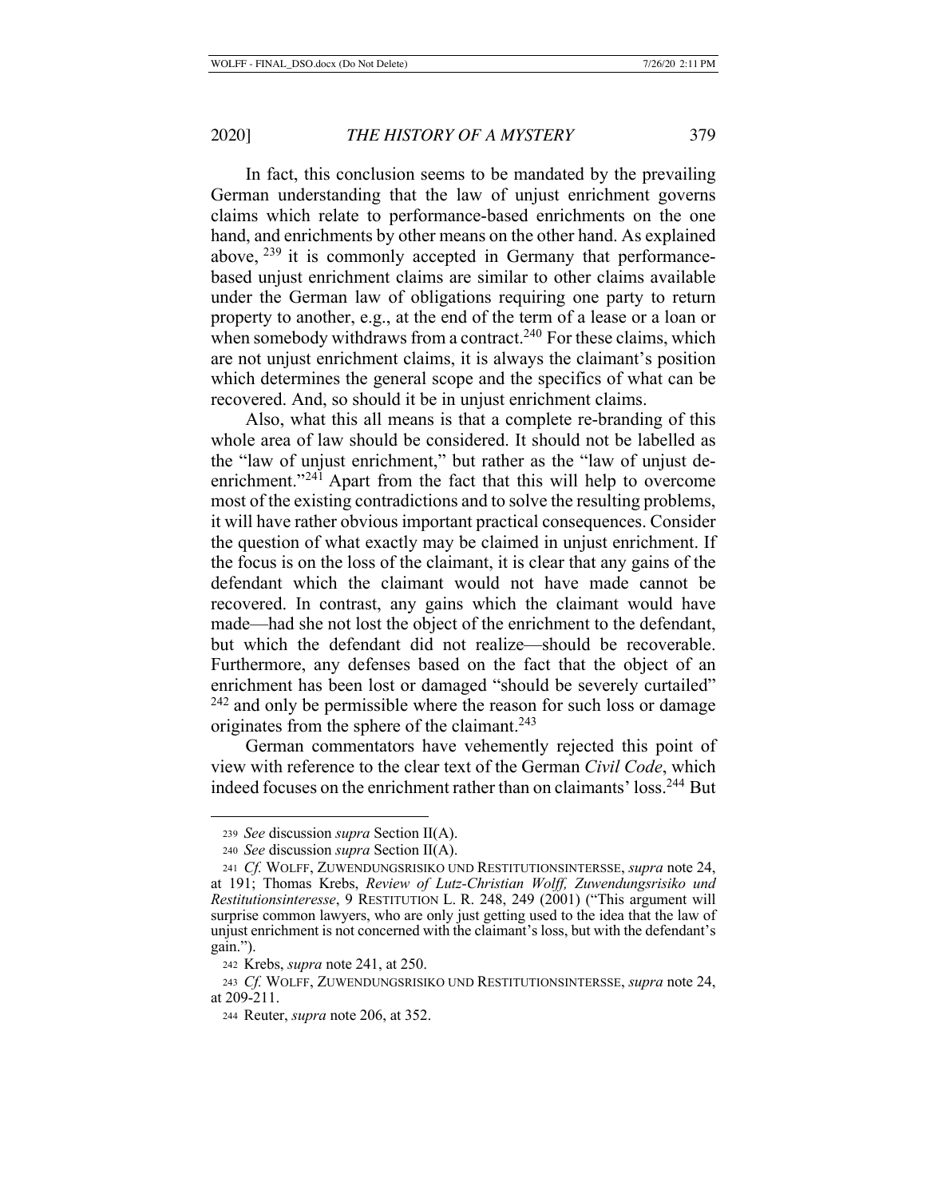In fact, this conclusion seems to be mandated by the prevailing German understanding that the law of unjust enrichment governs claims which relate to performance-based enrichments on the one hand, and enrichments by other means on the other hand. As explained above, [239] it is commonly accepted in Germany that performance-based unjust enrichment claims are similar to other claims available under the German law of obligations requiring one party to return property to another, e.g., at the end of the term of a lease or a loan or when somebody withdraws from a contract.[240] For these claims, which are not unjust enrichment claims, it is always the claimant's position which determines the general scope and the specifics of what can be recovered. And, so should it be in unjust enrichment claims.

Also, what this all means is that a complete re-branding of this whole area of law should be considered. It should not be labelled as the "law of unjust enrichment," but rather as the "law of unjust de-enrichment."[241] Apart from the fact that this will help to overcome most of the existing contradictions and to solve the resulting problems, it will have rather obvious important practical consequences. Consider the question of what exactly may be claimed in unjust enrichment. If the focus is on the loss of the claimant, it is clear that any gains of the defendant which the claimant would not have made cannot be recovered. In contrast, any gains which the claimant would have made—had she not lost the object of the enrichment to the defendant, but which the defendant did not realize—should be recoverable. Furthermore, any defenses based on the fact that the object of an enrichment has been lost or damaged "should be severely curtailed" [242] and only be permissible where the reason for such loss or damage originates from the sphere of the claimant.[243]

German commentators have vehemently rejected this point of view with reference to the clear text of the German *Civil Code*, which indeed focuses on the enrichment rather than on claimants' loss.[244] But

---

239 *See* discussion *supra* Section II(A).

240 *See* discussion *supra* Section II(A).

241 *Cf.* WOLFF, ZUWENDUNGSRISIKO UND RESTITUTIONSINTERSSE, *supra* note 24, at 191; Thomas Krebs, *Review of Lutz-Christian Wolff, Zuwendungsrisiko und Restitutionsinteresse*, 9 RESTITUTION L. R. 248, 249 (2001) ("This argument will surprise common lawyers, who are only just getting used to the idea that the law of unjust enrichment is not concerned with the claimant's loss, but with the defendant's gain.").

242 Krebs, *supra* note 241, at 250.

243 *Cf.* WOLFF, ZUWENDUNGSRISIKO UND RESTITUTIONSINTERSSE, *supra* note 24, at 209-211.

244 Reuter, *supra* note 206, at 352.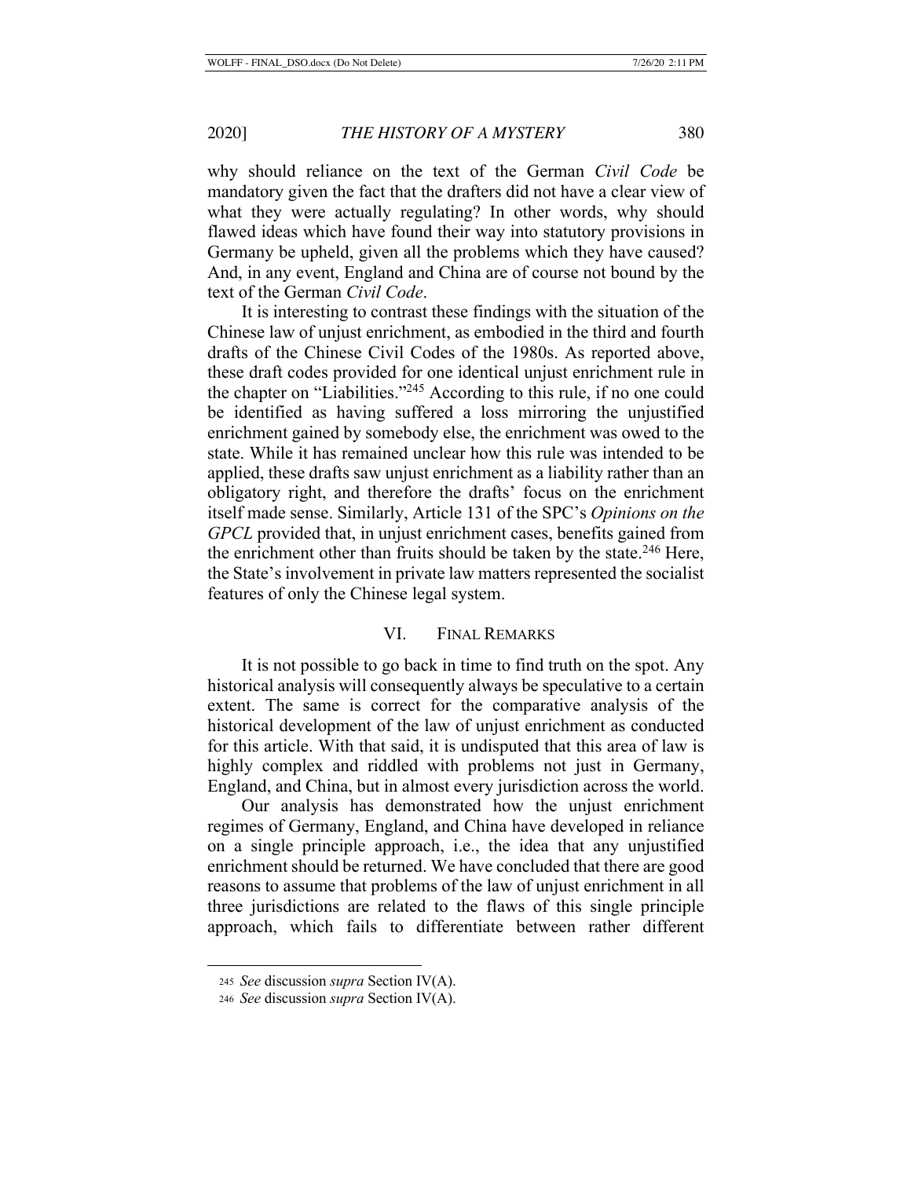why should reliance on the text of the German *Civil Code* be mandatory given the fact that the drafters did not have a clear view of what they were actually regulating? In other words, why should flawed ideas which have found their way into statutory provisions in Germany be upheld, given all the problems which they have caused? And, in any event, England and China are of course not bound by the text of the German *Civil Code*.

It is interesting to contrast these findings with the situation of the Chinese law of unjust enrichment, as embodied in the third and fourth drafts of the Chinese Civil Codes of the 1980s. As reported above, these draft codes provided for one identical unjust enrichment rule in the chapter on "Liabilities."[245] According to this rule, if no one could be identified as having suffered a loss mirroring the unjustified enrichment gained by somebody else, the enrichment was owed to the state. While it has remained unclear how this rule was intended to be applied, these drafts saw unjust enrichment as a liability rather than an obligatory right, and therefore the drafts' focus on the enrichment itself made sense. Similarly, Article 131 of the SPC's *Opinions on the GPCL* provided that, in unjust enrichment cases, benefits gained from the enrichment other than fruits should be taken by the state.[246] Here, the State's involvement in private law matters represented the socialist features of only the Chinese legal system.

## VI. FINAL REMARKS

It is not possible to go back in time to find truth on the spot. Any historical analysis will consequently always be speculative to a certain extent. The same is correct for the comparative analysis of the historical development of the law of unjust enrichment as conducted for this article. With that said, it is undisputed that this area of law is highly complex and riddled with problems not just in Germany, England, and China, but in almost every jurisdiction across the world.

Our analysis has demonstrated how the unjust enrichment regimes of Germany, England, and China have developed in reliance on a single principle approach, i.e., the idea that any unjustified enrichment should be returned. We have concluded that there are good reasons to assume that problems of the law of unjust enrichment in all three jurisdictions are related to the flaws of this single principle approach, which fails to differentiate between rather different

---

245 *See* discussion *supra* Section IV(A).

246 *See* discussion *supra* Section IV(A).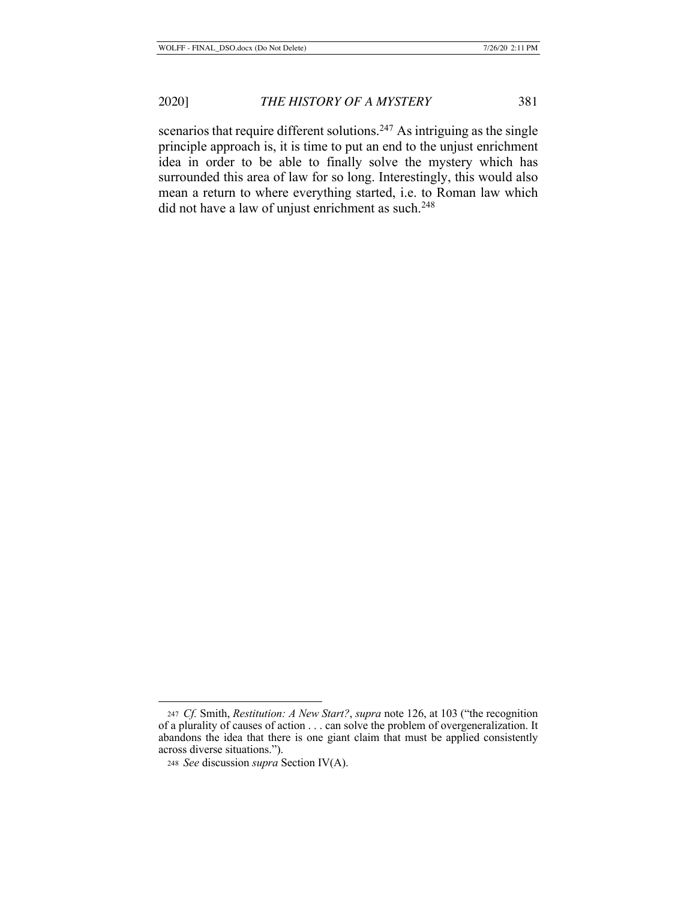scenarios that require different solutions.[247] As intriguing as the single principle approach is, it is time to put an end to the unjust enrichment idea in order to be able to finally solve the mystery which has surrounded this area of law for so long. Interestingly, this would also mean a return to where everything started, i.e. to Roman law which did not have a law of unjust enrichment as such.[248]

---

247 *Cf.* Smith, *Restitution: A New Start?*, *supra* note 126, at 103 ("the recognition of a plurality of causes of action . . . can solve the problem of overgeneralization. It abandons the idea that there is one giant claim that must be applied consistently across diverse situations.").

248 *See* discussion *supra* Section IV(A).